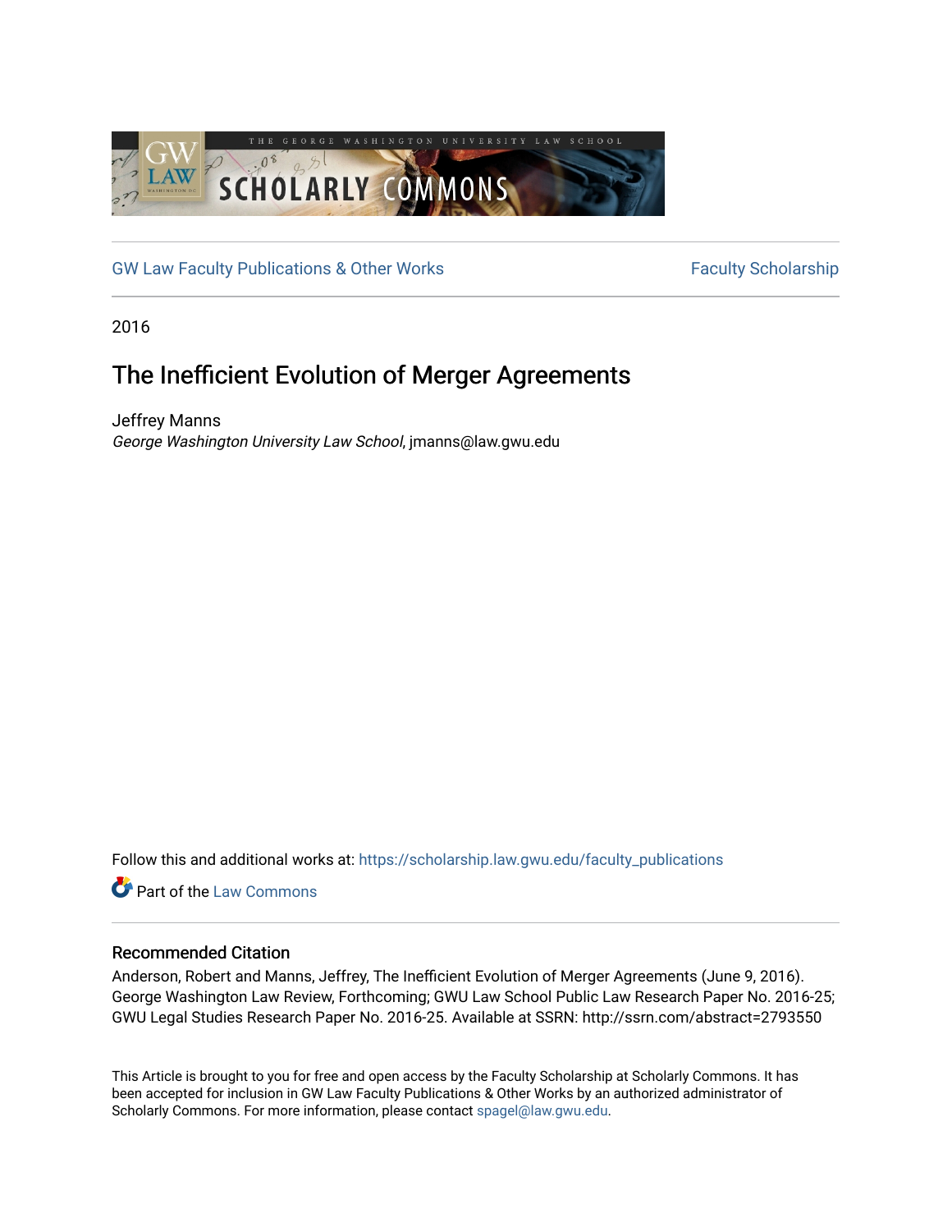GW Law Faculty Publications & Other Works

Faculty Scholarship

2016

# The Inefficient Evolution of Merger Agreements

Jeffrey Manns
*George Washington University Law School*, jmanns@law.gwu.edu

Follow this and additional works at: https://scholarship.law.gwu.edu/faculty_publications

Part of the Law Commons

## Recommended Citation

Anderson, Robert and Manns, Jeffrey, The Inefficient Evolution of Merger Agreements (June 9, 2016). George Washington Law Review, Forthcoming; GWU Law School Public Law Research Paper No. 2016-25; GWU Legal Studies Research Paper No. 2016-25. Available at SSRN: http://ssrn.com/abstract=2793550

This Article is brought to you for free and open access by the Faculty Scholarship at Scholarly Commons. It has been accepted for inclusion in GW Law Faculty Publications & Other Works by an authorized administrator of Scholarly Commons. For more information, please contact spagel@law.gwu.edu.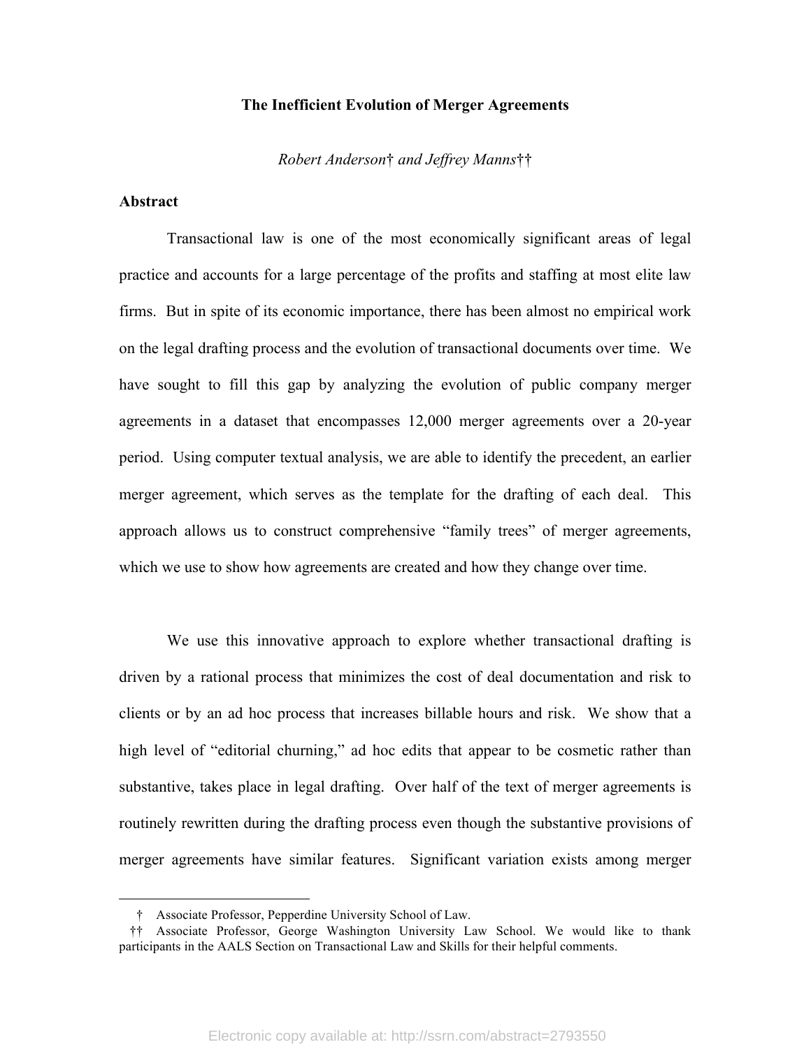**The Inefficient Evolution of Merger Agreements**

*Robert Anderson† and Jeffrey Manns††*

**Abstract**

Transactional law is one of the most economically significant areas of legal practice and accounts for a large percentage of the profits and staffing at most elite law firms. But in spite of its economic importance, there has been almost no empirical work on the legal drafting process and the evolution of transactional documents over time. We have sought to fill this gap by analyzing the evolution of public company merger agreements in a dataset that encompasses 12,000 merger agreements over a 20-year period. Using computer textual analysis, we are able to identify the precedent, an earlier merger agreement, which serves as the template for the drafting of each deal. This approach allows us to construct comprehensive "family trees" of merger agreements, which we use to show how agreements are created and how they change over time.

We use this innovative approach to explore whether transactional drafting is driven by a rational process that minimizes the cost of deal documentation and risk to clients or by an ad hoc process that increases billable hours and risk. We show that a high level of "editorial churning," ad hoc edits that appear to be cosmetic rather than substantive, takes place in legal drafting. Over half of the text of merger agreements is routinely rewritten during the drafting process even though the substantive provisions of merger agreements have similar features. Significant variation exists among merger

† Associate Professor, Pepperdine University School of Law.

†† Associate Professor, George Washington University Law School. We would like to thank participants in the AALS Section on Transactional Law and Skills for their helpful comments.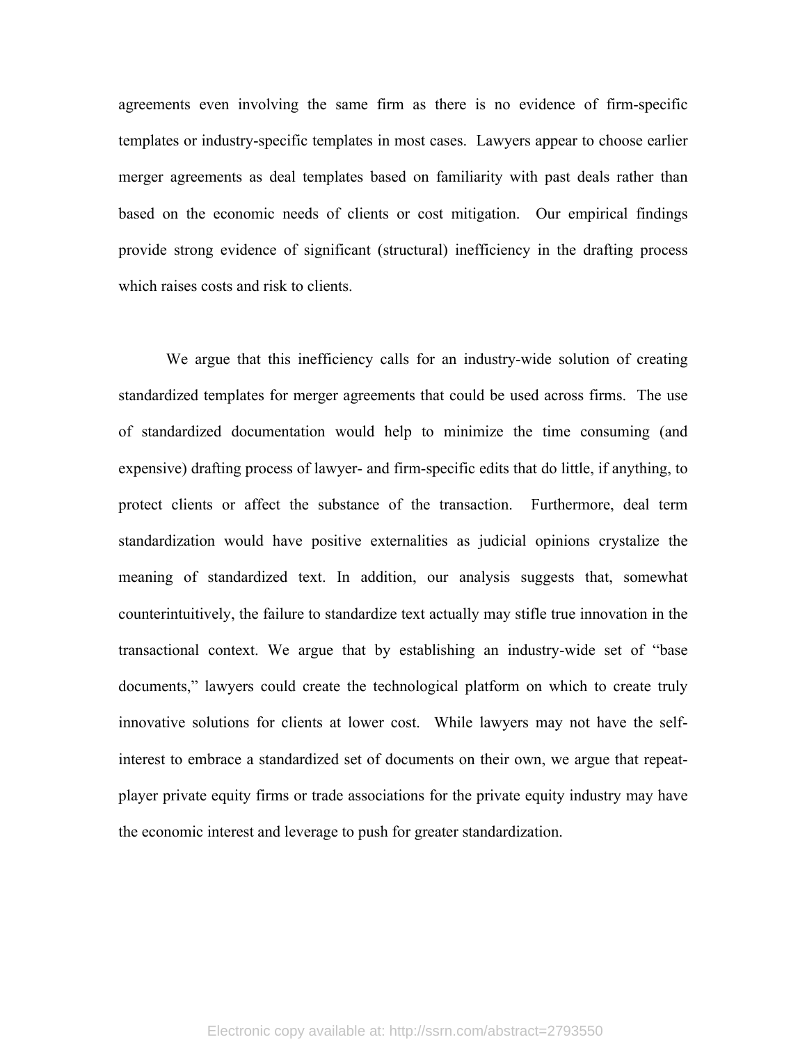agreements even involving the same firm as there is no evidence of firm-specific templates or industry-specific templates in most cases. Lawyers appear to choose earlier merger agreements as deal templates based on familiarity with past deals rather than based on the economic needs of clients or cost mitigation. Our empirical findings provide strong evidence of significant (structural) inefficiency in the drafting process which raises costs and risk to clients.

We argue that this inefficiency calls for an industry-wide solution of creating standardized templates for merger agreements that could be used across firms. The use of standardized documentation would help to minimize the time consuming (and expensive) drafting process of lawyer- and firm-specific edits that do little, if anything, to protect clients or affect the substance of the transaction. Furthermore, deal term standardization would have positive externalities as judicial opinions crystalize the meaning of standardized text. In addition, our analysis suggests that, somewhat counterintuitively, the failure to standardize text actually may stifle true innovation in the transactional context. We argue that by establishing an industry-wide set of "base documents," lawyers could create the technological platform on which to create truly innovative solutions for clients at lower cost. While lawyers may not have the self-interest to embrace a standardized set of documents on their own, we argue that repeat-player private equity firms or trade associations for the private equity industry may have the economic interest and leverage to push for greater standardization.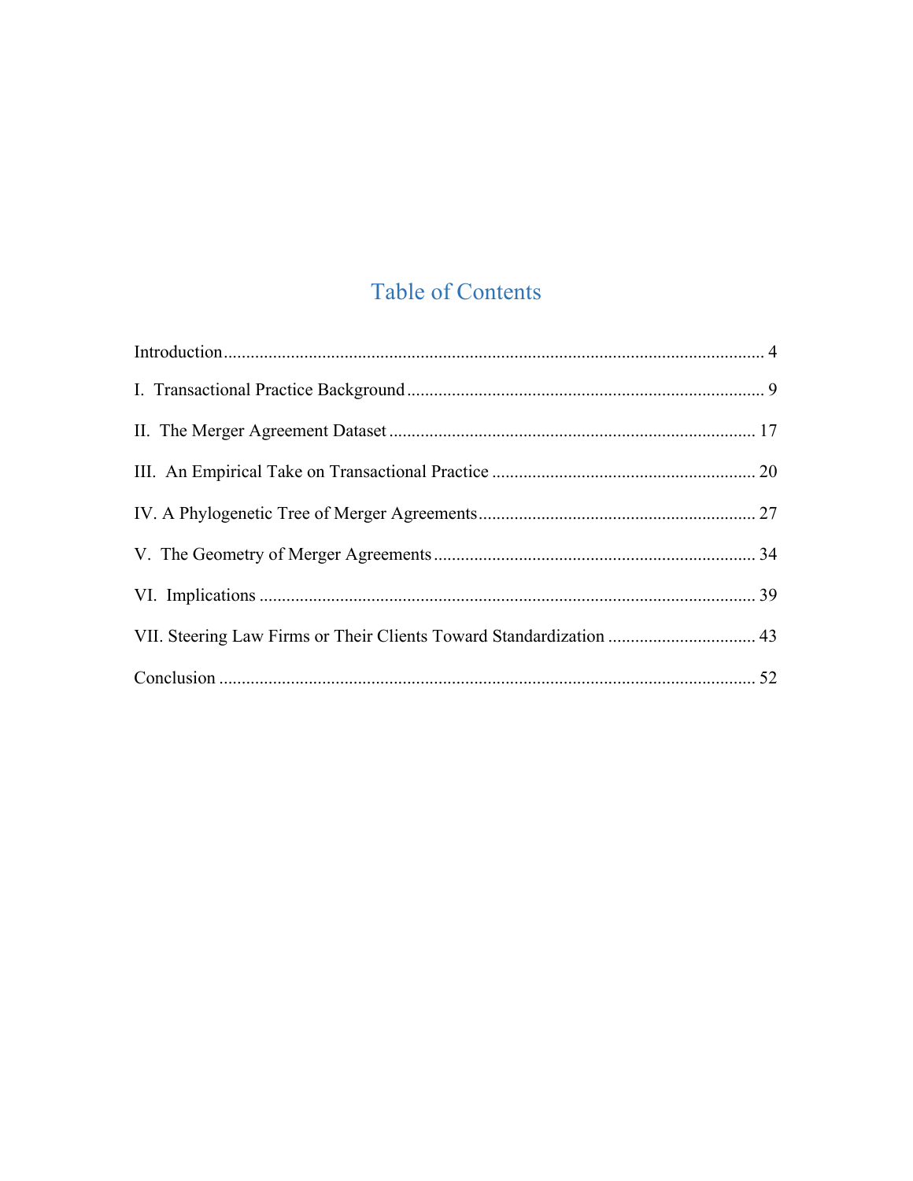# Table of Contents

Introduction ........................................................................................................................ 4

I. Transactional Practice Background ................................................................................ 9

II. The Merger Agreement Dataset ................................................................................... 17

III. An Empirical Take on Transactional Practice ........................................................... 20

IV. A Phylogenetic Tree of Merger Agreements ............................................................... 27

V. The Geometry of Merger Agreements ......................................................................... 34

VI. Implications ................................................................................................................ 39

VII. Steering Law Firms or Their Clients Toward Standardization ................................. 43

Conclusion ........................................................................................................................ 52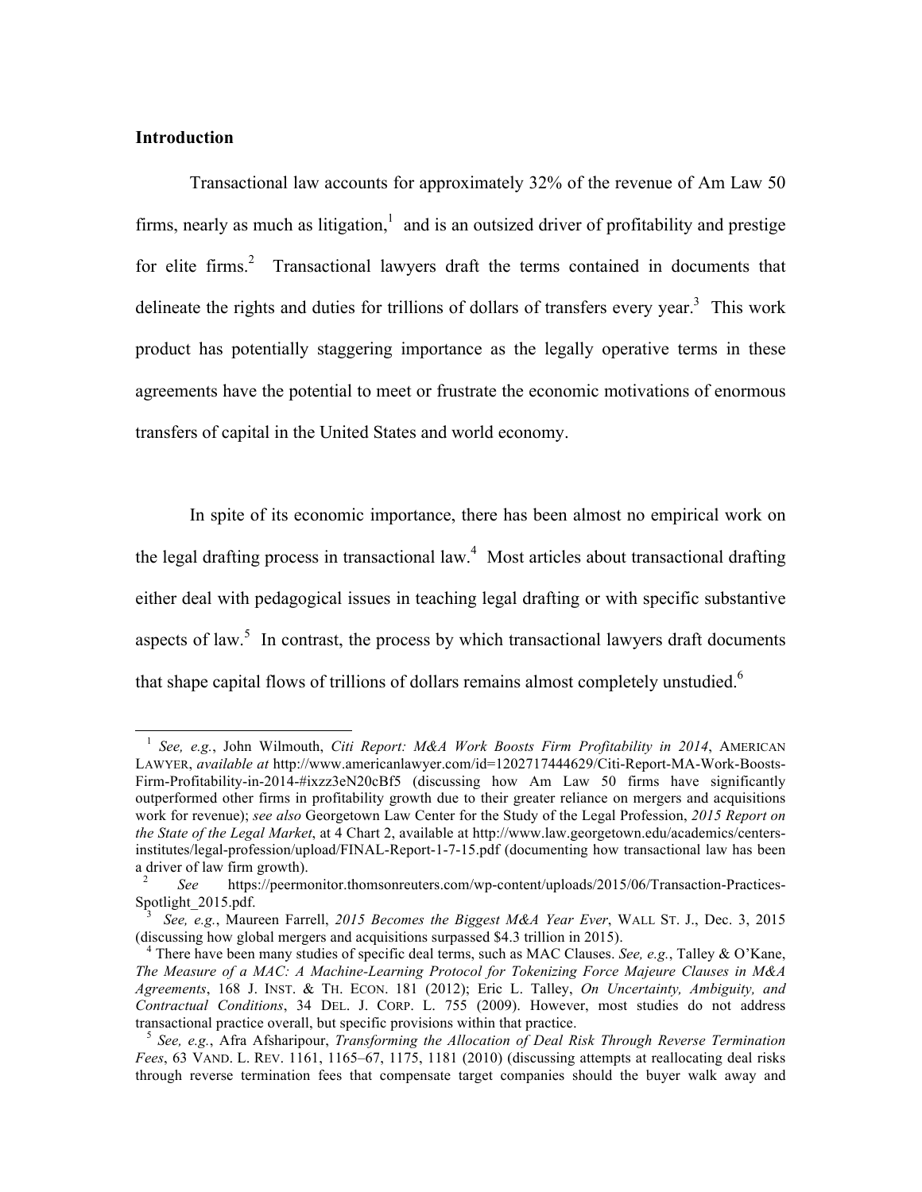**Introduction**

Transactional law accounts for approximately 32% of the revenue of Am Law 50 firms, nearly as much as litigation,[1] and is an outsized driver of profitability and prestige for elite firms.[2] Transactional lawyers draft the terms contained in documents that delineate the rights and duties for trillions of dollars of transfers every year.[3] This work product has potentially staggering importance as the legally operative terms in these agreements have the potential to meet or frustrate the economic motivations of enormous transfers of capital in the United States and world economy.

In spite of its economic importance, there has been almost no empirical work on the legal drafting process in transactional law.[4] Most articles about transactional drafting either deal with pedagogical issues in teaching legal drafting or with specific substantive aspects of law.[5] In contrast, the process by which transactional lawyers draft documents that shape capital flows of trillions of dollars remains almost completely unstudied.[6]

---

[1] *See, e.g.*, John Wilmouth, *Citi Report: M&A Work Boosts Firm Profitability in 2014*, AMERICAN LAWYER, *available at* http://www.americanlawyer.com/id=1202717444629/Citi-Report-MA-Work-Boosts-Firm-Profitability-in-2014-#ixzz3eN20cBf5 (discussing how Am Law 50 firms have significantly outperformed other firms in profitability growth due to their greater reliance on mergers and acquisitions work for revenue); *see also* Georgetown Law Center for the Study of the Legal Profession, *2015 Report on the State of the Legal Market*, at 4 Chart 2, available at http://www.law.georgetown.edu/academics/centers-institutes/legal-profession/upload/FINAL-Report-1-7-15.pdf (documenting how transactional law has been a driver of law firm growth).

[2] *See* https://peermonitor.thomsonreuters.com/wp-content/uploads/2015/06/Transaction-Practices-Spotlight_2015.pdf.

[3] *See, e.g.*, Maureen Farrell, *2015 Becomes the Biggest M&A Year Ever*, WALL ST. J., Dec. 3, 2015 (discussing how global mergers and acquisitions surpassed $4.3 trillion in 2015).

[4] There have been many studies of specific deal terms, such as MAC Clauses. *See, e.g.*, Talley & O'Kane, *The Measure of a MAC: A Machine-Learning Protocol for Tokenizing Force Majeure Clauses in M&A Agreements*, 168 J. INST. & TH. ECON. 181 (2012); Eric L. Talley, *On Uncertainty, Ambiguity, and Contractual Conditions*, 34 DEL. J. CORP. L. 755 (2009). However, most studies do not address transactional practice overall, but specific provisions within that practice.

[5] *See, e.g.*, Afra Afsharipour, *Transforming the Allocation of Deal Risk Through Reverse Termination Fees*, 63 VAND. L. REV. 1161, 1165–67, 1175, 1181 (2010) (discussing attempts at reallocating deal risks through reverse termination fees that compensate target companies should the buyer walk away and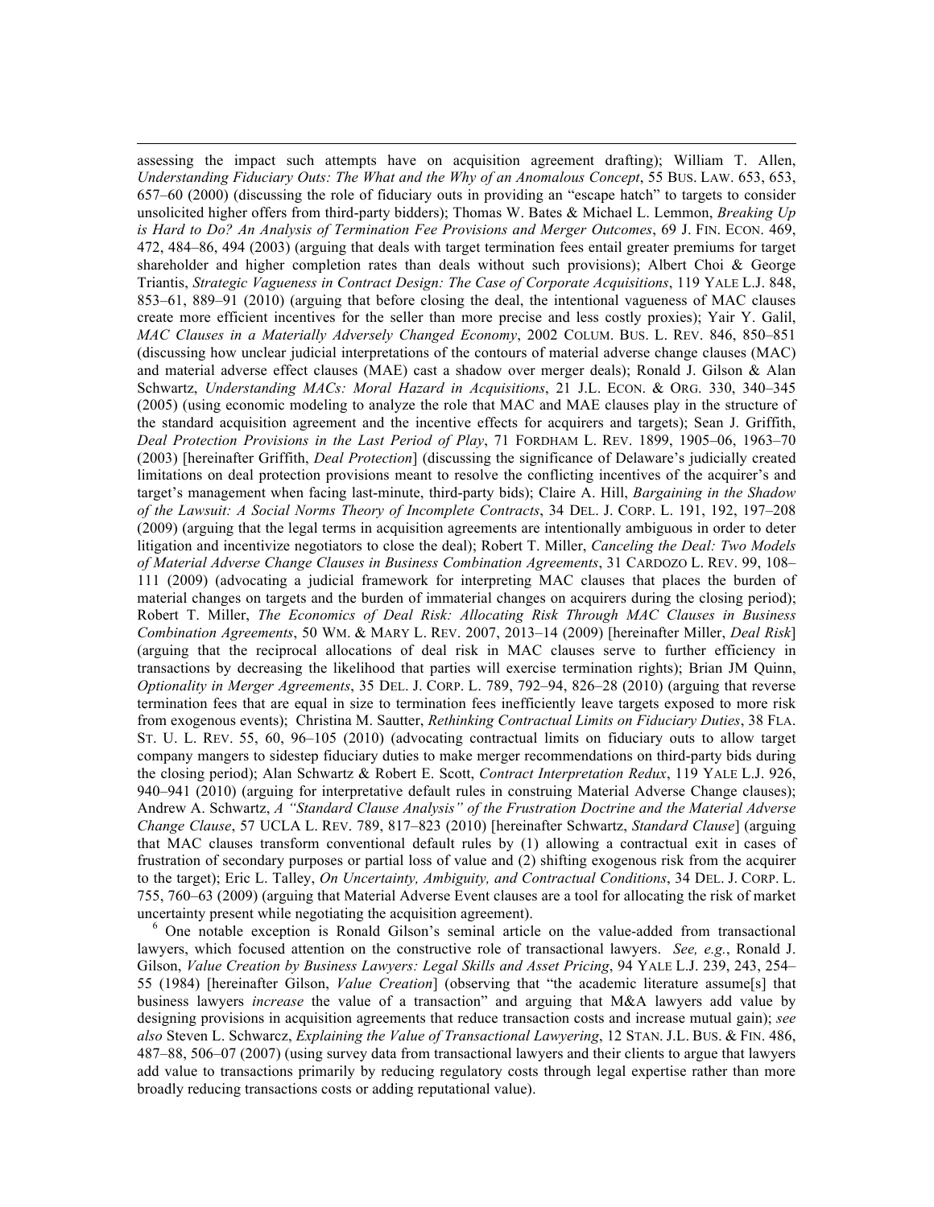assessing the impact such attempts have on acquisition agreement drafting); William T. Allen, *Understanding Fiduciary Outs: The What and the Why of an Anomalous Concept*, 55 BUS. LAW. 653, 653, 657–60 (2000) (discussing the role of fiduciary outs in providing an "escape hatch" to targets to consider unsolicited higher offers from third-party bidders); Thomas W. Bates & Michael L. Lemmon, *Breaking Up is Hard to Do? An Analysis of Termination Fee Provisions and Merger Outcomes*, 69 J. FIN. ECON. 469, 472, 484–86, 494 (2003) (arguing that deals with target termination fees entail greater premiums for target shareholder and higher completion rates than deals without such provisions); Albert Choi & George Triantis, *Strategic Vagueness in Contract Design: The Case of Corporate Acquisitions*, 119 YALE L.J. 848, 853–61, 889–91 (2010) (arguing that before closing the deal, the intentional vagueness of MAC clauses create more efficient incentives for the seller than more precise and less costly proxies); Yair Y. Galil, *MAC Clauses in a Materially Adversely Changed Economy*, 2002 COLUM. BUS. L. REV. 846, 850–851 (discussing how unclear judicial interpretations of the contours of material adverse change clauses (MAC) and material adverse effect clauses (MAE) cast a shadow over merger deals); Ronald J. Gilson & Alan Schwartz, *Understanding MACs: Moral Hazard in Acquisitions*, 21 J.L. ECON. & ORG. 330, 340–345 (2005) (using economic modeling to analyze the role that MAC and MAE clauses play in the structure of the standard acquisition agreement and the incentive effects for acquirers and targets); Sean J. Griffith, *Deal Protection Provisions in the Last Period of Play*, 71 FORDHAM L. REV. 1899, 1905–06, 1963–70 (2003) [hereinafter Griffith, *Deal Protection*] (discussing the significance of Delaware's judicially created limitations on deal protection provisions meant to resolve the conflicting incentives of the acquirer's and target's management when facing last-minute, third-party bids); Claire A. Hill, *Bargaining in the Shadow of the Lawsuit: A Social Norms Theory of Incomplete Contracts*, 34 DEL. J. CORP. L. 191, 192, 197–208 (2009) (arguing that the legal terms in acquisition agreements are intentionally ambiguous in order to deter litigation and incentivize negotiators to close the deal); Robert T. Miller, *Canceling the Deal: Two Models of Material Adverse Change Clauses in Business Combination Agreements*, 31 CARDOZO L. REV. 99, 108–111 (2009) (advocating a judicial framework for interpreting MAC clauses that places the burden of material changes on targets and the burden of immaterial changes on acquirers during the closing period); Robert T. Miller, *The Economics of Deal Risk: Allocating Risk Through MAC Clauses in Business Combination Agreements*, 50 WM. & MARY L. REV. 2007, 2013–14 (2009) [hereinafter Miller, *Deal Risk*] (arguing that the reciprocal allocations of deal risk in MAC clauses serve to further efficiency in transactions by decreasing the likelihood that parties will exercise termination rights); Brian JM Quinn, *Optionality in Merger Agreements*, 35 DEL. J. CORP. L. 789, 792–94, 826–28 (2010) (arguing that reverse termination fees that are equal in size to termination fees inefficiently leave targets exposed to more risk from exogenous events); Christina M. Sautter, *Rethinking Contractual Limits on Fiduciary Duties*, 38 FLA. ST. U. L. REV. 55, 60, 96–105 (2010) (advocating contractual limits on fiduciary outs to allow target company mangers to sidestep fiduciary duties to make merger recommendations on third-party bids during the closing period); Alan Schwartz & Robert E. Scott, *Contract Interpretation Redux*, 119 YALE L.J. 926, 940–941 (2010) (arguing for interpretative default rules in construing Material Adverse Change clauses); Andrew A. Schwartz, *A "Standard Clause Analysis" of the Frustration Doctrine and the Material Adverse Change Clause*, 57 UCLA L. REV. 789, 817–823 (2010) [hereinafter Schwartz, *Standard Clause*] (arguing that MAC clauses transform conventional default rules by (1) allowing a contractual exit in cases of frustration of secondary purposes or partial loss of value and (2) shifting exogenous risk from the acquirer to the target); Eric L. Talley, *On Uncertainty, Ambiguity, and Contractual Conditions*, 34 DEL. J. CORP. L. 755, 760–63 (2009) (arguing that Material Adverse Event clauses are a tool for allocating the risk of market uncertainty present while negotiating the acquisition agreement).

[6] One notable exception is Ronald Gilson's seminal article on the value-added from transactional lawyers, which focused attention on the constructive role of transactional lawyers. *See, e.g.*, Ronald J. Gilson, *Value Creation by Business Lawyers: Legal Skills and Asset Pricing*, 94 YALE L.J. 239, 243, 254–55 (1984) [hereinafter Gilson, *Value Creation*] (observing that "the academic literature assume[s] that business lawyers *increase* the value of a transaction" and arguing that M&A lawyers add value by designing provisions in acquisition agreements that reduce transaction costs and increase mutual gain); *see also* Steven L. Schwarcz, *Explaining the Value of Transactional Lawyering*, 12 STAN. J.L. BUS. & FIN. 486, 487–88, 506–07 (2007) (using survey data from transactional lawyers and their clients to argue that lawyers add value to transactions primarily by reducing regulatory costs through legal expertise rather than more broadly reducing transactions costs or adding reputational value).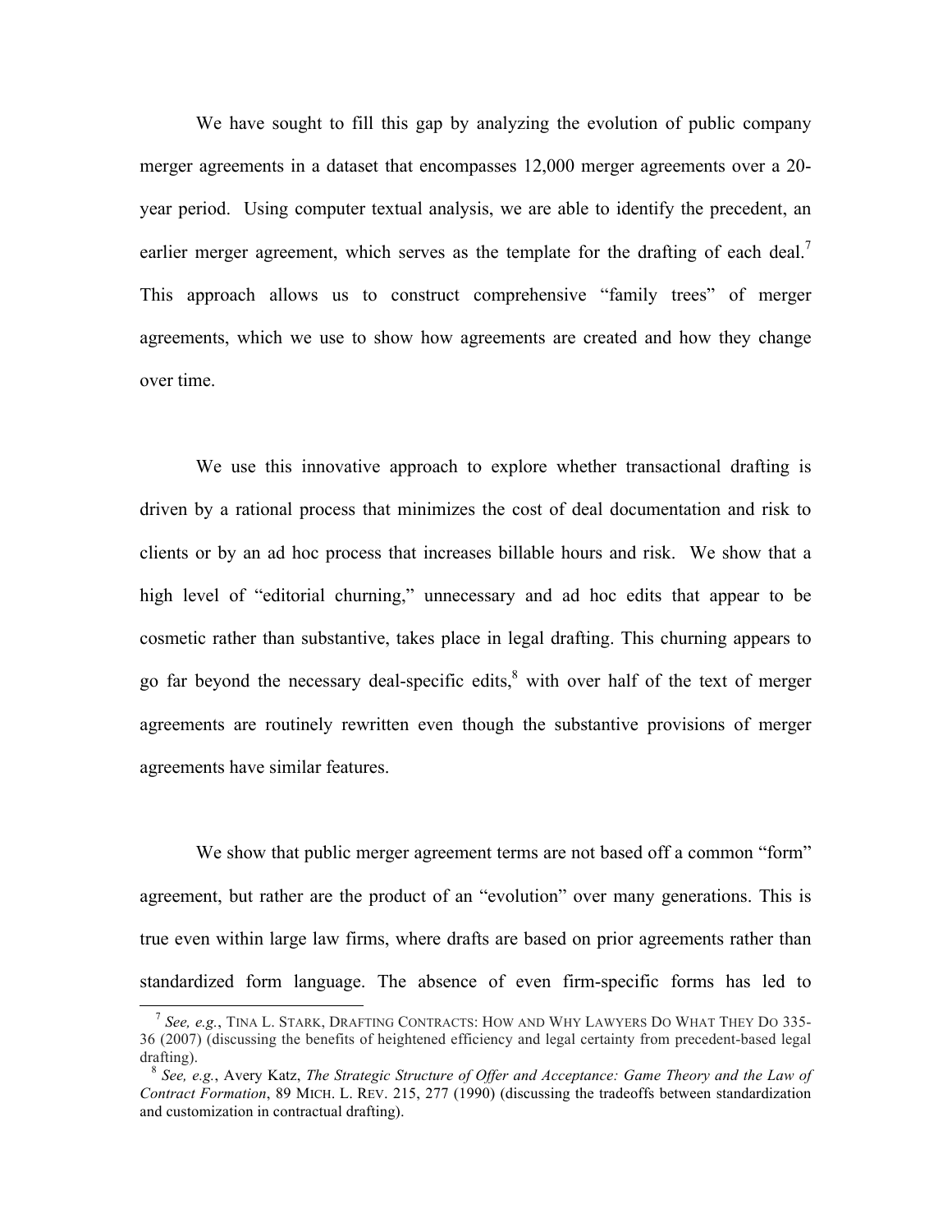We have sought to fill this gap by analyzing the evolution of public company merger agreements in a dataset that encompasses 12,000 merger agreements over a 20-year period. Using computer textual analysis, we are able to identify the precedent, an earlier merger agreement, which serves as the template for the drafting of each deal.[7] This approach allows us to construct comprehensive "family trees" of merger agreements, which we use to show how agreements are created and how they change over time.

We use this innovative approach to explore whether transactional drafting is driven by a rational process that minimizes the cost of deal documentation and risk to clients or by an ad hoc process that increases billable hours and risk. We show that a high level of "editorial churning," unnecessary and ad hoc edits that appear to be cosmetic rather than substantive, takes place in legal drafting. This churning appears to go far beyond the necessary deal-specific edits,[8] with over half of the text of merger agreements are routinely rewritten even though the substantive provisions of merger agreements have similar features.

We show that public merger agreement terms are not based off a common "form" agreement, but rather are the product of an "evolution" over many generations. This is true even within large law firms, where drafts are based on prior agreements rather than standardized form language. The absence of even firm-specific forms has led to

---

[7] *See, e.g.*, TINA L. STARK, DRAFTING CONTRACTS: HOW AND WHY LAWYERS DO WHAT THEY DO 335-36 (2007) (discussing the benefits of heightened efficiency and legal certainty from precedent-based legal drafting).

[8] *See, e.g.*, Avery Katz, *The Strategic Structure of Offer and Acceptance: Game Theory and the Law of Contract Formation*, 89 MICH. L. REV. 215, 277 (1990) (discussing the tradeoffs between standardization and customization in contractual drafting).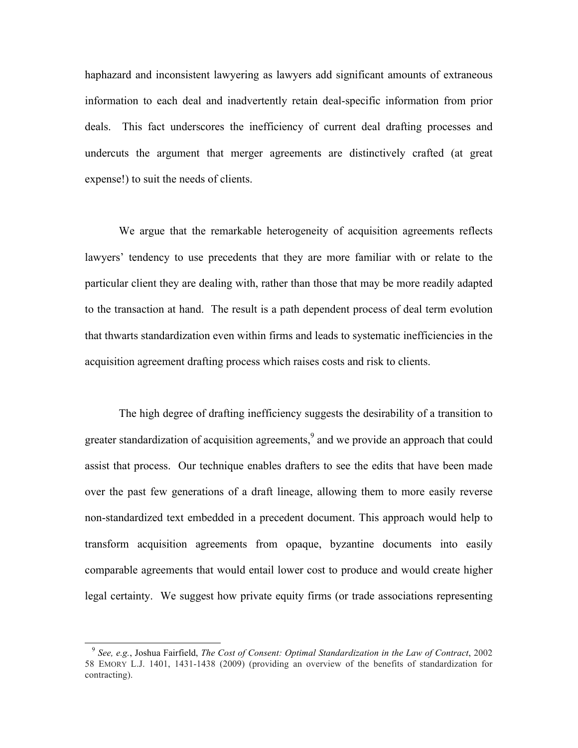haphazard and inconsistent lawyering as lawyers add significant amounts of extraneous information to each deal and inadvertently retain deal-specific information from prior deals. This fact underscores the inefficiency of current deal drafting processes and undercuts the argument that merger agreements are distinctively crafted (at great expense!) to suit the needs of clients.

We argue that the remarkable heterogeneity of acquisition agreements reflects lawyers' tendency to use precedents that they are more familiar with or relate to the particular client they are dealing with, rather than those that may be more readily adapted to the transaction at hand. The result is a path dependent process of deal term evolution that thwarts standardization even within firms and leads to systematic inefficiencies in the acquisition agreement drafting process which raises costs and risk to clients.

The high degree of drafting inefficiency suggests the desirability of a transition to greater standardization of acquisition agreements,[9] and we provide an approach that could assist that process. Our technique enables drafters to see the edits that have been made over the past few generations of a draft lineage, allowing them to more easily reverse non-standardized text embedded in a precedent document. This approach would help to transform acquisition agreements from opaque, byzantine documents into easily comparable agreements that would entail lower cost to produce and would create higher legal certainty. We suggest how private equity firms (or trade associations representing

[9] *See, e.g.*, Joshua Fairfield, *The Cost of Consent: Optimal Standardization in the Law of Contract*, 2002 58 EMORY L.J. 1401, 1431-1438 (2009) (providing an overview of the benefits of standardization for contracting).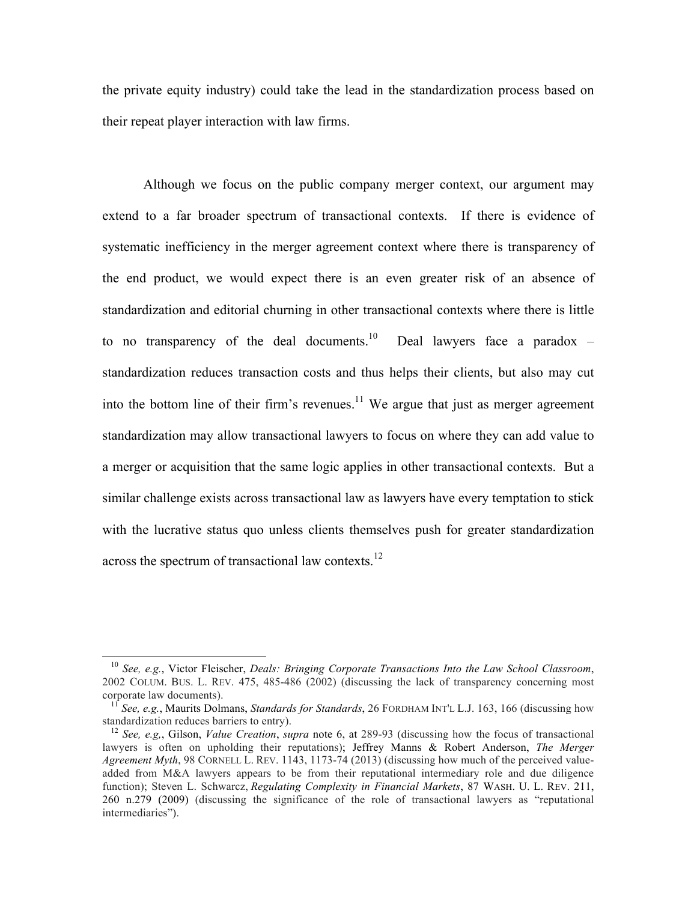the private equity industry) could take the lead in the standardization process based on their repeat player interaction with law firms.

Although we focus on the public company merger context, our argument may extend to a far broader spectrum of transactional contexts. If there is evidence of systematic inefficiency in the merger agreement context where there is transparency of the end product, we would expect there is an even greater risk of an absence of standardization and editorial churning in other transactional contexts where there is little to no transparency of the deal documents.[10] Deal lawyers face a paradox – standardization reduces transaction costs and thus helps their clients, but also may cut into the bottom line of their firm's revenues.[11] We argue that just as merger agreement standardization may allow transactional lawyers to focus on where they can add value to a merger or acquisition that the same logic applies in other transactional contexts. But a similar challenge exists across transactional law as lawyers have every temptation to stick with the lucrative status quo unless clients themselves push for greater standardization across the spectrum of transactional law contexts.[12]

---

[10] *See, e.g.*, Victor Fleischer, *Deals: Bringing Corporate Transactions Into the Law School Classroom*, 2002 COLUM. BUS. L. REV. 475, 485-486 (2002) (discussing the lack of transparency concerning most corporate law documents).

[11] *See, e.g.*, Maurits Dolmans, *Standards for Standards*, 26 FORDHAM INT'L L.J. 163, 166 (discussing how standardization reduces barriers to entry).

[12] *See, e.g,*, Gilson, *Value Creation*, *supra* note 6, at 289-93 (discussing how the focus of transactional lawyers is often on upholding their reputations); Jeffrey Manns & Robert Anderson, *The Merger Agreement Myth*, 98 CORNELL L. REV. 1143, 1173-74 (2013) (discussing how much of the perceived value-added from M&A lawyers appears to be from their reputational intermediary role and due diligence function); Steven L. Schwarcz, *Regulating Complexity in Financial Markets*, 87 WASH. U. L. REV. 211, 260 n.279 (2009) (discussing the significance of the role of transactional lawyers as "reputational intermediaries").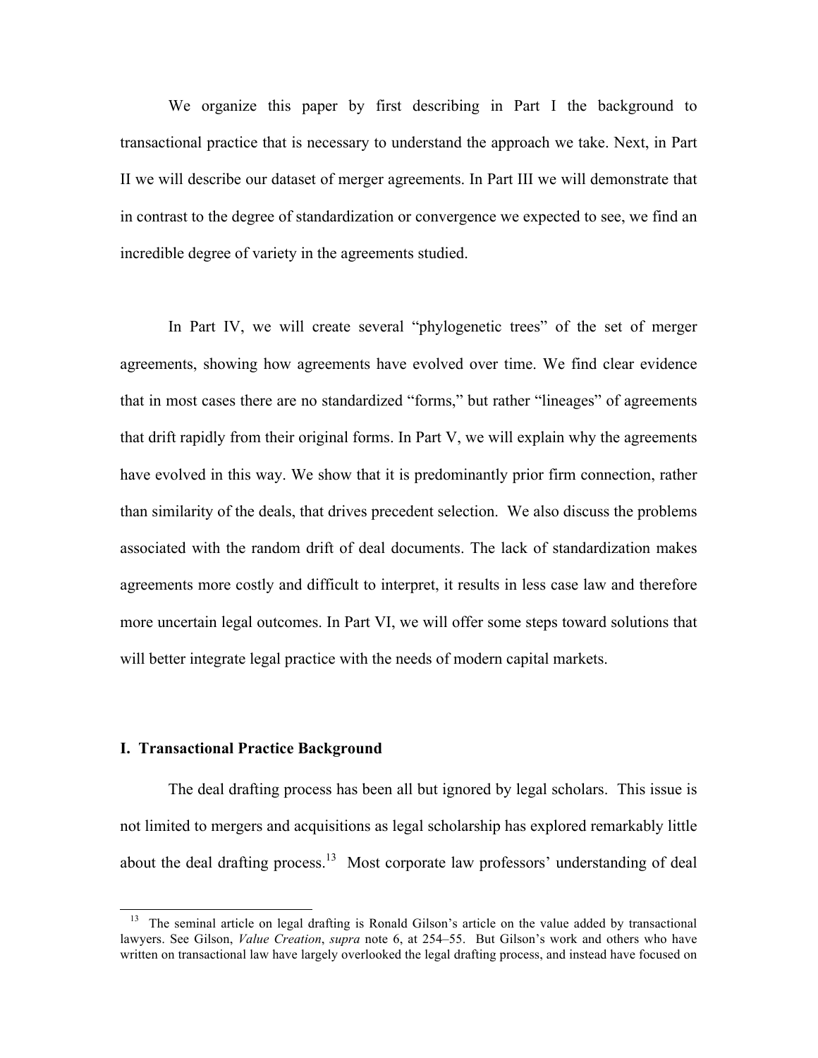We organize this paper by first describing in Part I the background to transactional practice that is necessary to understand the approach we take. Next, in Part II we will describe our dataset of merger agreements. In Part III we will demonstrate that in contrast to the degree of standardization or convergence we expected to see, we find an incredible degree of variety in the agreements studied.

In Part IV, we will create several "phylogenetic trees" of the set of merger agreements, showing how agreements have evolved over time. We find clear evidence that in most cases there are no standardized "forms," but rather "lineages" of agreements that drift rapidly from their original forms. In Part V, we will explain why the agreements have evolved in this way. We show that it is predominantly prior firm connection, rather than similarity of the deals, that drives precedent selection. We also discuss the problems associated with the random drift of deal documents. The lack of standardization makes agreements more costly and difficult to interpret, it results in less case law and therefore more uncertain legal outcomes. In Part VI, we will offer some steps toward solutions that will better integrate legal practice with the needs of modern capital markets.

## I. Transactional Practice Background

The deal drafting process has been all but ignored by legal scholars. This issue is not limited to mergers and acquisitions as legal scholarship has explored remarkably little about the deal drafting process.[13] Most corporate law professors' understanding of deal

[13] The seminal article on legal drafting is Ronald Gilson's article on the value added by transactional lawyers. See Gilson, *Value Creation*, *supra* note 6, at 254–55. But Gilson's work and others who have written on transactional law have largely overlooked the legal drafting process, and instead have focused on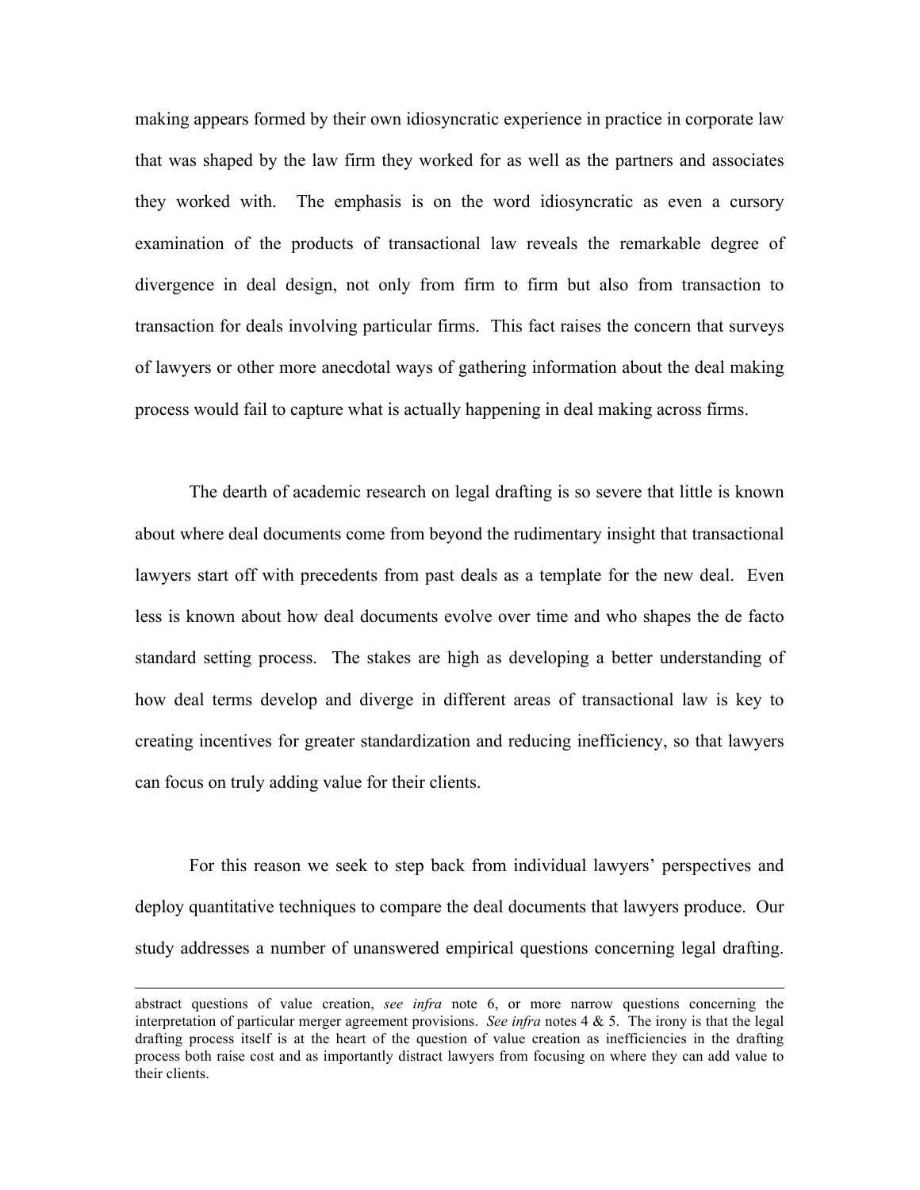making appears formed by their own idiosyncratic experience in practice in corporate law that was shaped by the law firm they worked for as well as the partners and associates they worked with. The emphasis is on the word idiosyncratic as even a cursory examination of the products of transactional law reveals the remarkable degree of divergence in deal design, not only from firm to firm but also from transaction to transaction for deals involving particular firms. This fact raises the concern that surveys of lawyers or other more anecdotal ways of gathering information about the deal making process would fail to capture what is actually happening in deal making across firms.

The dearth of academic research on legal drafting is so severe that little is known about where deal documents come from beyond the rudimentary insight that transactional lawyers start off with precedents from past deals as a template for the new deal. Even less is known about how deal documents evolve over time and who shapes the de facto standard setting process. The stakes are high as developing a better understanding of how deal terms develop and diverge in different areas of transactional law is key to creating incentives for greater standardization and reducing inefficiency, so that lawyers can focus on truly adding value for their clients.

For this reason we seek to step back from individual lawyers' perspectives and deploy quantitative techniques to compare the deal documents that lawyers produce. Our study addresses a number of unanswered empirical questions concerning legal drafting.

---

abstract questions of value creation, *see infra* note 6, or more narrow questions concerning the interpretation of particular merger agreement provisions. *See infra* notes 4 & 5. The irony is that the legal drafting process itself is at the heart of the question of value creation as inefficiencies in the drafting process both raise cost and as importantly distract lawyers from focusing on where they can add value to their clients.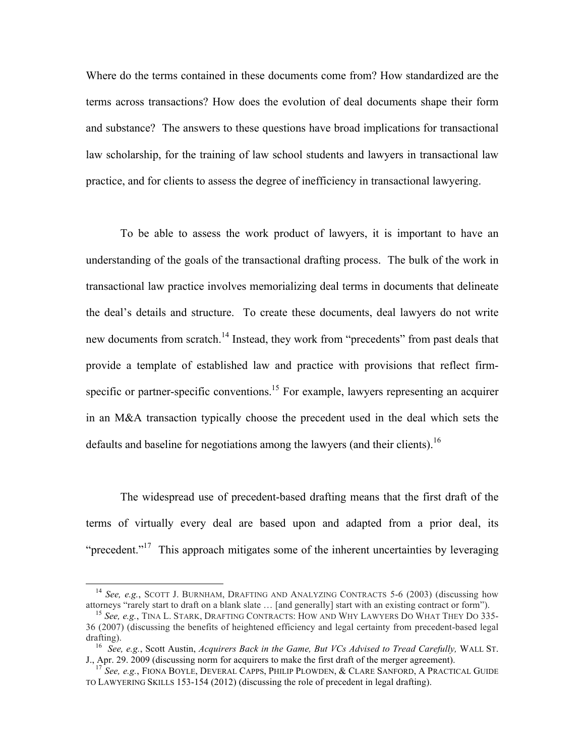Where do the terms contained in these documents come from? How standardized are the terms across transactions? How does the evolution of deal documents shape their form and substance? The answers to these questions have broad implications for transactional law scholarship, for the training of law school students and lawyers in transactional law practice, and for clients to assess the degree of inefficiency in transactional lawyering.

To be able to assess the work product of lawyers, it is important to have an understanding of the goals of the transactional drafting process. The bulk of the work in transactional law practice involves memorializing deal terms in documents that delineate the deal's details and structure. To create these documents, deal lawyers do not write new documents from scratch.[14] Instead, they work from "precedents" from past deals that provide a template of established law and practice with provisions that reflect firm-specific or partner-specific conventions.[15] For example, lawyers representing an acquirer in an M&A transaction typically choose the precedent used in the deal which sets the defaults and baseline for negotiations among the lawyers (and their clients).[16]

The widespread use of precedent-based drafting means that the first draft of the terms of virtually every deal are based upon and adapted from a prior deal, its "precedent."[17] This approach mitigates some of the inherent uncertainties by leveraging

---

[14] *See, e.g.*, SCOTT J. BURNHAM, DRAFTING AND ANALYZING CONTRACTS 5-6 (2003) (discussing how attorneys "rarely start to draft on a blank slate … [and generally] start with an existing contract or form").

[15] *See, e.g.*, TINA L. STARK, DRAFTING CONTRACTS: HOW AND WHY LAWYERS DO WHAT THEY DO 335-36 (2007) (discussing the benefits of heightened efficiency and legal certainty from precedent-based legal drafting).

[16] *See, e.g.*, Scott Austin, *Acquirers Back in the Game, But VCs Advised to Tread Carefully,* WALL ST. J., Apr. 29. 2009 (discussing norm for acquirers to make the first draft of the merger agreement).

[17] *See, e.g.*, FIONA BOYLE, DEVERAL CAPPS, PHILIP PLOWDEN, & CLARE SANFORD, A PRACTICAL GUIDE TO LAWYERING SKILLS 153-154 (2012) (discussing the role of precedent in legal drafting).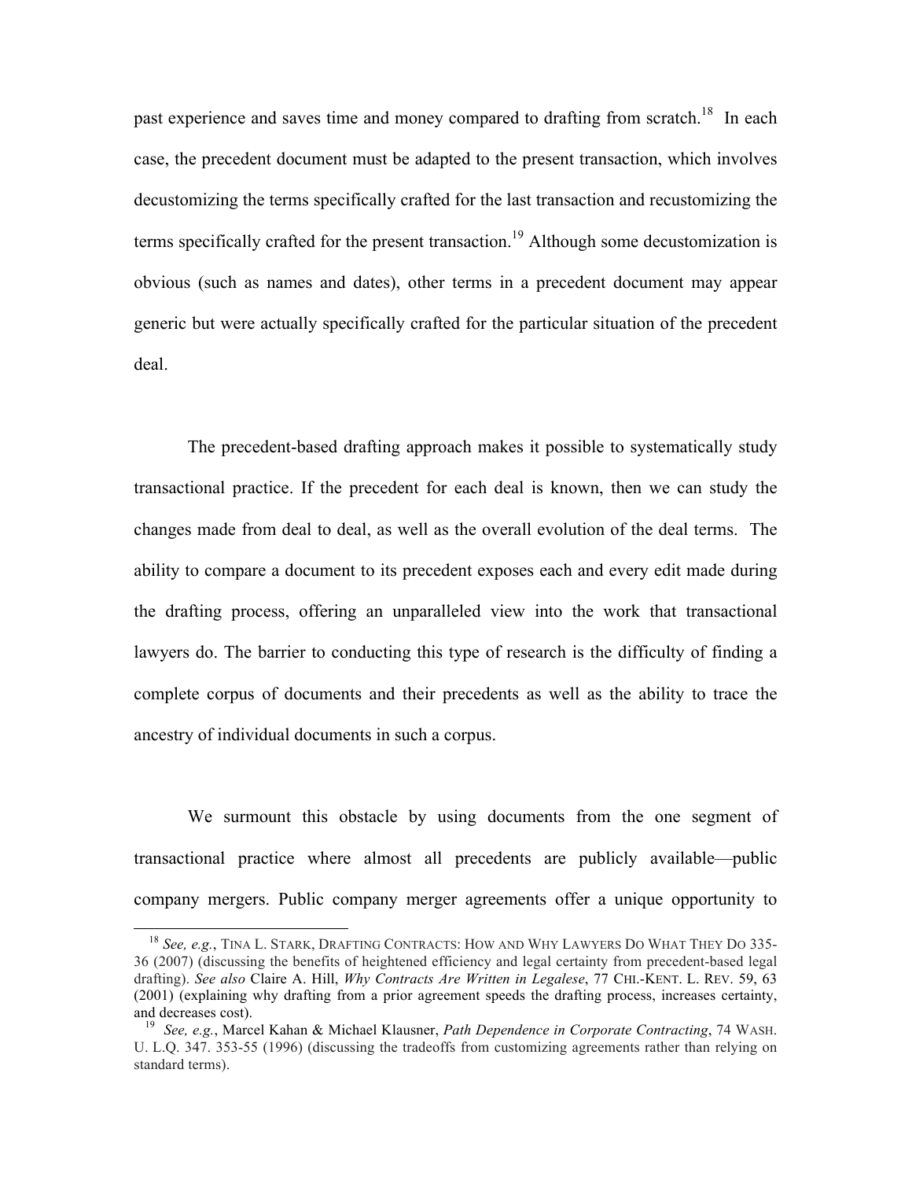past experience and saves time and money compared to drafting from scratch.[18] In each case, the precedent document must be adapted to the present transaction, which involves decustomizing the terms specifically crafted for the last transaction and recustomizing the terms specifically crafted for the present transaction.[19] Although some decustomization is obvious (such as names and dates), other terms in a precedent document may appear generic but were actually specifically crafted for the particular situation of the precedent deal.

The precedent-based drafting approach makes it possible to systematically study transactional practice. If the precedent for each deal is known, then we can study the changes made from deal to deal, as well as the overall evolution of the deal terms. The ability to compare a document to its precedent exposes each and every edit made during the drafting process, offering an unparalleled view into the work that transactional lawyers do. The barrier to conducting this type of research is the difficulty of finding a complete corpus of documents and their precedents as well as the ability to trace the ancestry of individual documents in such a corpus.

We surmount this obstacle by using documents from the one segment of transactional practice where almost all precedents are publicly available—public company mergers. Public company merger agreements offer a unique opportunity to

---

[18] *See, e.g.*, TINA L. STARK, DRAFTING CONTRACTS: HOW AND WHY LAWYERS DO WHAT THEY DO 335-36 (2007) (discussing the benefits of heightened efficiency and legal certainty from precedent-based legal drafting). *See also* Claire A. Hill, *Why Contracts Are Written in Legalese*, 77 CHI.-KENT. L. REV. 59, 63 (2001) (explaining why drafting from a prior agreement speeds the drafting process, increases certainty, and decreases cost).

[19] *See, e.g.*, Marcel Kahan & Michael Klausner, *Path Dependence in Corporate Contracting*, 74 WASH. U. L.Q. 347. 353-55 (1996) (discussing the tradeoffs from customizing agreements rather than relying on standard terms).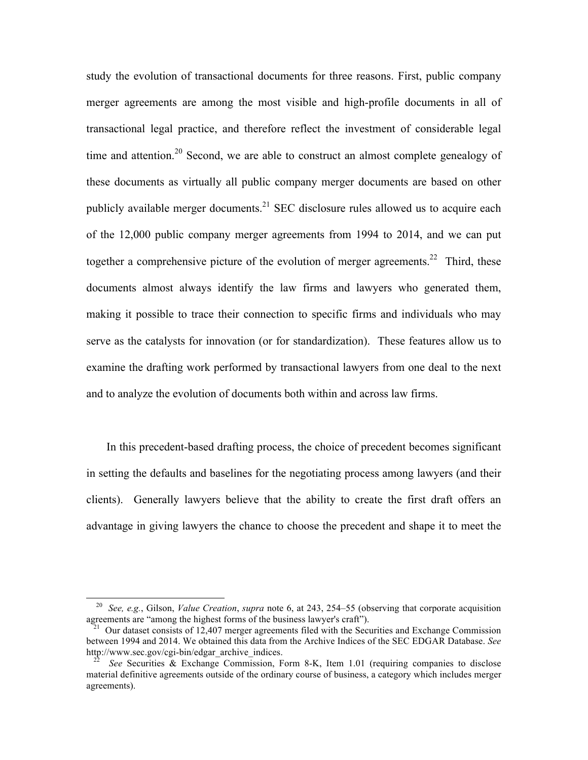study the evolution of transactional documents for three reasons. First, public company merger agreements are among the most visible and high-profile documents in all of transactional legal practice, and therefore reflect the investment of considerable legal time and attention.[20] Second, we are able to construct an almost complete genealogy of these documents as virtually all public company merger documents are based on other publicly available merger documents.[21] SEC disclosure rules allowed us to acquire each of the 12,000 public company merger agreements from 1994 to 2014, and we can put together a comprehensive picture of the evolution of merger agreements.[22] Third, these documents almost always identify the law firms and lawyers who generated them, making it possible to trace their connection to specific firms and individuals who may serve as the catalysts for innovation (or for standardization). These features allow us to examine the drafting work performed by transactional lawyers from one deal to the next and to analyze the evolution of documents both within and across law firms.

In this precedent-based drafting process, the choice of precedent becomes significant in setting the defaults and baselines for the negotiating process among lawyers (and their clients). Generally lawyers believe that the ability to create the first draft offers an advantage in giving lawyers the chance to choose the precedent and shape it to meet the

---

[20] *See, e.g.*, Gilson, *Value Creation*, *supra* note 6, at 243, 254–55 (observing that corporate acquisition agreements are "among the highest forms of the business lawyer's craft").

[21] Our dataset consists of 12,407 merger agreements filed with the Securities and Exchange Commission between 1994 and 2014. We obtained this data from the Archive Indices of the SEC EDGAR Database. *See* http://www.sec.gov/cgi-bin/edgar_archive_indices.

[22] *See* Securities & Exchange Commission, Form 8-K, Item 1.01 (requiring companies to disclose material definitive agreements outside of the ordinary course of business, a category which includes merger agreements).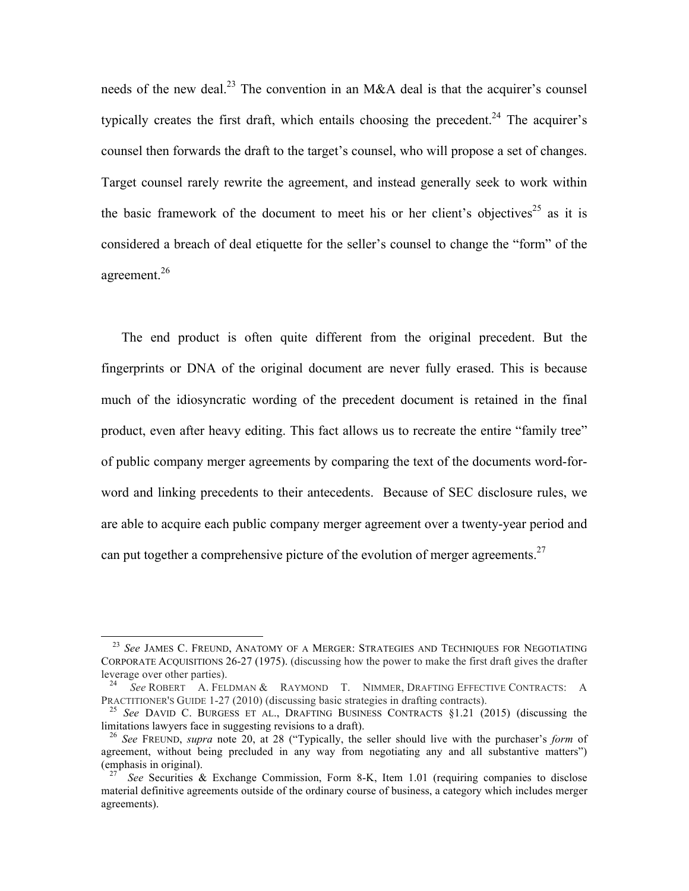needs of the new deal.[23] The convention in an M&A deal is that the acquirer's counsel typically creates the first draft, which entails choosing the precedent.[24] The acquirer's counsel then forwards the draft to the target's counsel, who will propose a set of changes. Target counsel rarely rewrite the agreement, and instead generally seek to work within the basic framework of the document to meet his or her client's objectives[25] as it is considered a breach of deal etiquette for the seller's counsel to change the "form" of the agreement.[26]

The end product is often quite different from the original precedent. But the fingerprints or DNA of the original document are never fully erased. This is because much of the idiosyncratic wording of the precedent document is retained in the final product, even after heavy editing. This fact allows us to recreate the entire "family tree" of public company merger agreements by comparing the text of the documents word-for-word and linking precedents to their antecedents. Because of SEC disclosure rules, we are able to acquire each public company merger agreement over a twenty-year period and can put together a comprehensive picture of the evolution of merger agreements.[27]

---

[23] *See* JAMES C. FREUND, ANATOMY OF A MERGER: STRATEGIES AND TECHNIQUES FOR NEGOTIATING CORPORATE ACQUISITIONS 26-27 (1975). (discussing how the power to make the first draft gives the drafter leverage over other parties).

[24] *See* ROBERT A. FELDMAN & RAYMOND T. NIMMER, DRAFTING EFFECTIVE CONTRACTS: A PRACTITIONER'S GUIDE 1-27 (2010) (discussing basic strategies in drafting contracts).

[25] *See* DAVID C. BURGESS ET AL., DRAFTING BUSINESS CONTRACTS §1.21 (2015) (discussing the limitations lawyers face in suggesting revisions to a draft).

[26] *See* FREUND, *supra* note 20, at 28 ("Typically, the seller should live with the purchaser's *form* of agreement, without being precluded in any way from negotiating any and all substantive matters") (emphasis in original).

[27] *See* Securities & Exchange Commission, Form 8-K, Item 1.01 (requiring companies to disclose material definitive agreements outside of the ordinary course of business, a category which includes merger agreements).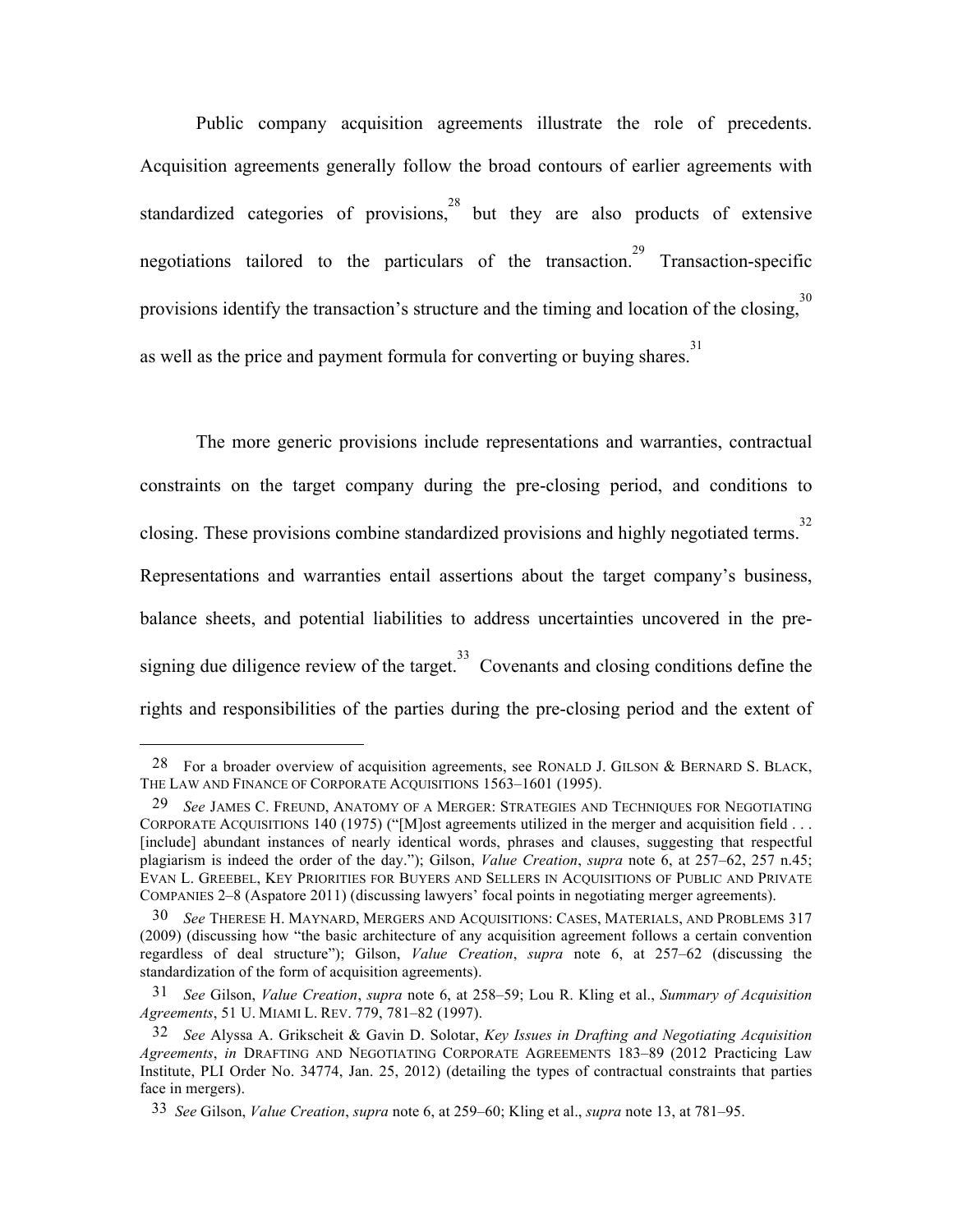Public company acquisition agreements illustrate the role of precedents. Acquisition agreements generally follow the broad contours of earlier agreements with standardized categories of provisions,[28] but they are also products of extensive negotiations tailored to the particulars of the transaction.[29] Transaction-specific provisions identify the transaction's structure and the timing and location of the closing,[30] as well as the price and payment formula for converting or buying shares.[31]

The more generic provisions include representations and warranties, contractual constraints on the target company during the pre-closing period, and conditions to closing. These provisions combine standardized provisions and highly negotiated terms.[32] Representations and warranties entail assertions about the target company's business, balance sheets, and potential liabilities to address uncertainties uncovered in the pre-signing due diligence review of the target.[33] Covenants and closing conditions define the rights and responsibilities of the parties during the pre-closing period and the extent of

---

28 For a broader overview of acquisition agreements, see RONALD J. GILSON & BERNARD S. BLACK, THE LAW AND FINANCE OF CORPORATE ACQUISITIONS 1563–1601 (1995).

29 *See* JAMES C. FREUND, ANATOMY OF A MERGER: STRATEGIES AND TECHNIQUES FOR NEGOTIATING CORPORATE ACQUISITIONS 140 (1975) ("[M]ost agreements utilized in the merger and acquisition field . . . [include] abundant instances of nearly identical words, phrases and clauses, suggesting that respectful plagiarism is indeed the order of the day."); Gilson, *Value Creation*, *supra* note 6, at 257–62, 257 n.45; EVAN L. GREEBEL, KEY PRIORITIES FOR BUYERS AND SELLERS IN ACQUISITIONS OF PUBLIC AND PRIVATE COMPANIES 2–8 (Aspatore 2011) (discussing lawyers' focal points in negotiating merger agreements).

30 *See* THERESE H. MAYNARD, MERGERS AND ACQUISITIONS: CASES, MATERIALS, AND PROBLEMS 317 (2009) (discussing how "the basic architecture of any acquisition agreement follows a certain convention regardless of deal structure"); Gilson, *Value Creation*, *supra* note 6, at 257–62 (discussing the standardization of the form of acquisition agreements).

31 *See* Gilson, *Value Creation*, *supra* note 6, at 258–59; Lou R. Kling et al., *Summary of Acquisition Agreements*, 51 U. MIAMI L. REV. 779, 781–82 (1997).

32 *See* Alyssa A. Grikscheit & Gavin D. Solotar, *Key Issues in Drafting and Negotiating Acquisition Agreements*, *in* DRAFTING AND NEGOTIATING CORPORATE AGREEMENTS 183–89 (2012 Practicing Law Institute, PLI Order No. 34774, Jan. 25, 2012) (detailing the types of contractual constraints that parties face in mergers).

33 *See* Gilson, *Value Creation*, *supra* note 6, at 259–60; Kling et al., *supra* note 13, at 781–95.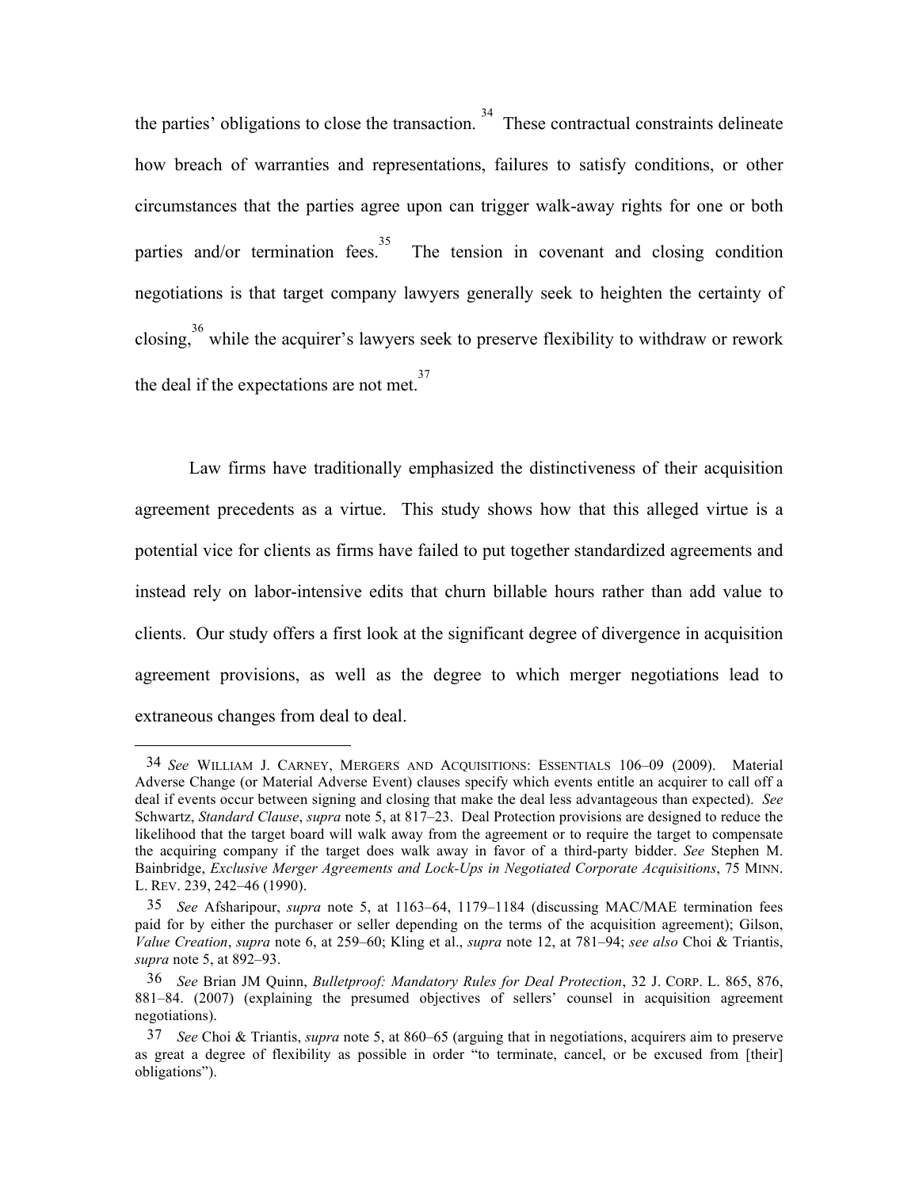the parties' obligations to close the transaction.[34] These contractual constraints delineate how breach of warranties and representations, failures to satisfy conditions, or other circumstances that the parties agree upon can trigger walk-away rights for one or both parties and/or termination fees.[35] The tension in covenant and closing condition negotiations is that target company lawyers generally seek to heighten the certainty of closing,[36] while the acquirer's lawyers seek to preserve flexibility to withdraw or rework the deal if the expectations are not met.[37]

Law firms have traditionally emphasized the distinctiveness of their acquisition agreement precedents as a virtue. This study shows how that this alleged virtue is a potential vice for clients as firms have failed to put together standardized agreements and instead rely on labor-intensive edits that churn billable hours rather than add value to clients. Our study offers a first look at the significant degree of divergence in acquisition agreement provisions, as well as the degree to which merger negotiations lead to extraneous changes from deal to deal.

---

34 *See* WILLIAM J. CARNEY, MERGERS AND ACQUISITIONS: ESSENTIALS 106–09 (2009). Material Adverse Change (or Material Adverse Event) clauses specify which events entitle an acquirer to call off a deal if events occur between signing and closing that make the deal less advantageous than expected). *See* Schwartz, *Standard Clause*, *supra* note 5, at 817–23. Deal Protection provisions are designed to reduce the likelihood that the target board will walk away from the agreement or to require the target to compensate the acquiring company if the target does walk away in favor of a third-party bidder. *See* Stephen M. Bainbridge, *Exclusive Merger Agreements and Lock-Ups in Negotiated Corporate Acquisitions*, 75 MINN. L. REV. 239, 242–46 (1990).

35 *See* Afsharipour, *supra* note 5, at 1163–64, 1179–1184 (discussing MAC/MAE termination fees paid for by either the purchaser or seller depending on the terms of the acquisition agreement); Gilson, *Value Creation*, *supra* note 6, at 259–60; Kling et al., *supra* note 12, at 781–94; *see also* Choi & Triantis, *supra* note 5, at 892–93.

36 *See* Brian JM Quinn, *Bulletproof: Mandatory Rules for Deal Protection*, 32 J. CORP. L. 865, 876, 881–84. (2007) (explaining the presumed objectives of sellers' counsel in acquisition agreement negotiations).

37 *See* Choi & Triantis, *supra* note 5, at 860–65 (arguing that in negotiations, acquirers aim to preserve as great a degree of flexibility as possible in order "to terminate, cancel, or be excused from [their] obligations").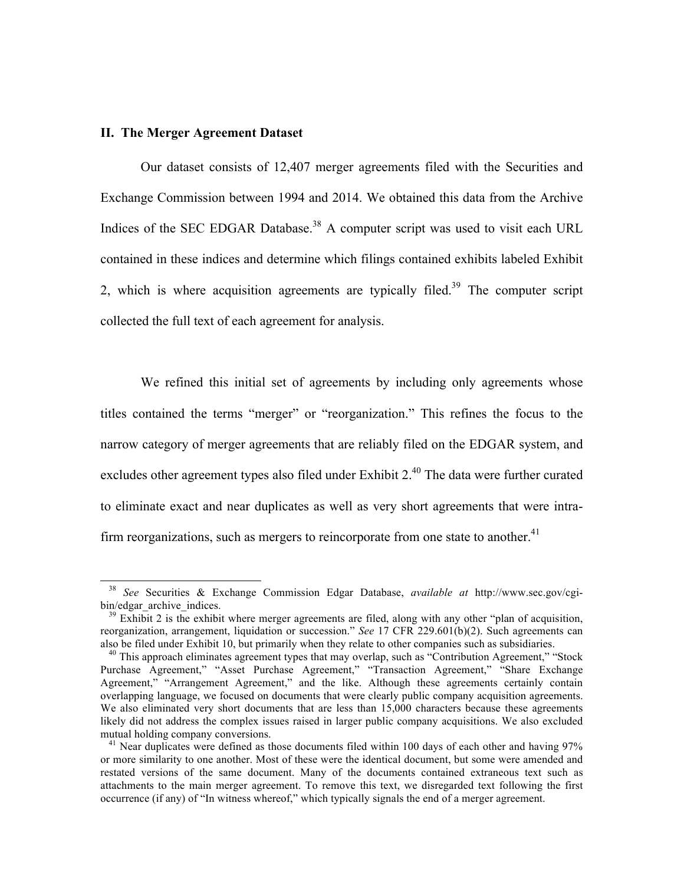## II. The Merger Agreement Dataset

Our dataset consists of 12,407 merger agreements filed with the Securities and Exchange Commission between 1994 and 2014. We obtained this data from the Archive Indices of the SEC EDGAR Database.[38] A computer script was used to visit each URL contained in these indices and determine which filings contained exhibits labeled Exhibit 2, which is where acquisition agreements are typically filed.[39] The computer script collected the full text of each agreement for analysis.

We refined this initial set of agreements by including only agreements whose titles contained the terms "merger" or "reorganization." This refines the focus to the narrow category of merger agreements that are reliably filed on the EDGAR system, and excludes other agreement types also filed under Exhibit 2.[40] The data were further curated to eliminate exact and near duplicates as well as very short agreements that were intra-firm reorganizations, such as mergers to reincorporate from one state to another.[41]

---

[38] *See* Securities & Exchange Commission Edgar Database, *available at* http://www.sec.gov/cgi-bin/edgar_archive_indices.

[39] Exhibit 2 is the exhibit where merger agreements are filed, along with any other "plan of acquisition, reorganization, arrangement, liquidation or succession." *See* 17 CFR 229.601(b)(2). Such agreements can also be filed under Exhibit 10, but primarily when they relate to other companies such as subsidiaries.

[40] This approach eliminates agreement types that may overlap, such as "Contribution Agreement," "Stock Purchase Agreement," "Asset Purchase Agreement," "Transaction Agreement," "Share Exchange Agreement," "Arrangement Agreement," and the like. Although these agreements certainly contain overlapping language, we focused on documents that were clearly public company acquisition agreements. We also eliminated very short documents that are less than 15,000 characters because these agreements likely did not address the complex issues raised in larger public company acquisitions. We also excluded mutual holding company conversions.

[41] Near duplicates were defined as those documents filed within 100 days of each other and having 97% or more similarity to one another. Most of these were the identical document, but some were amended and restated versions of the same document. Many of the documents contained extraneous text such as attachments to the main merger agreement. To remove this text, we disregarded text following the first occurrence (if any) of "In witness whereof," which typically signals the end of a merger agreement.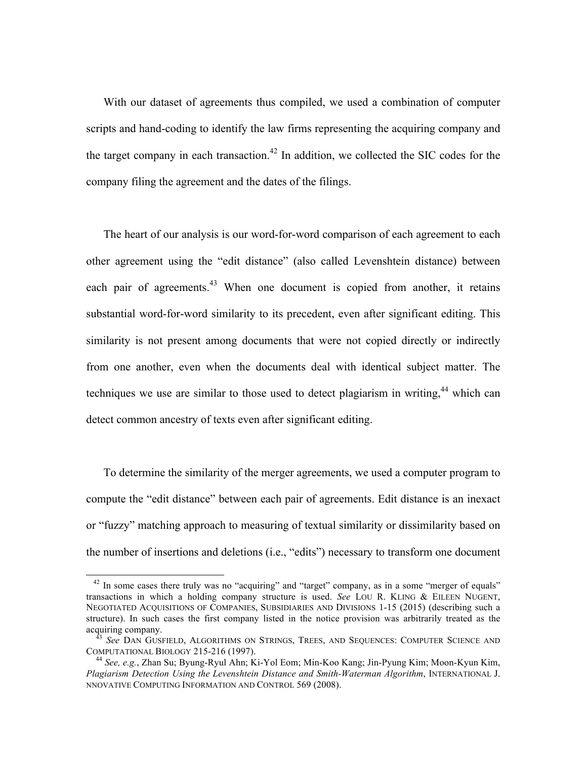With our dataset of agreements thus compiled, we used a combination of computer scripts and hand-coding to identify the law firms representing the acquiring company and the target company in each transaction.[42] In addition, we collected the SIC codes for the company filing the agreement and the dates of the filings.

The heart of our analysis is our word-for-word comparison of each agreement to each other agreement using the "edit distance" (also called Levenshtein distance) between each pair of agreements.[43] When one document is copied from another, it retains substantial word-for-word similarity to its precedent, even after significant editing. This similarity is not present among documents that were not copied directly or indirectly from one another, even when the documents deal with identical subject matter. The techniques we use are similar to those used to detect plagiarism in writing,[44] which can detect common ancestry of texts even after significant editing.

To determine the similarity of the merger agreements, we used a computer program to compute the "edit distance" between each pair of agreements. Edit distance is an inexact or "fuzzy" matching approach to measuring of textual similarity or dissimilarity based on the number of insertions and deletions (i.e., "edits") necessary to transform one document

---

[42] In some cases there truly was no "acquiring" and "target" company, as in a some "merger of equals" transactions in which a holding company structure is used. *See* LOU R. KLING & EILEEN NUGENT, NEGOTIATED ACQUISITIONS OF COMPANIES, SUBSIDIARIES AND DIVISIONS 1-15 (2015) (describing such a structure). In such cases the first company listed in the notice provision was arbitrarily treated as the acquiring company.

[43] *See* DAN GUSFIELD, ALGORITHMS ON STRINGS, TREES, AND SEQUENCES: COMPUTER SCIENCE AND COMPUTATIONAL BIOLOGY 215-216 (1997).

[44] *See, e.g.*, Zhan Su; Byung-Ryul Ahn; Ki-Yol Eom; Min-Koo Kang; Jin-Pyung Kim; Moon-Kyun Kim, *Plagiarism Detection Using the Levenshtein Distance and Smith-Waterman Algorithm*, INTERNATIONAL J. NNOVATIVE COMPUTING INFORMATION AND CONTROL 569 (2008).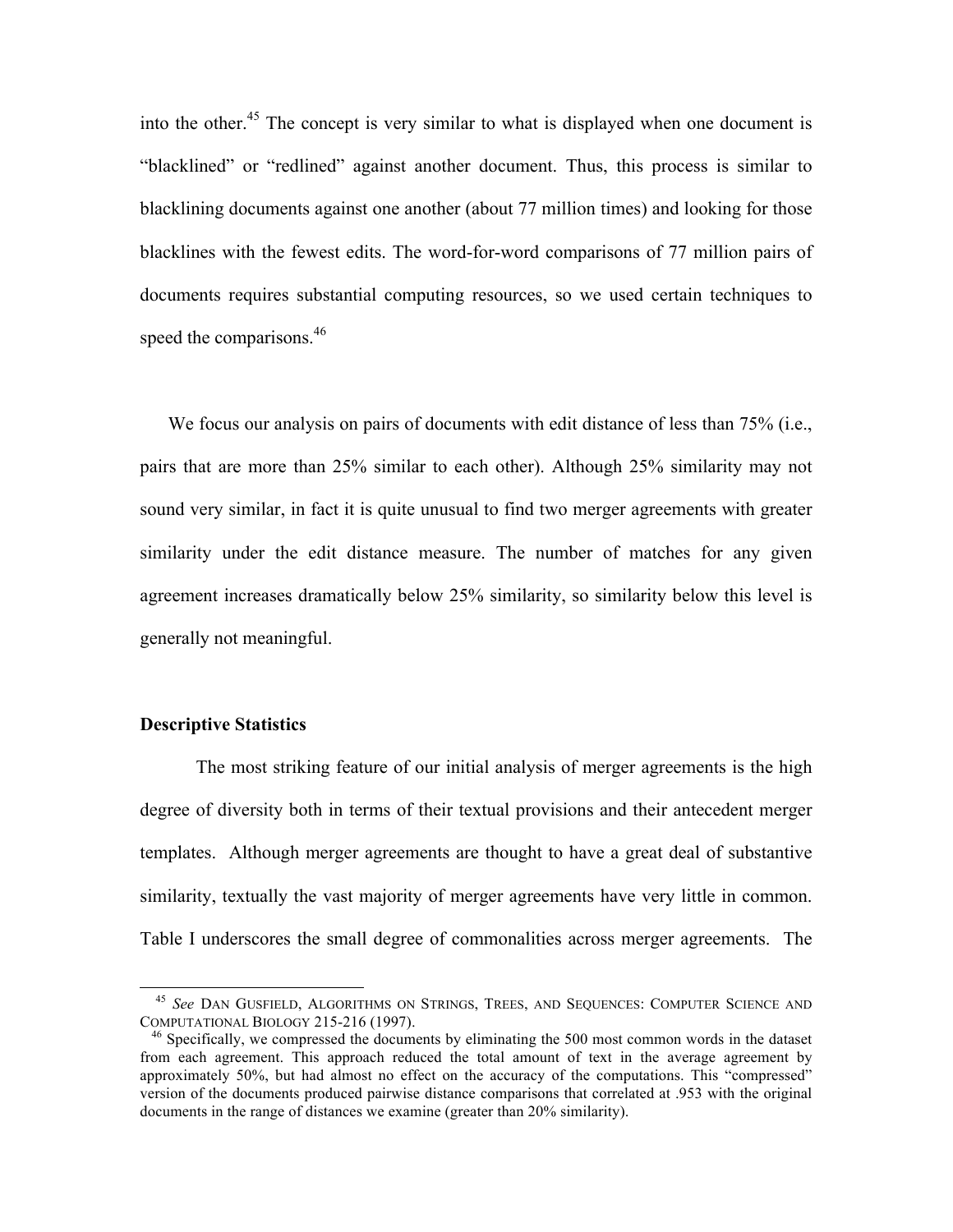into the other.[45] The concept is very similar to what is displayed when one document is "blacklined" or "redlined" against another document. Thus, this process is similar to blacklining documents against one another (about 77 million times) and looking for those blacklines with the fewest edits. The word-for-word comparisons of 77 million pairs of documents requires substantial computing resources, so we used certain techniques to speed the comparisons.[46]

We focus our analysis on pairs of documents with edit distance of less than 75% (i.e., pairs that are more than 25% similar to each other). Although 25% similarity may not sound very similar, in fact it is quite unusual to find two merger agreements with greater similarity under the edit distance measure. The number of matches for any given agreement increases dramatically below 25% similarity, so similarity below this level is generally not meaningful.

**Descriptive Statistics**

The most striking feature of our initial analysis of merger agreements is the high degree of diversity both in terms of their textual provisions and their antecedent merger templates. Although merger agreements are thought to have a great deal of substantive similarity, textually the vast majority of merger agreements have very little in common. Table I underscores the small degree of commonalities across merger agreements. The

---

[45] *See* DAN GUSFIELD, ALGORITHMS ON STRINGS, TREES, AND SEQUENCES: COMPUTER SCIENCE AND COMPUTATIONAL BIOLOGY 215-216 (1997).

[46] Specifically, we compressed the documents by eliminating the 500 most common words in the dataset from each agreement. This approach reduced the total amount of text in the average agreement by approximately 50%, but had almost no effect on the accuracy of the computations. This "compressed" version of the documents produced pairwise distance comparisons that correlated at .953 with the original documents in the range of distances we examine (greater than 20% similarity).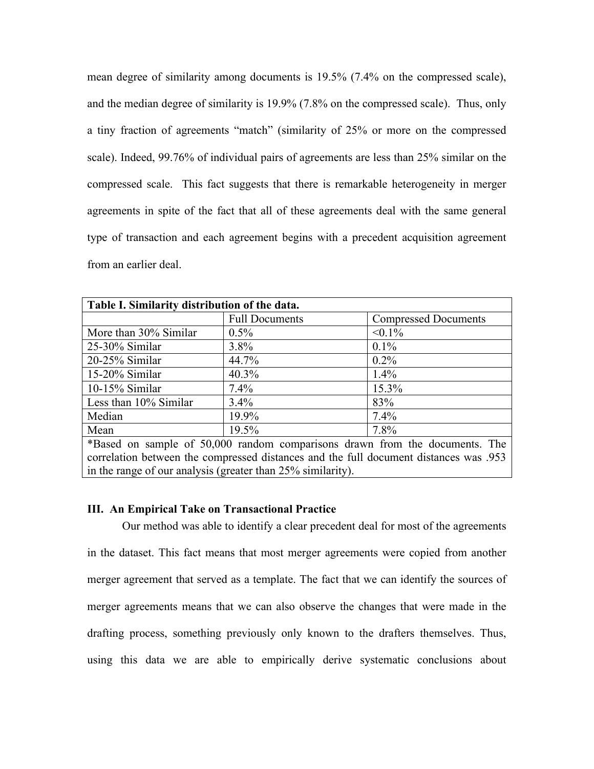mean degree of similarity among documents is 19.5% (7.4% on the compressed scale), and the median degree of similarity is 19.9% (7.8% on the compressed scale). Thus, only a tiny fraction of agreements "match" (similarity of 25% or more on the compressed scale). Indeed, 99.76% of individual pairs of agreements are less than 25% similar on the compressed scale. This fact suggests that there is remarkable heterogeneity in merger agreements in spite of the fact that all of these agreements deal with the same general type of transaction and each agreement begins with a precedent acquisition agreement from an earlier deal.

| **Table I. Similarity distribution of the data.** | | |
|---|---|---|
| | Full Documents | Compressed Documents |
| More than 30% Similar | 0.5% | <0.1% |
| 25-30% Similar | 3.8% | 0.1% |
| 20-25% Similar | 44.7% | 0.2% |
| 15-20% Similar | 40.3% | 1.4% |
| 10-15% Similar | 7.4% | 15.3% |
| Less than 10% Similar | 3.4% | 83% |
| Median | 19.9% | 7.4% |
| Mean | 19.5% | 7.8% |
| *Based on sample of 50,000 random comparisons drawn from the documents. The correlation between the compressed distances and the full document distances was .953 in the range of our analysis (greater than 25% similarity). | | |

### III. An Empirical Take on Transactional Practice

Our method was able to identify a clear precedent deal for most of the agreements in the dataset. This fact means that most merger agreements were copied from another merger agreement that served as a template. The fact that we can identify the sources of merger agreements means that we can also observe the changes that were made in the drafting process, something previously only known to the drafters themselves. Thus, using this data we are able to empirically derive systematic conclusions about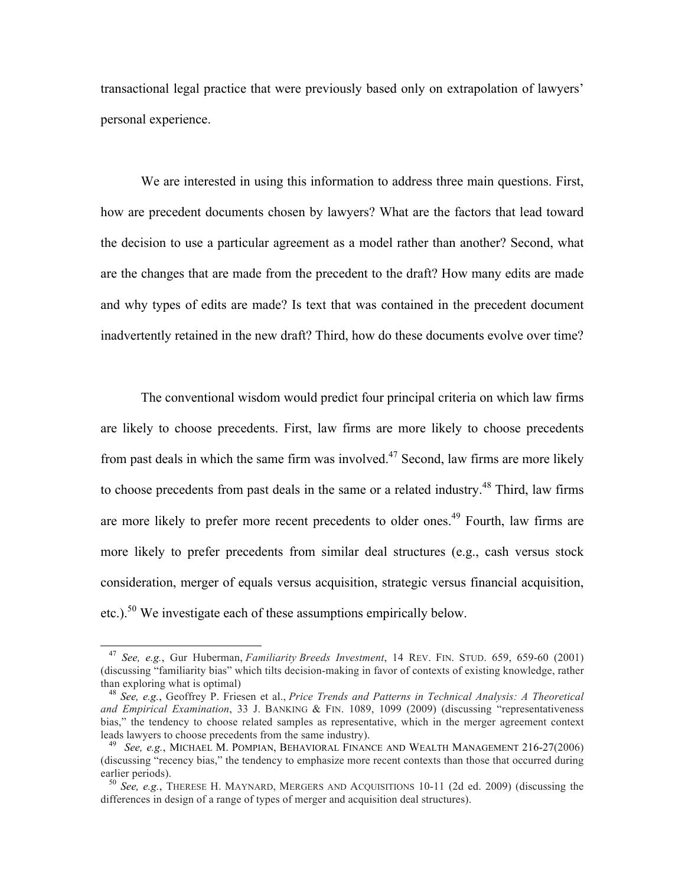transactional legal practice that were previously based only on extrapolation of lawyers' personal experience.

We are interested in using this information to address three main questions. First, how are precedent documents chosen by lawyers? What are the factors that lead toward the decision to use a particular agreement as a model rather than another? Second, what are the changes that are made from the precedent to the draft? How many edits are made and why types of edits are made? Is text that was contained in the precedent document inadvertently retained in the new draft? Third, how do these documents evolve over time?

The conventional wisdom would predict four principal criteria on which law firms are likely to choose precedents. First, law firms are more likely to choose precedents from past deals in which the same firm was involved.[47] Second, law firms are more likely to choose precedents from past deals in the same or a related industry.[48] Third, law firms are more likely to prefer more recent precedents to older ones.[49] Fourth, law firms are more likely to prefer precedents from similar deal structures (e.g., cash versus stock consideration, merger of equals versus acquisition, strategic versus financial acquisition, etc.).[50] We investigate each of these assumptions empirically below.

---

[47] *See, e.g.*, Gur Huberman, *Familiarity Breeds Investment*, 14 REV. FIN. STUD. 659, 659-60 (2001) (discussing "familiarity bias" which tilts decision-making in favor of contexts of existing knowledge, rather than exploring what is optimal)

[48] *See, e.g.*, Geoffrey P. Friesen et al., *Price Trends and Patterns in Technical Analysis: A Theoretical and Empirical Examination*, 33 J. BANKING & FIN. 1089, 1099 (2009) (discussing "representativeness bias," the tendency to choose related samples as representative, which in the merger agreement context leads lawyers to choose precedents from the same industry).

[49] *See, e.g.*, MICHAEL M. POMPIAN, BEHAVIORAL FINANCE AND WEALTH MANAGEMENT 216-27(2006) (discussing "recency bias," the tendency to emphasize more recent contexts than those that occurred during earlier periods).

[50] *See, e.g.*, THERESE H. MAYNARD, MERGERS AND ACQUISITIONS 10-11 (2d ed. 2009) (discussing the differences in design of a range of types of merger and acquisition deal structures).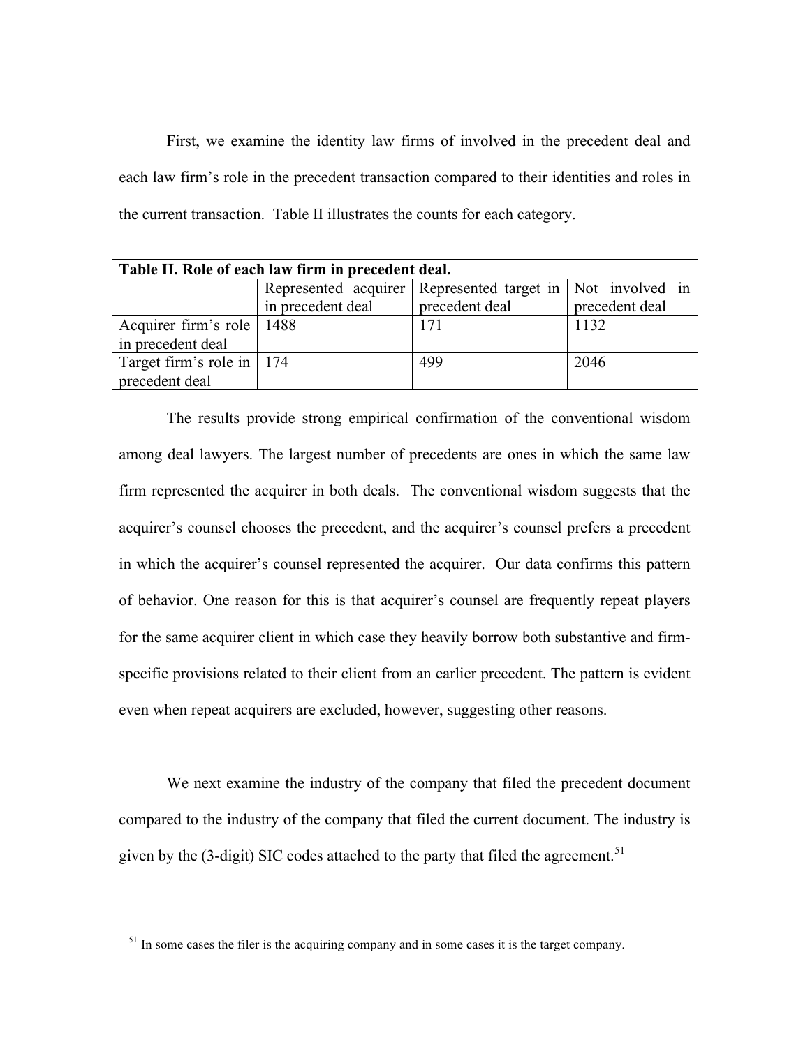First, we examine the identity law firms of involved in the precedent deal and each law firm's role in the precedent transaction compared to their identities and roles in the current transaction. Table II illustrates the counts for each category.

**Table II. Role of each law firm in precedent deal.**

| | Represented acquirer in precedent deal | Represented target in precedent deal | Not involved in precedent deal |
|---|---|---|---|
| Acquirer firm's role in precedent deal | 1488 | 171 | 1132 |
| Target firm's role in precedent deal | 174 | 499 | 2046 |

The results provide strong empirical confirmation of the conventional wisdom among deal lawyers. The largest number of precedents are ones in which the same law firm represented the acquirer in both deals. The conventional wisdom suggests that the acquirer's counsel chooses the precedent, and the acquirer's counsel prefers a precedent in which the acquirer's counsel represented the acquirer. Our data confirms this pattern of behavior. One reason for this is that acquirer's counsel are frequently repeat players for the same acquirer client in which case they heavily borrow both substantive and firm-specific provisions related to their client from an earlier precedent. The pattern is evident even when repeat acquirers are excluded, however, suggesting other reasons.

We next examine the industry of the company that filed the precedent document compared to the industry of the company that filed the current document. The industry is given by the (3-digit) SIC codes attached to the party that filed the agreement.[51]

[51] In some cases the filer is the acquiring company and in some cases it is the target company.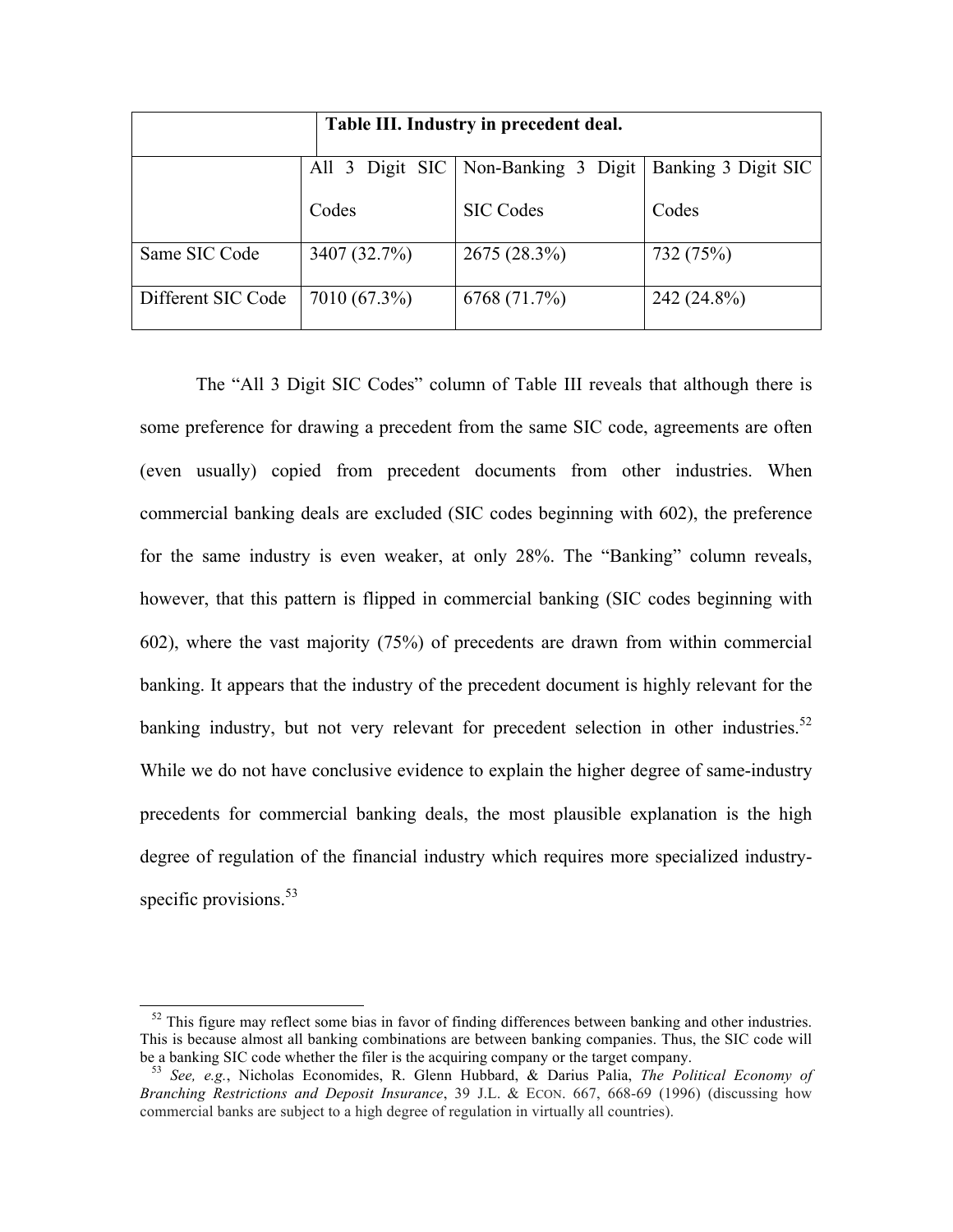| | Table III. Industry in precedent deal. | | |
|---|---|---|---|
| | All 3 Digit SIC Codes | Non-Banking 3 Digit SIC Codes | Banking 3 Digit SIC Codes |
| Same SIC Code | 3407 (32.7%) | 2675 (28.3%) | 732 (75%) |
| Different SIC Code | 7010 (67.3%) | 6768 (71.7%) | 242 (24.8%) |

The "All 3 Digit SIC Codes" column of Table III reveals that although there is some preference for drawing a precedent from the same SIC code, agreements are often (even usually) copied from precedent documents from other industries. When commercial banking deals are excluded (SIC codes beginning with 602), the preference for the same industry is even weaker, at only 28%. The "Banking" column reveals, however, that this pattern is flipped in commercial banking (SIC codes beginning with 602), where the vast majority (75%) of precedents are drawn from within commercial banking. It appears that the industry of the precedent document is highly relevant for the banking industry, but not very relevant for precedent selection in other industries.[52] While we do not have conclusive evidence to explain the higher degree of same-industry precedents for commercial banking deals, the most plausible explanation is the high degree of regulation of the financial industry which requires more specialized industry-specific provisions.[53]

---

[52] This figure may reflect some bias in favor of finding differences between banking and other industries. This is because almost all banking combinations are between banking companies. Thus, the SIC code will be a banking SIC code whether the filer is the acquiring company or the target company.

[53] *See, e.g.*, Nicholas Economides, R. Glenn Hubbard, & Darius Palia, *The Political Economy of Branching Restrictions and Deposit Insurance*, 39 J.L. & ECON. 667, 668-69 (1996) (discussing how commercial banks are subject to a high degree of regulation in virtually all countries).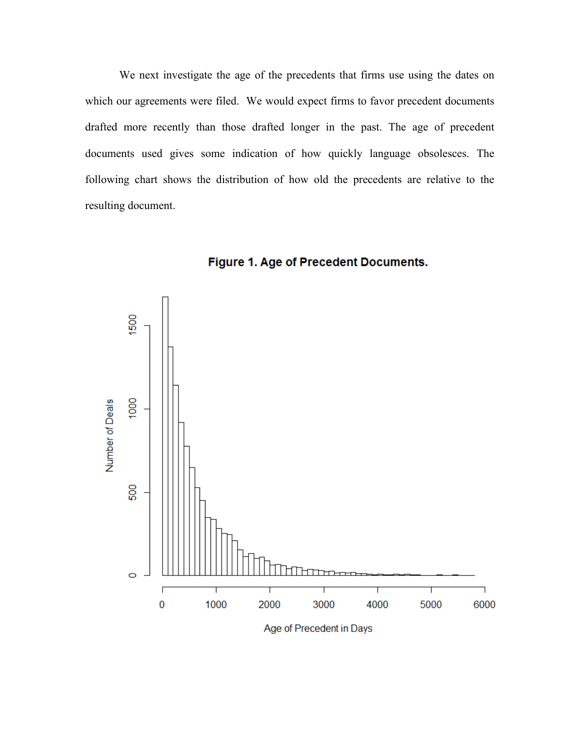We next investigate the age of the precedents that firms use using the dates on which our agreements were filed. We would expect firms to favor precedent documents drafted more recently than those drafted longer in the past. The age of precedent documents used gives some indication of how quickly language obsolesces. The following chart shows the distribution of how old the precedents are relative to the resulting document.

**Figure 1. Age of Precedent Documents.**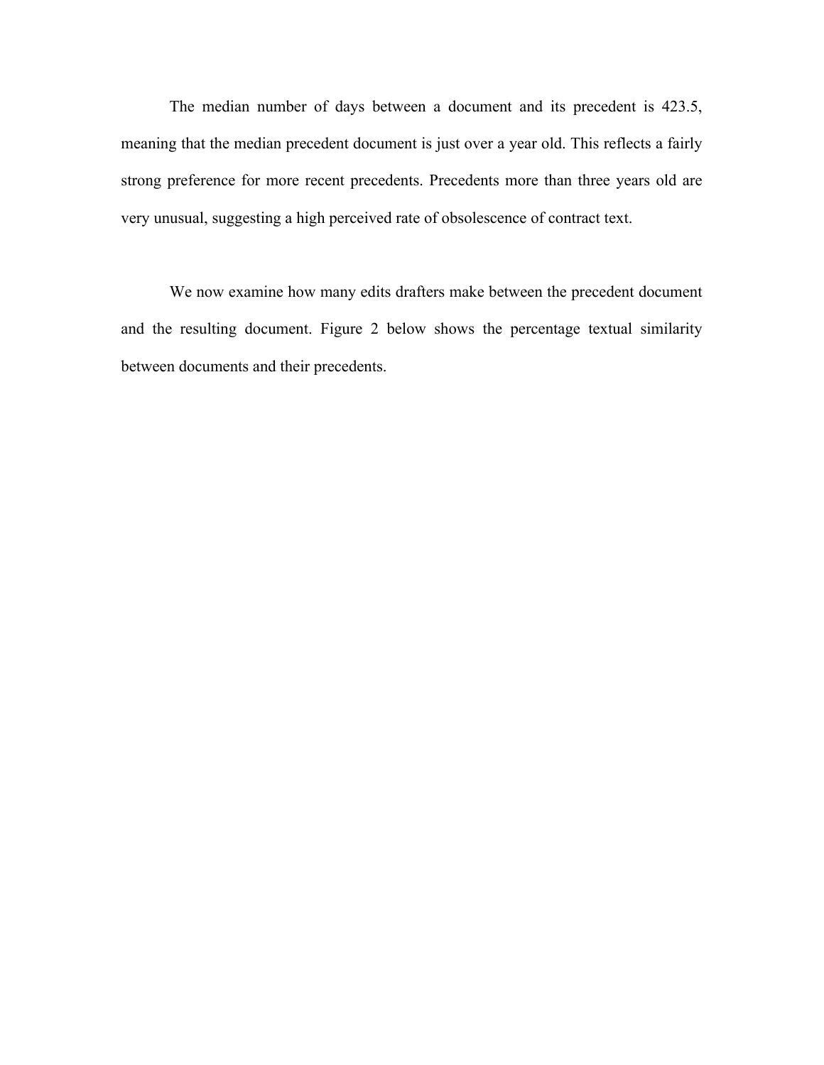The median number of days between a document and its precedent is 423.5, meaning that the median precedent document is just over a year old. This reflects a fairly strong preference for more recent precedents. Precedents more than three years old are very unusual, suggesting a high perceived rate of obsolescence of contract text.

We now examine how many edits drafters make between the precedent document and the resulting document. Figure 2 below shows the percentage textual similarity between documents and their precedents.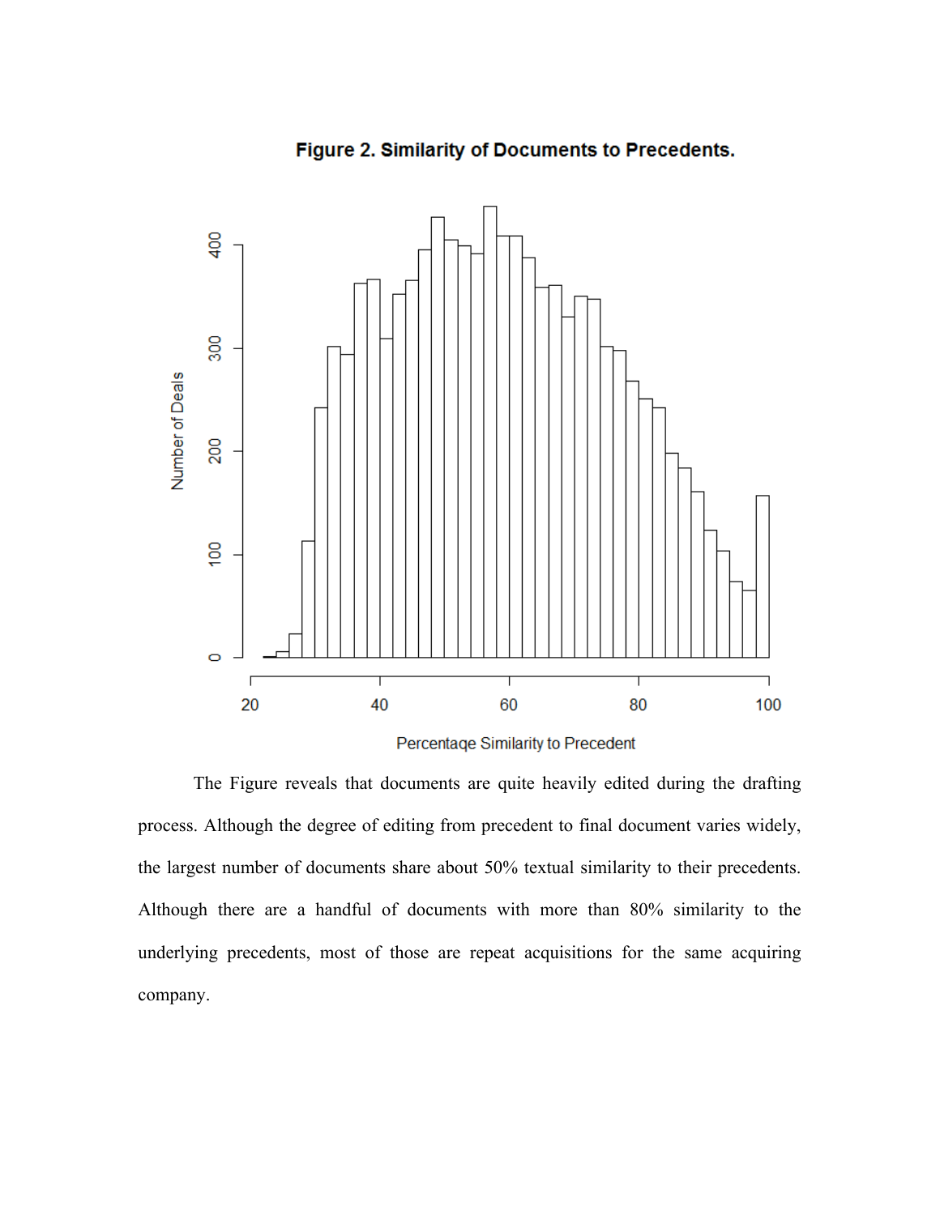**Figure 2. Similarity of Documents to Precedents.**

The Figure reveals that documents are quite heavily edited during the drafting process. Although the degree of editing from precedent to final document varies widely, the largest number of documents share about 50% textual similarity to their precedents. Although there are a handful of documents with more than 80% similarity to the underlying precedents, most of those are repeat acquisitions for the same acquiring company.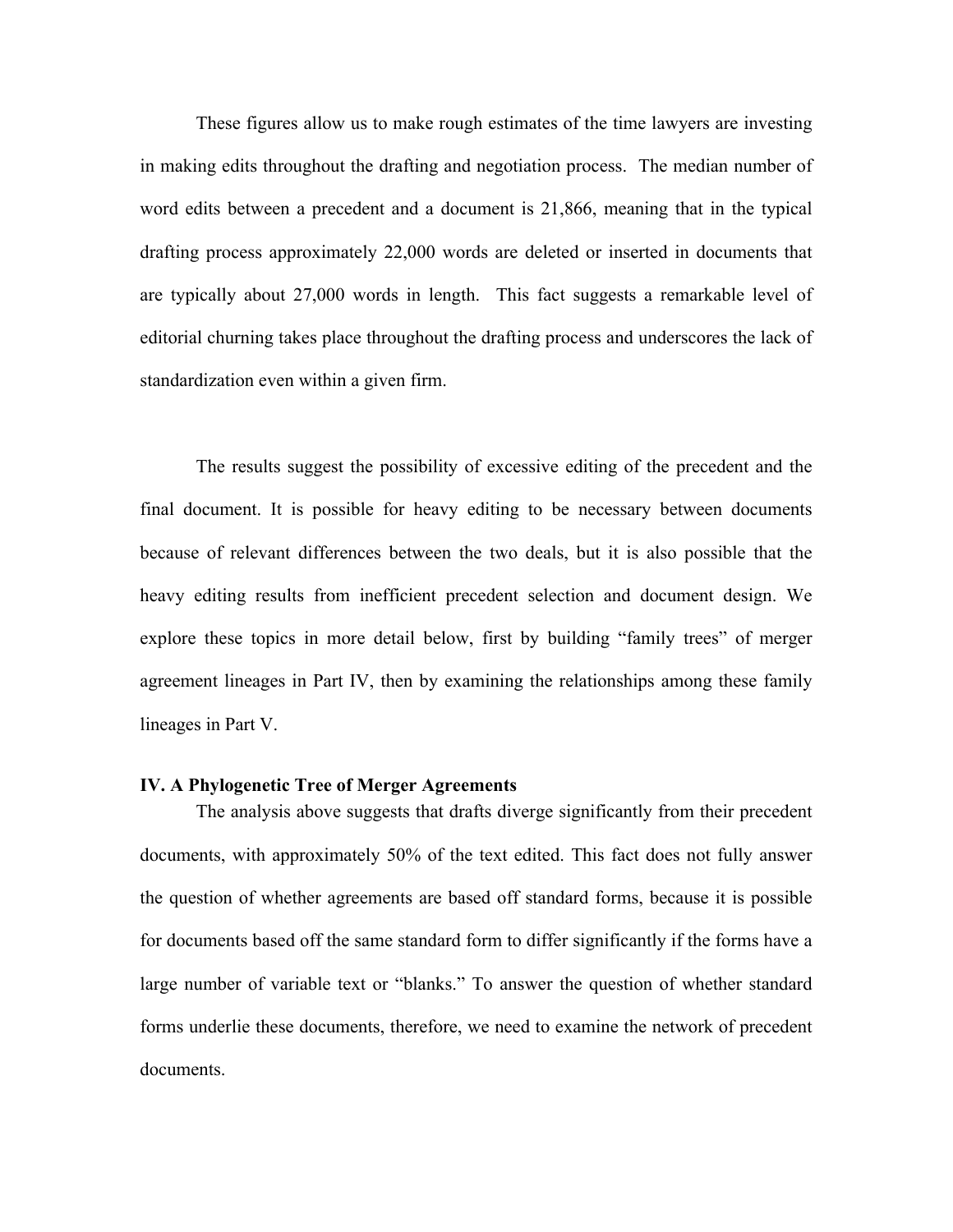These figures allow us to make rough estimates of the time lawyers are investing in making edits throughout the drafting and negotiation process. The median number of word edits between a precedent and a document is 21,866, meaning that in the typical drafting process approximately 22,000 words are deleted or inserted in documents that are typically about 27,000 words in length. This fact suggests a remarkable level of editorial churning takes place throughout the drafting process and underscores the lack of standardization even within a given firm.

The results suggest the possibility of excessive editing of the precedent and the final document. It is possible for heavy editing to be necessary between documents because of relevant differences between the two deals, but it is also possible that the heavy editing results from inefficient precedent selection and document design. We explore these topics in more detail below, first by building "family trees" of merger agreement lineages in Part IV, then by examining the relationships among these family lineages in Part V.

## IV. A Phylogenetic Tree of Merger Agreements

The analysis above suggests that drafts diverge significantly from their precedent documents, with approximately 50% of the text edited. This fact does not fully answer the question of whether agreements are based off standard forms, because it is possible for documents based off the same standard form to differ significantly if the forms have a large number of variable text or "blanks." To answer the question of whether standard forms underlie these documents, therefore, we need to examine the network of precedent documents.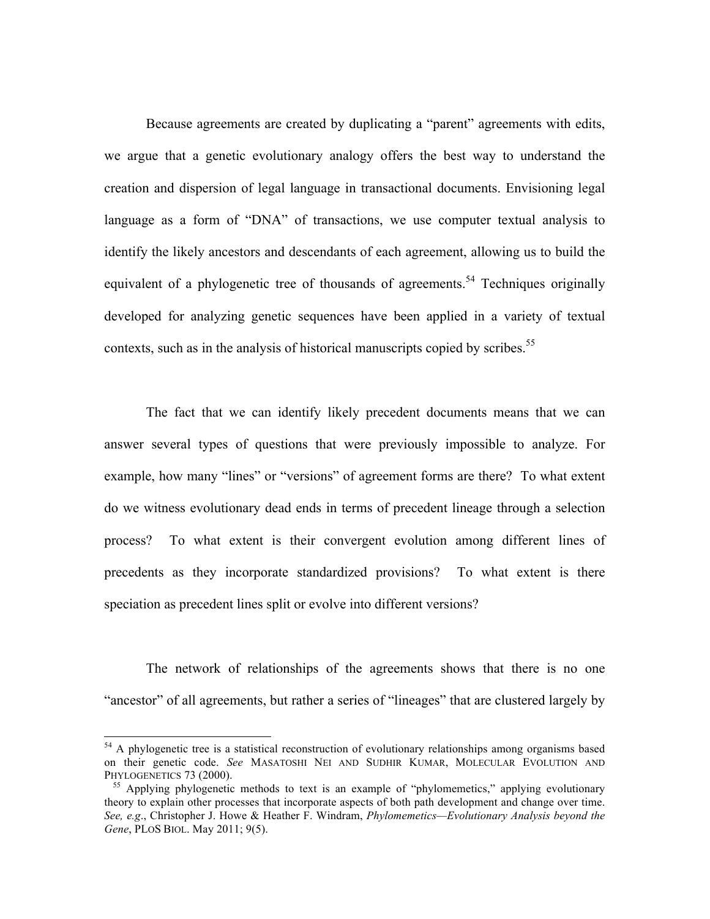Because agreements are created by duplicating a "parent" agreements with edits, we argue that a genetic evolutionary analogy offers the best way to understand the creation and dispersion of legal language in transactional documents. Envisioning legal language as a form of "DNA" of transactions, we use computer textual analysis to identify the likely ancestors and descendants of each agreement, allowing us to build the equivalent of a phylogenetic tree of thousands of agreements.[54] Techniques originally developed for analyzing genetic sequences have been applied in a variety of textual contexts, such as in the analysis of historical manuscripts copied by scribes.[55]

The fact that we can identify likely precedent documents means that we can answer several types of questions that were previously impossible to analyze. For example, how many "lines" or "versions" of agreement forms are there? To what extent do we witness evolutionary dead ends in terms of precedent lineage through a selection process? To what extent is their convergent evolution among different lines of precedents as they incorporate standardized provisions? To what extent is there speciation as precedent lines split or evolve into different versions?

The network of relationships of the agreements shows that there is no one "ancestor" of all agreements, but rather a series of "lineages" that are clustered largely by

---

[54] A phylogenetic tree is a statistical reconstruction of evolutionary relationships among organisms based on their genetic code. *See* MASATOSHI NEI AND SUDHIR KUMAR, MOLECULAR EVOLUTION AND PHYLOGENETICS 73 (2000).

[55] Applying phylogenetic methods to text is an example of "phylomemetics," applying evolutionary theory to explain other processes that incorporate aspects of both path development and change over time. *See, e.g*., Christopher J. Howe & Heather F. Windram, *Phylomemetics—Evolutionary Analysis beyond the Gene*, PLOS BIOL. May 2011; 9(5).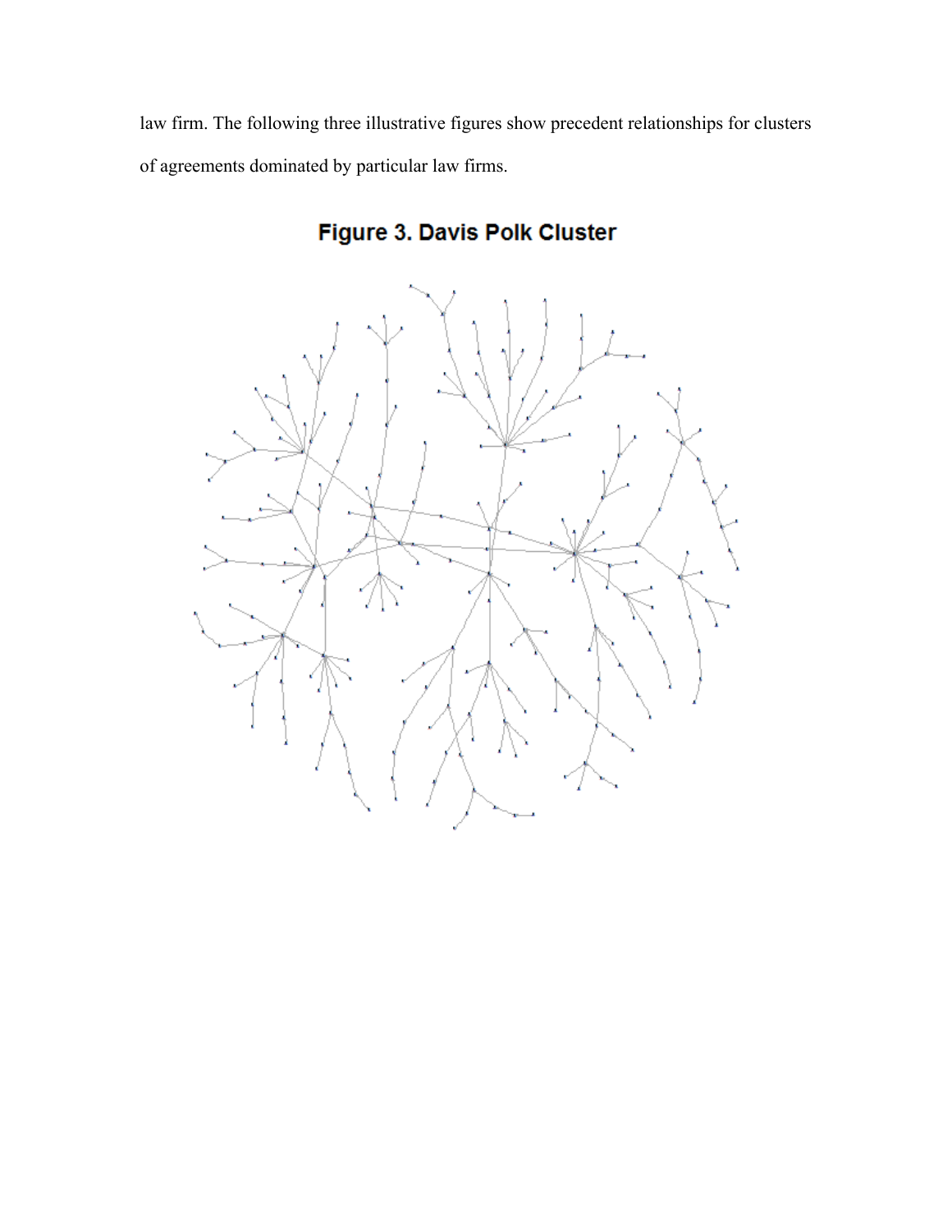law firm. The following three illustrative figures show precedent relationships for clusters of agreements dominated by particular law firms.

**Figure 3. Davis Polk Cluster**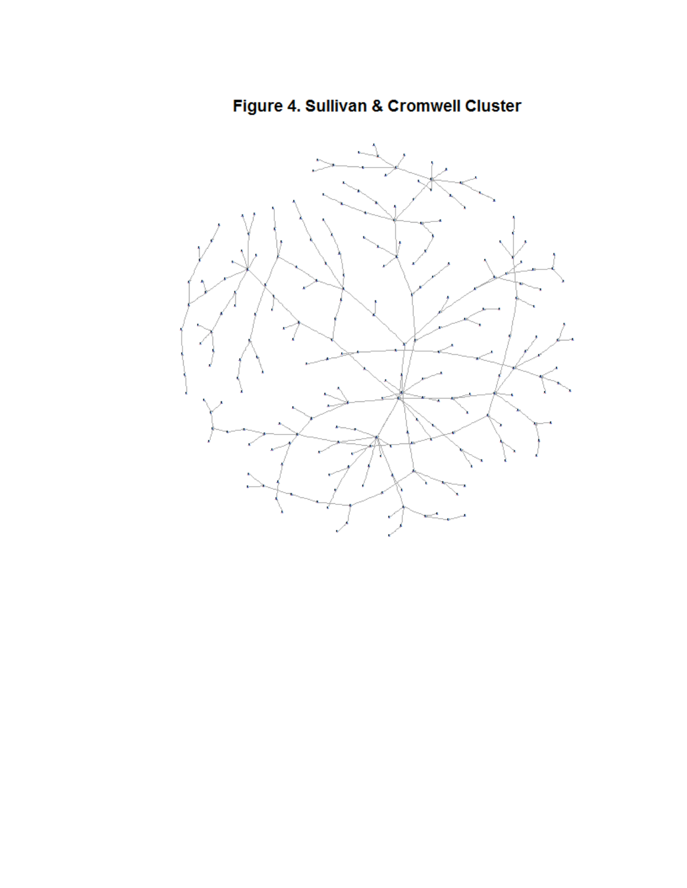**Figure 4. Sullivan & Cromwell Cluster**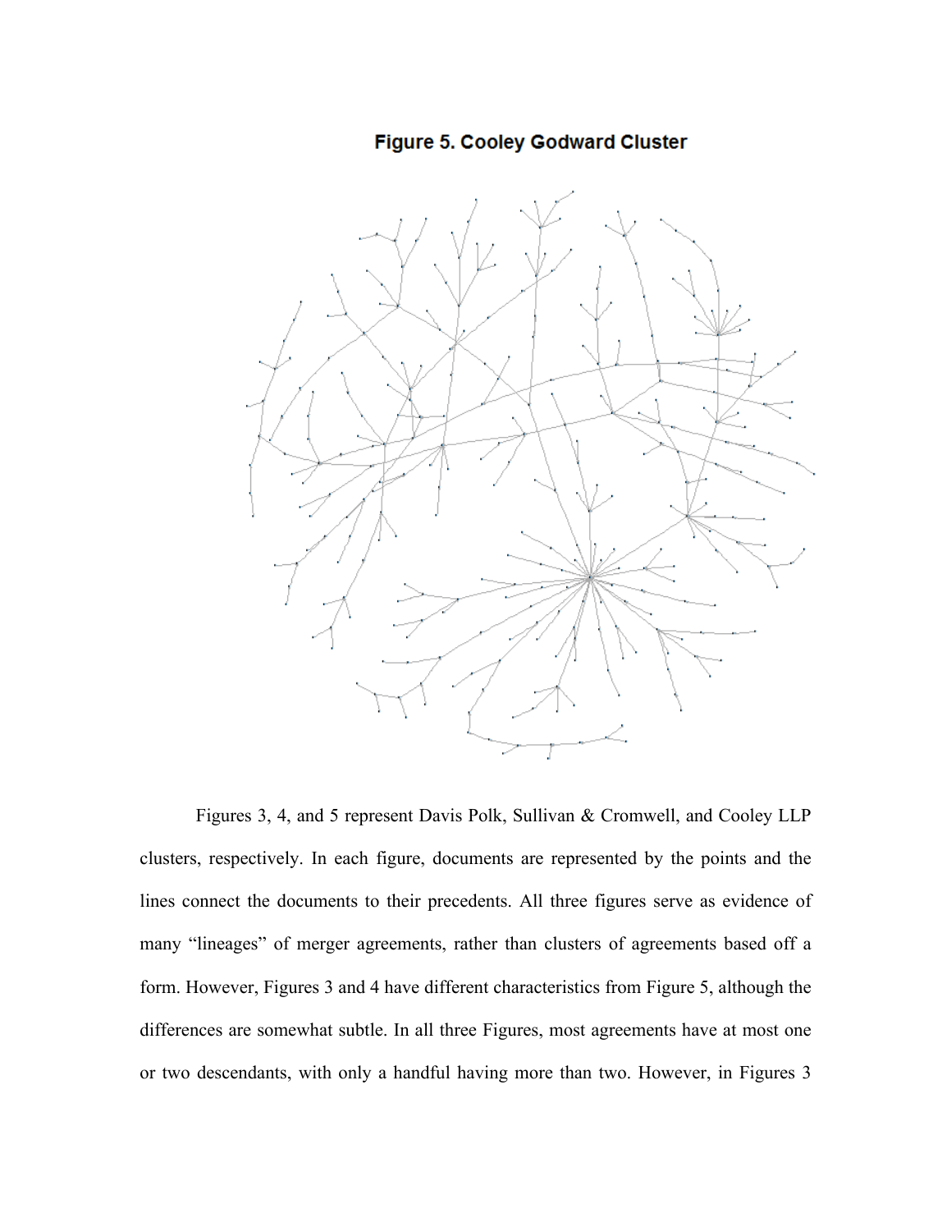**Figure 5. Cooley Godward Cluster**

Figures 3, 4, and 5 represent Davis Polk, Sullivan & Cromwell, and Cooley LLP clusters, respectively. In each figure, documents are represented by the points and the lines connect the documents to their precedents. All three figures serve as evidence of many "lineages" of merger agreements, rather than clusters of agreements based off a form. However, Figures 3 and 4 have different characteristics from Figure 5, although the differences are somewhat subtle. In all three Figures, most agreements have at most one or two descendants, with only a handful having more than two. However, in Figures 3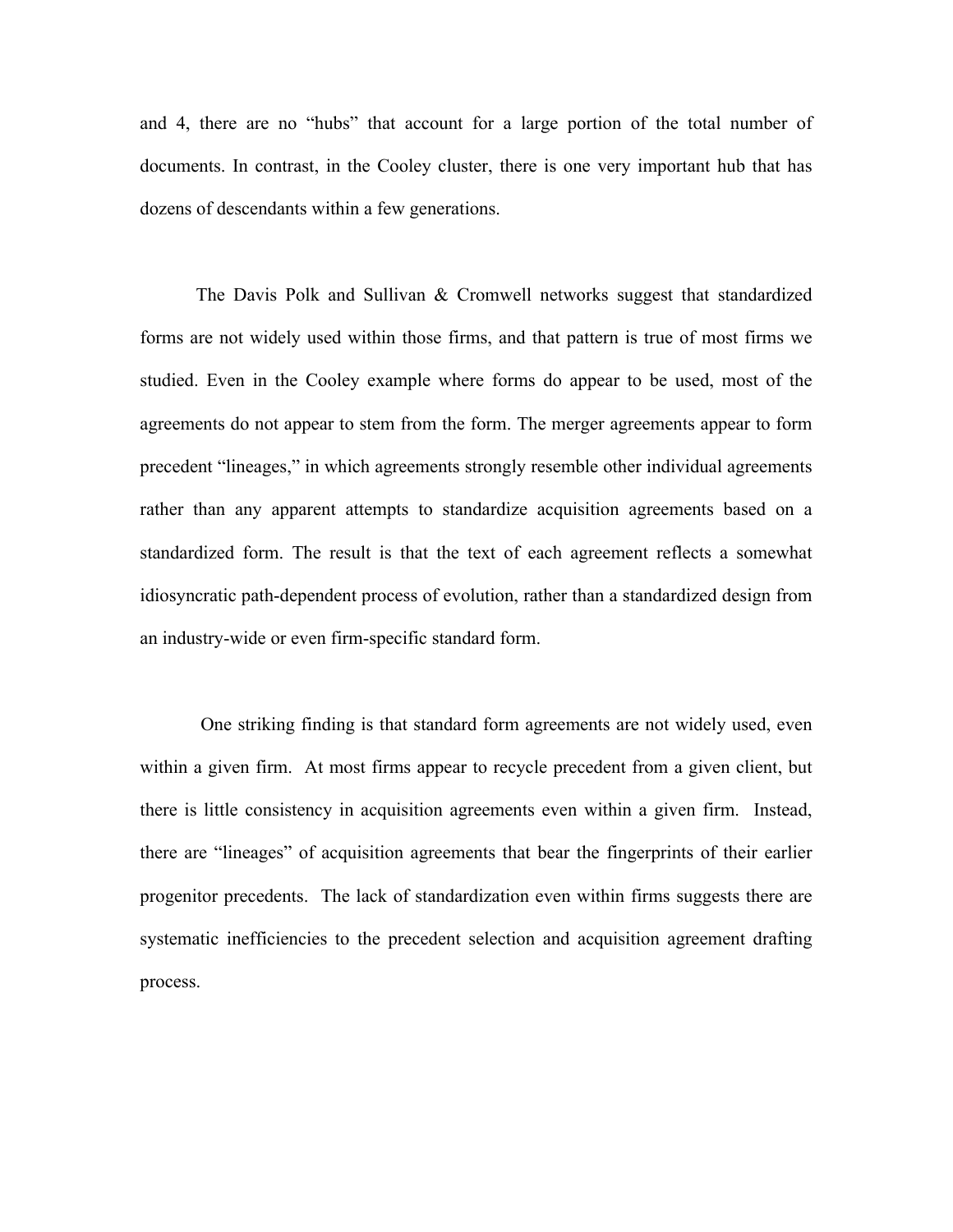and 4, there are no "hubs" that account for a large portion of the total number of documents. In contrast, in the Cooley cluster, there is one very important hub that has dozens of descendants within a few generations.

The Davis Polk and Sullivan & Cromwell networks suggest that standardized forms are not widely used within those firms, and that pattern is true of most firms we studied. Even in the Cooley example where forms do appear to be used, most of the agreements do not appear to stem from the form. The merger agreements appear to form precedent "lineages," in which agreements strongly resemble other individual agreements rather than any apparent attempts to standardize acquisition agreements based on a standardized form. The result is that the text of each agreement reflects a somewhat idiosyncratic path-dependent process of evolution, rather than a standardized design from an industry-wide or even firm-specific standard form.

One striking finding is that standard form agreements are not widely used, even within a given firm. At most firms appear to recycle precedent from a given client, but there is little consistency in acquisition agreements even within a given firm. Instead, there are "lineages" of acquisition agreements that bear the fingerprints of their earlier progenitor precedents. The lack of standardization even within firms suggests there are systematic inefficiencies to the precedent selection and acquisition agreement drafting process.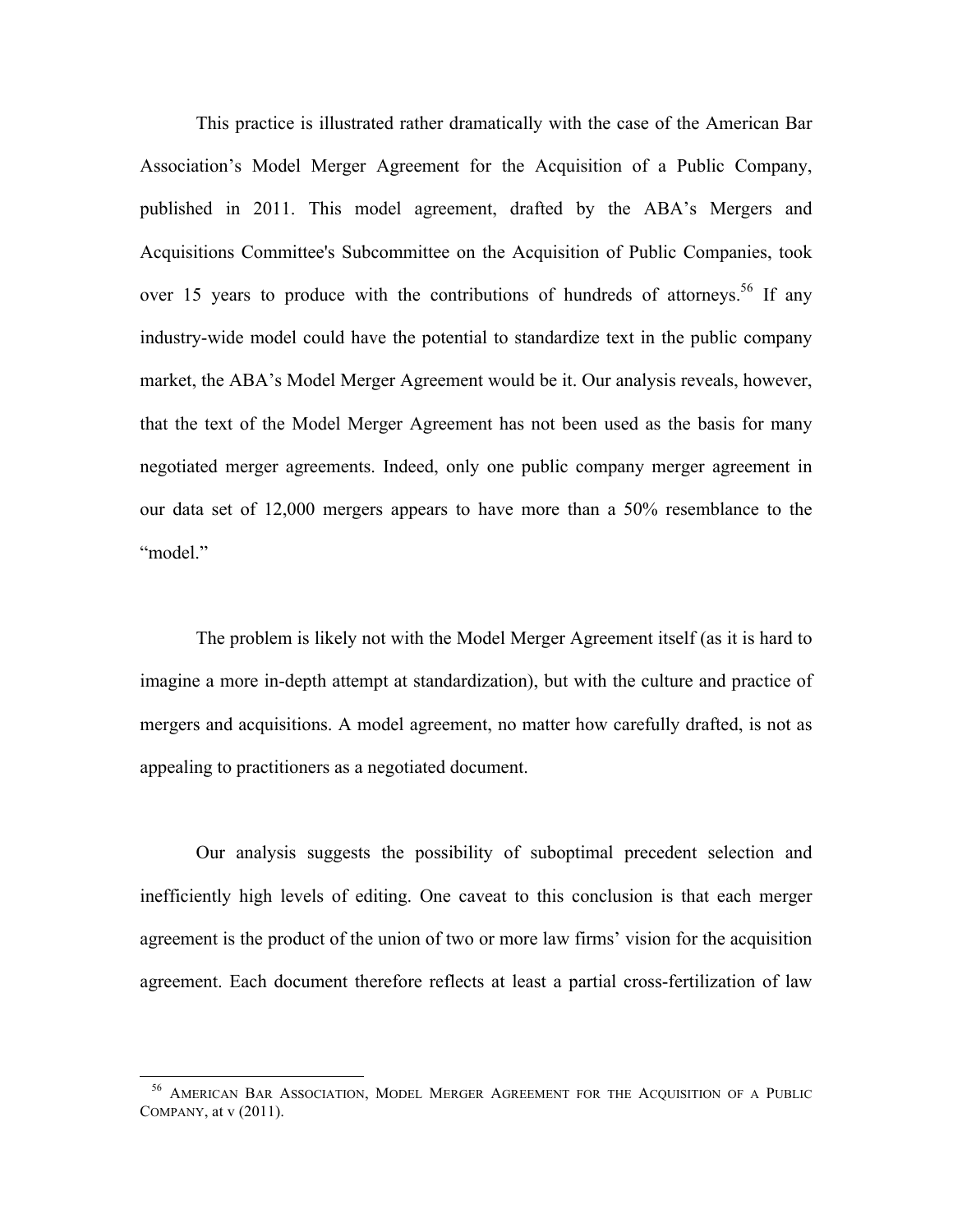This practice is illustrated rather dramatically with the case of the American Bar Association's Model Merger Agreement for the Acquisition of a Public Company, published in 2011. This model agreement, drafted by the ABA's Mergers and Acquisitions Committee's Subcommittee on the Acquisition of Public Companies, took over 15 years to produce with the contributions of hundreds of attorneys.[56] If any industry-wide model could have the potential to standardize text in the public company market, the ABA's Model Merger Agreement would be it. Our analysis reveals, however, that the text of the Model Merger Agreement has not been used as the basis for many negotiated merger agreements. Indeed, only one public company merger agreement in our data set of 12,000 mergers appears to have more than a 50% resemblance to the "model."

The problem is likely not with the Model Merger Agreement itself (as it is hard to imagine a more in-depth attempt at standardization), but with the culture and practice of mergers and acquisitions. A model agreement, no matter how carefully drafted, is not as appealing to practitioners as a negotiated document.

Our analysis suggests the possibility of suboptimal precedent selection and inefficiently high levels of editing. One caveat to this conclusion is that each merger agreement is the product of the union of two or more law firms' vision for the acquisition agreement. Each document therefore reflects at least a partial cross-fertilization of law

---

[56] AMERICAN BAR ASSOCIATION, MODEL MERGER AGREEMENT FOR THE ACQUISITION OF A PUBLIC COMPANY, at v (2011).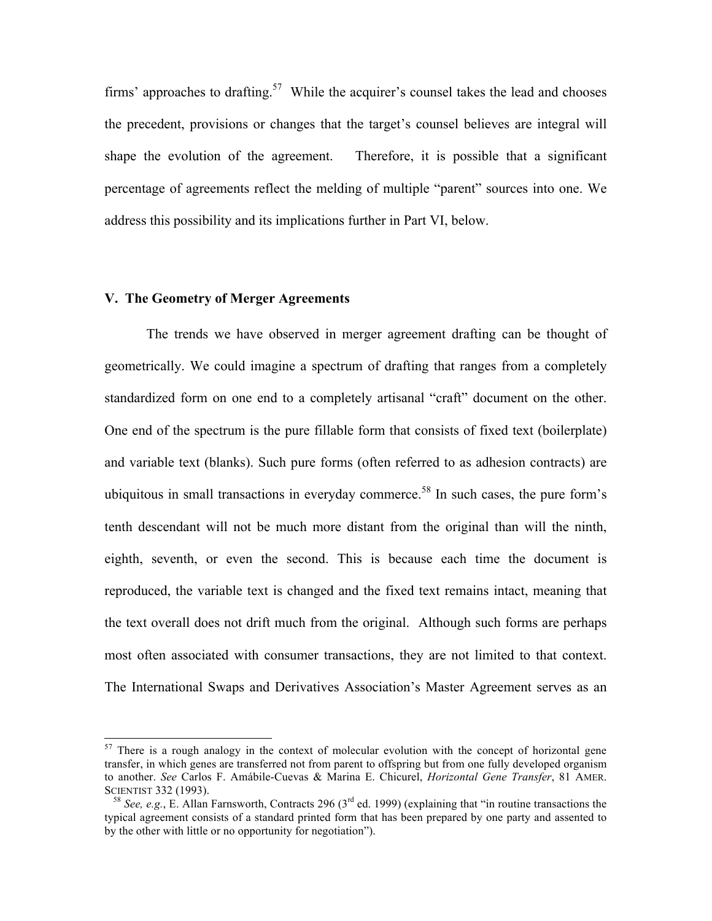firms' approaches to drafting.[57] While the acquirer's counsel takes the lead and chooses the precedent, provisions or changes that the target's counsel believes are integral will shape the evolution of the agreement. Therefore, it is possible that a significant percentage of agreements reflect the melding of multiple "parent" sources into one. We address this possibility and its implications further in Part VI, below.

## V. The Geometry of Merger Agreements

The trends we have observed in merger agreement drafting can be thought of geometrically. We could imagine a spectrum of drafting that ranges from a completely standardized form on one end to a completely artisanal "craft" document on the other. One end of the spectrum is the pure fillable form that consists of fixed text (boilerplate) and variable text (blanks). Such pure forms (often referred to as adhesion contracts) are ubiquitous in small transactions in everyday commerce.[58] In such cases, the pure form's tenth descendant will not be much more distant from the original than will the ninth, eighth, seventh, or even the second. This is because each time the document is reproduced, the variable text is changed and the fixed text remains intact, meaning that the text overall does not drift much from the original. Although such forms are perhaps most often associated with consumer transactions, they are not limited to that context. The International Swaps and Derivatives Association's Master Agreement serves as an

---

[57] There is a rough analogy in the context of molecular evolution with the concept of horizontal gene transfer, in which genes are transferred not from parent to offspring but from one fully developed organism to another. *See* Carlos F. Amábile-Cuevas & Marina E. Chicurel, *Horizontal Gene Transfer*, 81 AMER. SCIENTIST 332 (1993).

[58] *See, e.g.*, E. Allan Farnsworth, Contracts 296 (3rd ed. 1999) (explaining that "in routine transactions the typical agreement consists of a standard printed form that has been prepared by one party and assented to by the other with little or no opportunity for negotiation").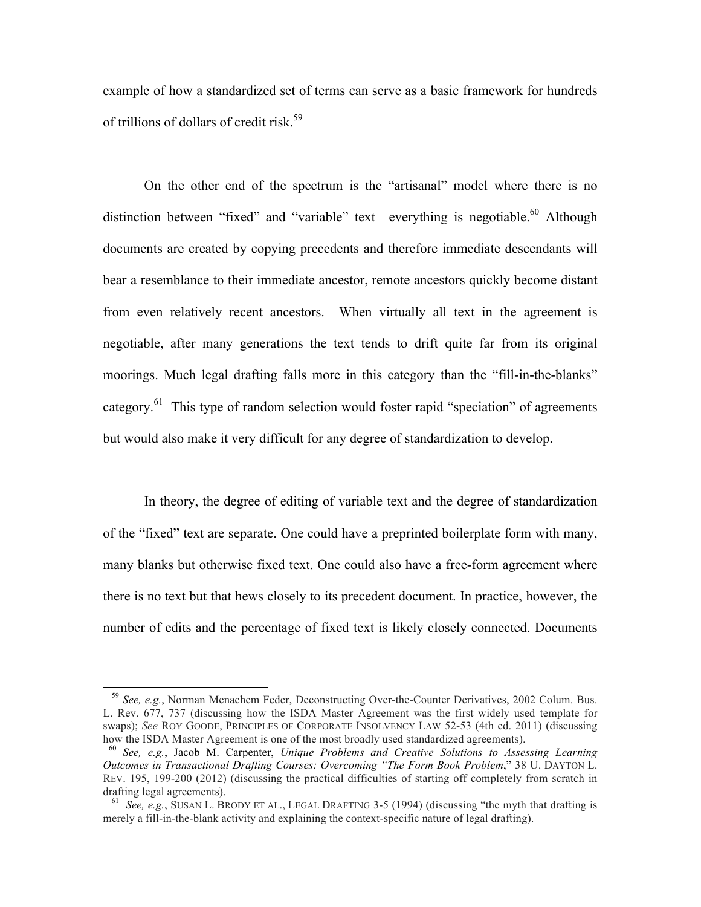example of how a standardized set of terms can serve as a basic framework for hundreds of trillions of dollars of credit risk.[59]

On the other end of the spectrum is the "artisanal" model where there is no distinction between "fixed" and "variable" text—everything is negotiable.[60] Although documents are created by copying precedents and therefore immediate descendants will bear a resemblance to their immediate ancestor, remote ancestors quickly become distant from even relatively recent ancestors. When virtually all text in the agreement is negotiable, after many generations the text tends to drift quite far from its original moorings. Much legal drafting falls more in this category than the "fill-in-the-blanks" category.[61] This type of random selection would foster rapid "speciation" of agreements but would also make it very difficult for any degree of standardization to develop.

In theory, the degree of editing of variable text and the degree of standardization of the "fixed" text are separate. One could have a preprinted boilerplate form with many, many blanks but otherwise fixed text. One could also have a free-form agreement where there is no text but that hews closely to its precedent document. In practice, however, the number of edits and the percentage of fixed text is likely closely connected. Documents

---

[59] *See, e.g.*, Norman Menachem Feder, Deconstructing Over-the-Counter Derivatives, 2002 Colum. Bus. L. Rev. 677, 737 (discussing how the ISDA Master Agreement was the first widely used template for swaps); *See* ROY GOODE, PRINCIPLES OF CORPORATE INSOLVENCY LAW 52-53 (4th ed. 2011) (discussing how the ISDA Master Agreement is one of the most broadly used standardized agreements).

[60] *See, e.g.*, Jacob M. Carpenter, *Unique Problems and Creative Solutions to Assessing Learning Outcomes in Transactional Drafting Courses: Overcoming "The Form Book Problem*," 38 U. DAYTON L. REV. 195, 199-200 (2012) (discussing the practical difficulties of starting off completely from scratch in drafting legal agreements).

[61] *See, e.g.*, SUSAN L. BRODY ET AL., LEGAL DRAFTING 3-5 (1994) (discussing "the myth that drafting is merely a fill-in-the-blank activity and explaining the context-specific nature of legal drafting).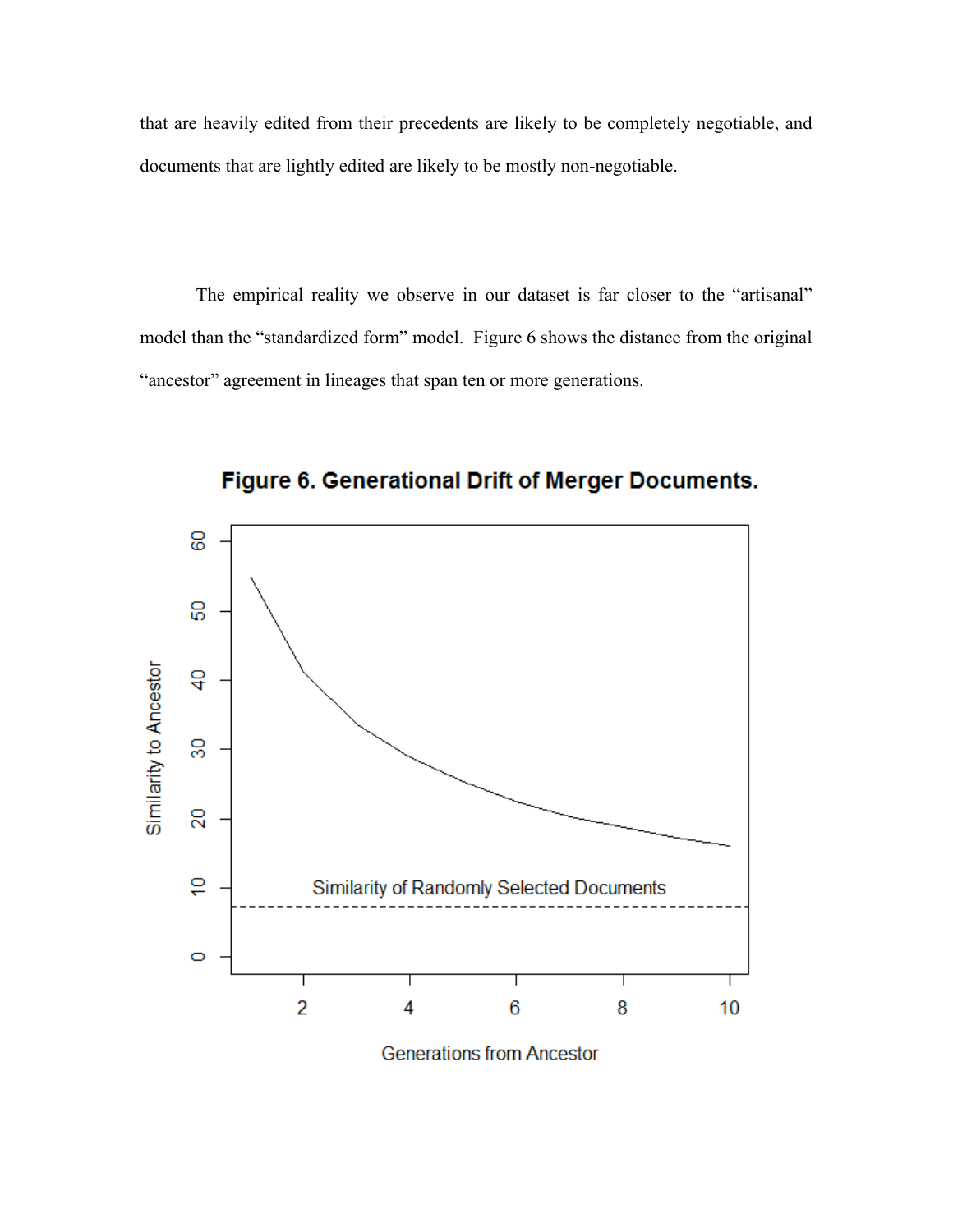that are heavily edited from their precedents are likely to be completely negotiable, and documents that are lightly edited are likely to be mostly non-negotiable.

The empirical reality we observe in our dataset is far closer to the "artisanal" model than the "standardized form" model. Figure 6 shows the distance from the original "ancestor" agreement in lineages that span ten or more generations.

**Figure 6. Generational Drift of Merger Documents.**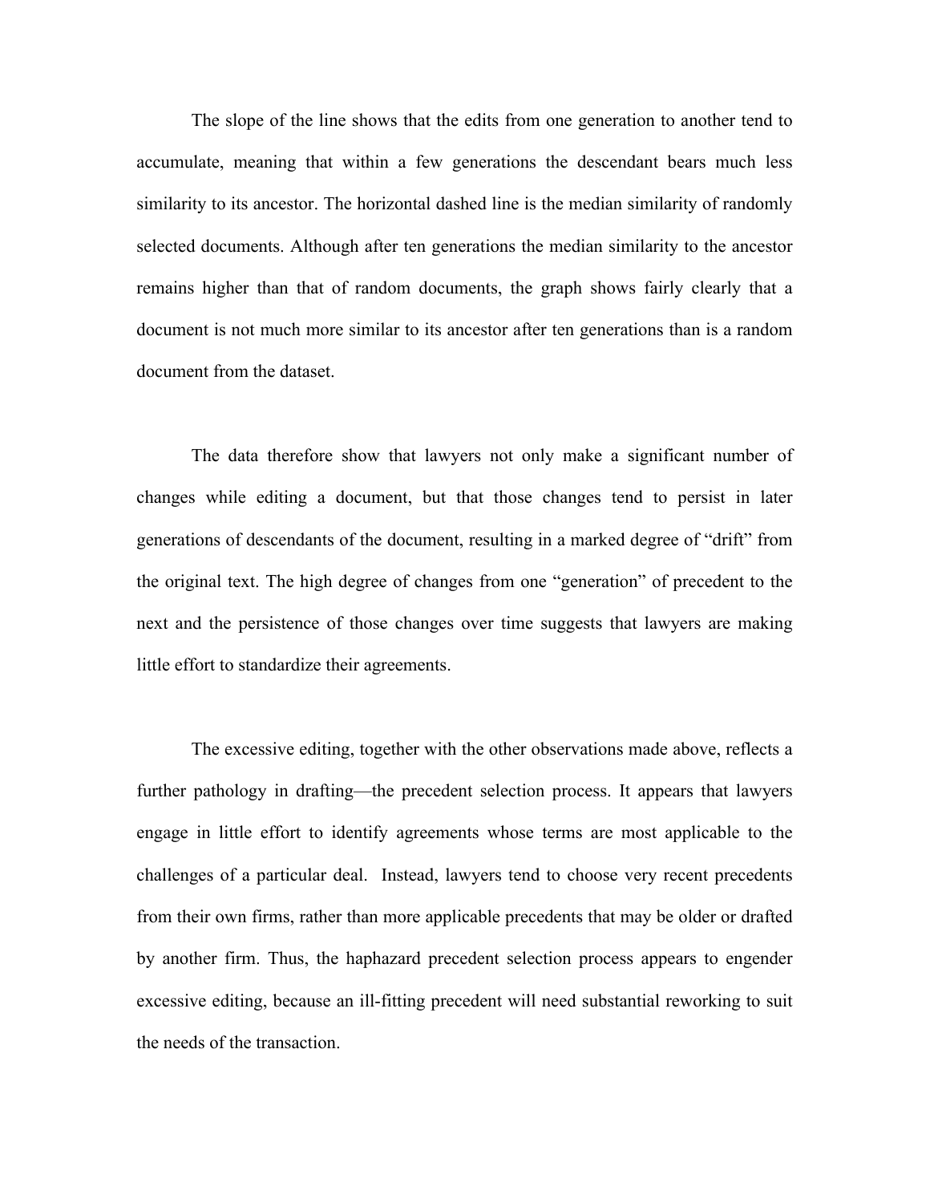The slope of the line shows that the edits from one generation to another tend to accumulate, meaning that within a few generations the descendant bears much less similarity to its ancestor. The horizontal dashed line is the median similarity of randomly selected documents. Although after ten generations the median similarity to the ancestor remains higher than that of random documents, the graph shows fairly clearly that a document is not much more similar to its ancestor after ten generations than is a random document from the dataset.

The data therefore show that lawyers not only make a significant number of changes while editing a document, but that those changes tend to persist in later generations of descendants of the document, resulting in a marked degree of "drift" from the original text. The high degree of changes from one "generation" of precedent to the next and the persistence of those changes over time suggests that lawyers are making little effort to standardize their agreements.

The excessive editing, together with the other observations made above, reflects a further pathology in drafting—the precedent selection process. It appears that lawyers engage in little effort to identify agreements whose terms are most applicable to the challenges of a particular deal. Instead, lawyers tend to choose very recent precedents from their own firms, rather than more applicable precedents that may be older or drafted by another firm. Thus, the haphazard precedent selection process appears to engender excessive editing, because an ill-fitting precedent will need substantial reworking to suit the needs of the transaction.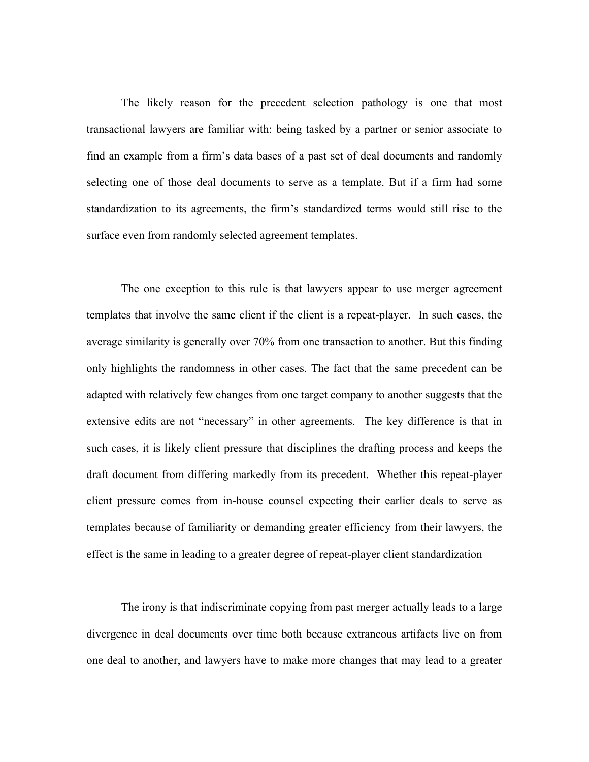The likely reason for the precedent selection pathology is one that most transactional lawyers are familiar with: being tasked by a partner or senior associate to find an example from a firm's data bases of a past set of deal documents and randomly selecting one of those deal documents to serve as a template. But if a firm had some standardization to its agreements, the firm's standardized terms would still rise to the surface even from randomly selected agreement templates.

The one exception to this rule is that lawyers appear to use merger agreement templates that involve the same client if the client is a repeat-player. In such cases, the average similarity is generally over 70% from one transaction to another. But this finding only highlights the randomness in other cases. The fact that the same precedent can be adapted with relatively few changes from one target company to another suggests that the extensive edits are not "necessary" in other agreements. The key difference is that in such cases, it is likely client pressure that disciplines the drafting process and keeps the draft document from differing markedly from its precedent. Whether this repeat-player client pressure comes from in-house counsel expecting their earlier deals to serve as templates because of familiarity or demanding greater efficiency from their lawyers, the effect is the same in leading to a greater degree of repeat-player client standardization

The irony is that indiscriminate copying from past merger actually leads to a large divergence in deal documents over time both because extraneous artifacts live on from one deal to another, and lawyers have to make more changes that may lead to a greater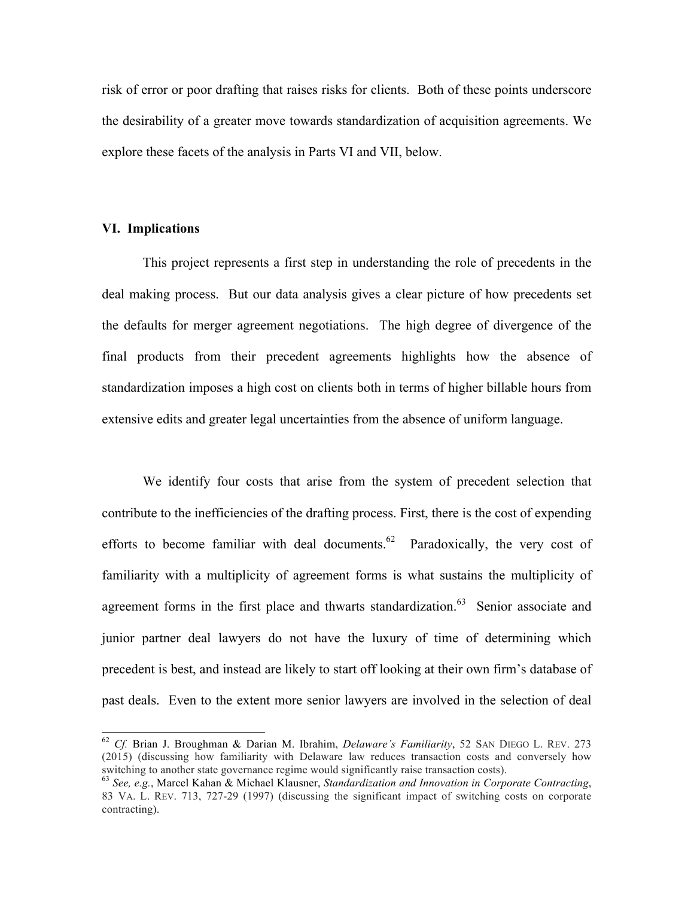risk of error or poor drafting that raises risks for clients. Both of these points underscore the desirability of a greater move towards standardization of acquisition agreements. We explore these facets of the analysis in Parts VI and VII, below.

## VI. Implications

This project represents a first step in understanding the role of precedents in the deal making process. But our data analysis gives a clear picture of how precedents set the defaults for merger agreement negotiations. The high degree of divergence of the final products from their precedent agreements highlights how the absence of standardization imposes a high cost on clients both in terms of higher billable hours from extensive edits and greater legal uncertainties from the absence of uniform language.

We identify four costs that arise from the system of precedent selection that contribute to the inefficiencies of the drafting process. First, there is the cost of expending efforts to become familiar with deal documents.[62] Paradoxically, the very cost of familiarity with a multiplicity of agreement forms is what sustains the multiplicity of agreement forms in the first place and thwarts standardization.[63] Senior associate and junior partner deal lawyers do not have the luxury of time of determining which precedent is best, and instead are likely to start off looking at their own firm's database of past deals. Even to the extent more senior lawyers are involved in the selection of deal

---

[62] *Cf.* Brian J. Broughman & Darian M. Ibrahim, *Delaware's Familiarity*, 52 SAN DIEGO L. REV. 273 (2015) (discussing how familiarity with Delaware law reduces transaction costs and conversely how switching to another state governance regime would significantly raise transaction costs).

[63] *See, e.g.*, Marcel Kahan & Michael Klausner, *Standardization and Innovation in Corporate Contracting*, 83 VA. L. REV. 713, 727-29 (1997) (discussing the significant impact of switching costs on corporate contracting).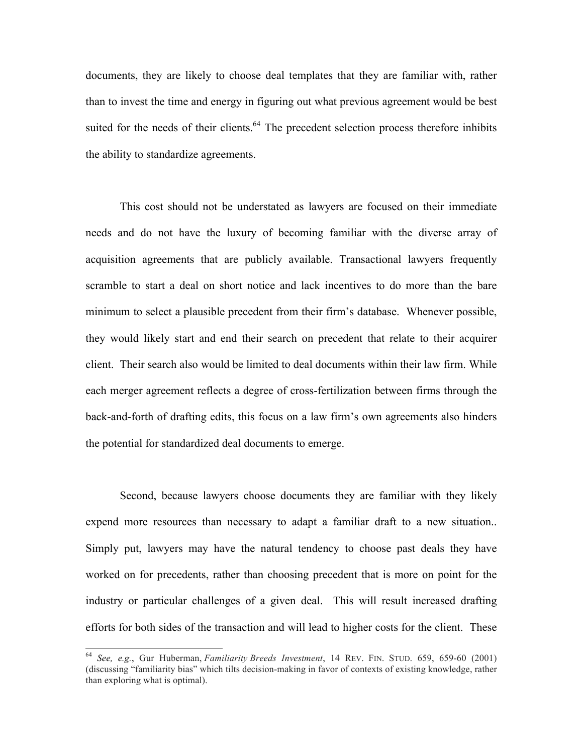documents, they are likely to choose deal templates that they are familiar with, rather than to invest the time and energy in figuring out what previous agreement would be best suited for the needs of their clients.[64] The precedent selection process therefore inhibits the ability to standardize agreements.

This cost should not be understated as lawyers are focused on their immediate needs and do not have the luxury of becoming familiar with the diverse array of acquisition agreements that are publicly available. Transactional lawyers frequently scramble to start a deal on short notice and lack incentives to do more than the bare minimum to select a plausible precedent from their firm's database. Whenever possible, they would likely start and end their search on precedent that relate to their acquirer client. Their search also would be limited to deal documents within their law firm. While each merger agreement reflects a degree of cross-fertilization between firms through the back-and-forth of drafting edits, this focus on a law firm's own agreements also hinders the potential for standardized deal documents to emerge.

Second, because lawyers choose documents they are familiar with they likely expend more resources than necessary to adapt a familiar draft to a new situation.. Simply put, lawyers may have the natural tendency to choose past deals they have worked on for precedents, rather than choosing precedent that is more on point for the industry or particular challenges of a given deal. This will result increased drafting efforts for both sides of the transaction and will lead to higher costs for the client. These

---

[64] *See, e.g.*, Gur Huberman, *Familiarity Breeds Investment*, 14 REV. FIN. STUD. 659, 659-60 (2001) (discussing "familiarity bias" which tilts decision-making in favor of contexts of existing knowledge, rather than exploring what is optimal).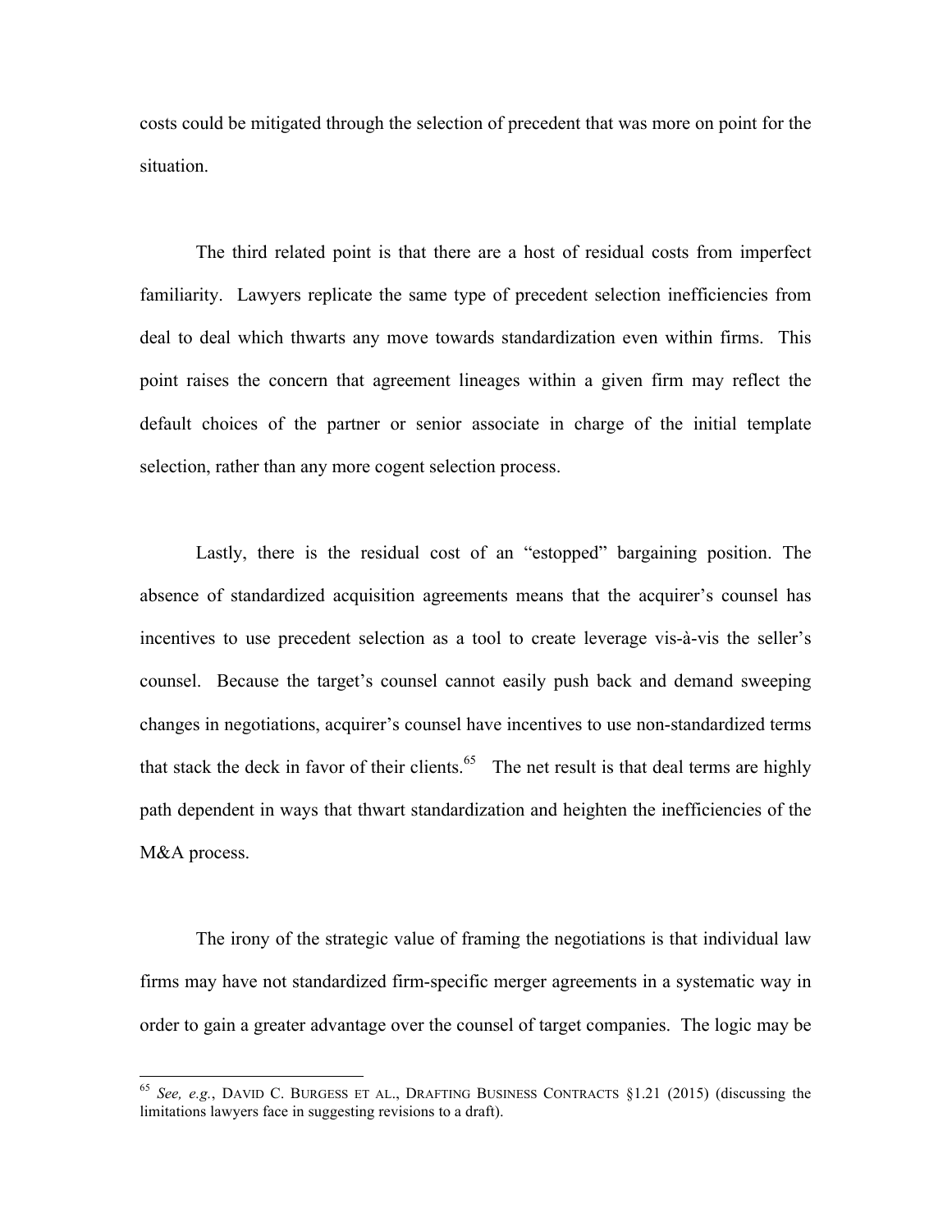costs could be mitigated through the selection of precedent that was more on point for the situation.

The third related point is that there are a host of residual costs from imperfect familiarity. Lawyers replicate the same type of precedent selection inefficiencies from deal to deal which thwarts any move towards standardization even within firms. This point raises the concern that agreement lineages within a given firm may reflect the default choices of the partner or senior associate in charge of the initial template selection, rather than any more cogent selection process.

Lastly, there is the residual cost of an "estopped" bargaining position. The absence of standardized acquisition agreements means that the acquirer's counsel has incentives to use precedent selection as a tool to create leverage vis-à-vis the seller's counsel. Because the target's counsel cannot easily push back and demand sweeping changes in negotiations, acquirer's counsel have incentives to use non-standardized terms that stack the deck in favor of their clients.[65] The net result is that deal terms are highly path dependent in ways that thwart standardization and heighten the inefficiencies of the M&A process.

The irony of the strategic value of framing the negotiations is that individual law firms may have not standardized firm-specific merger agreements in a systematic way in order to gain a greater advantage over the counsel of target companies. The logic may be

---

[65] *See, e.g.*, DAVID C. BURGESS ET AL., DRAFTING BUSINESS CONTRACTS §1.21 (2015) (discussing the limitations lawyers face in suggesting revisions to a draft).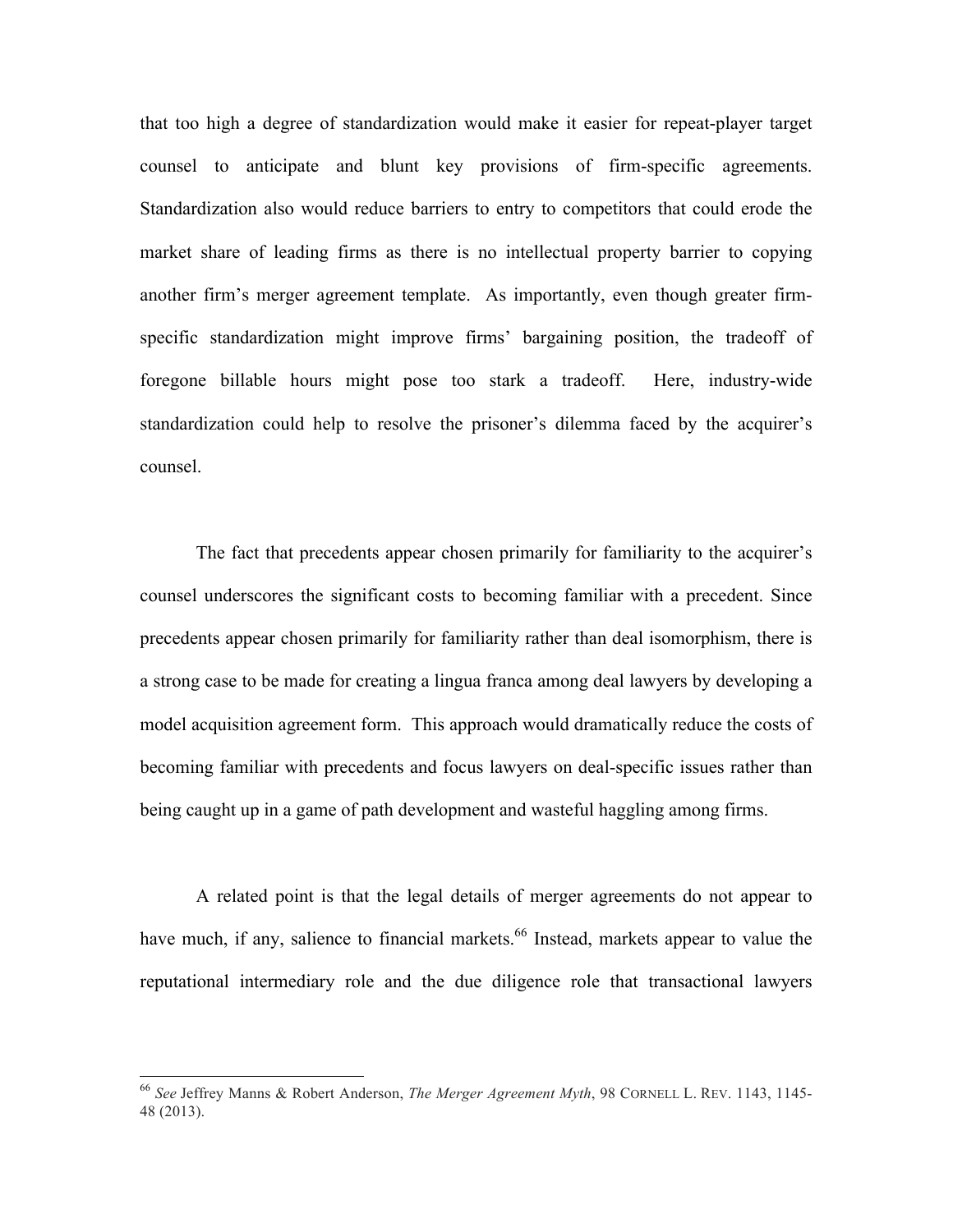that too high a degree of standardization would make it easier for repeat-player target counsel to anticipate and blunt key provisions of firm-specific agreements. Standardization also would reduce barriers to entry to competitors that could erode the market share of leading firms as there is no intellectual property barrier to copying another firm's merger agreement template. As importantly, even though greater firm-specific standardization might improve firms' bargaining position, the tradeoff of foregone billable hours might pose too stark a tradeoff. Here, industry-wide standardization could help to resolve the prisoner's dilemma faced by the acquirer's counsel.

The fact that precedents appear chosen primarily for familiarity to the acquirer's counsel underscores the significant costs to becoming familiar with a precedent. Since precedents appear chosen primarily for familiarity rather than deal isomorphism, there is a strong case to be made for creating a lingua franca among deal lawyers by developing a model acquisition agreement form. This approach would dramatically reduce the costs of becoming familiar with precedents and focus lawyers on deal-specific issues rather than being caught up in a game of path development and wasteful haggling among firms.

A related point is that the legal details of merger agreements do not appear to have much, if any, salience to financial markets.[66] Instead, markets appear to value the reputational intermediary role and the due diligence role that transactional lawyers

---

[66] *See* Jeffrey Manns & Robert Anderson, *The Merger Agreement Myth*, 98 CORNELL L. REV. 1143, 1145-48 (2013).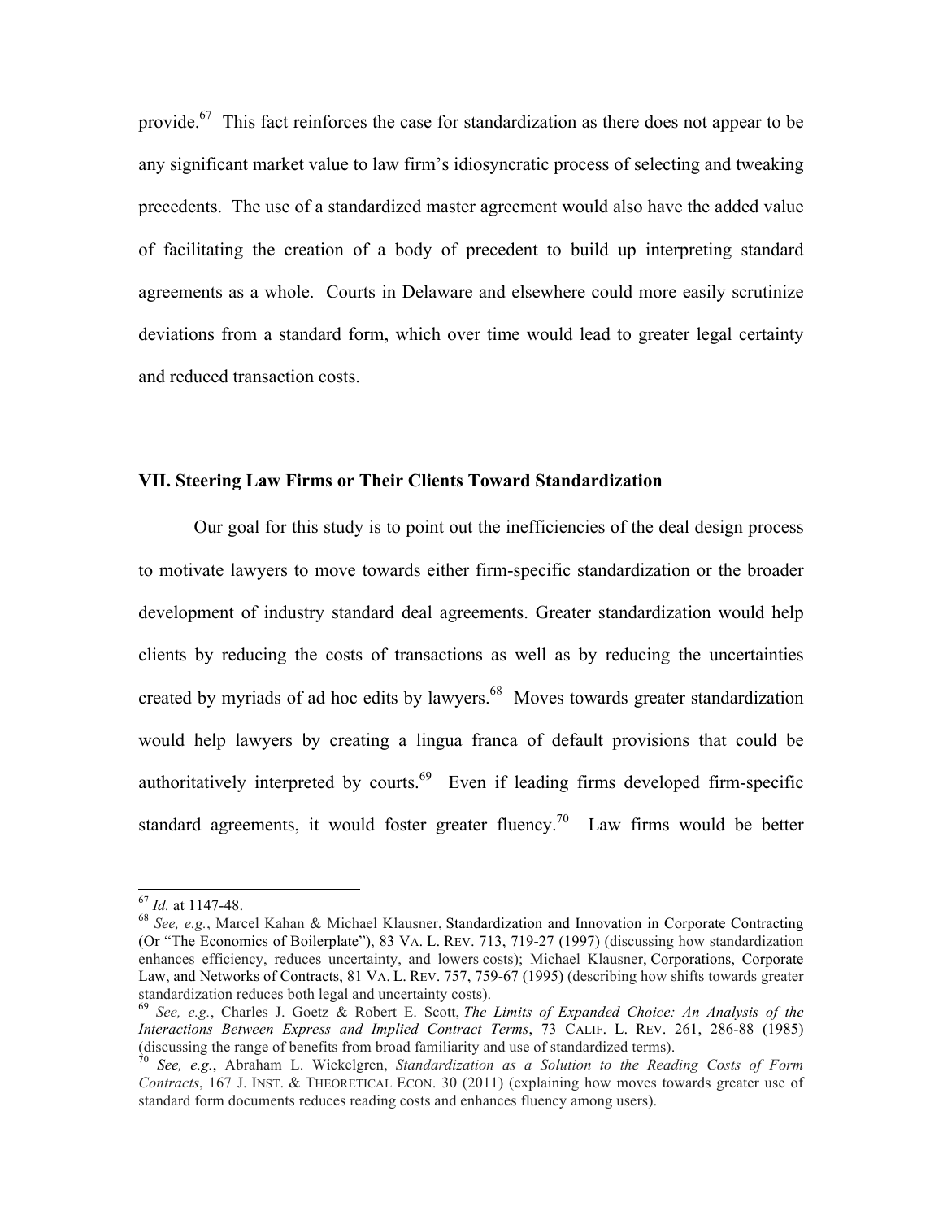provide.[67] This fact reinforces the case for standardization as there does not appear to be any significant market value to law firm's idiosyncratic process of selecting and tweaking precedents. The use of a standardized master agreement would also have the added value of facilitating the creation of a body of precedent to build up interpreting standard agreements as a whole. Courts in Delaware and elsewhere could more easily scrutinize deviations from a standard form, which over time would lead to greater legal certainty and reduced transaction costs.

## VII. Steering Law Firms or Their Clients Toward Standardization

Our goal for this study is to point out the inefficiencies of the deal design process to motivate lawyers to move towards either firm-specific standardization or the broader development of industry standard deal agreements. Greater standardization would help clients by reducing the costs of transactions as well as by reducing the uncertainties created by myriads of ad hoc edits by lawyers.[68] Moves towards greater standardization would help lawyers by creating a lingua franca of default provisions that could be authoritatively interpreted by courts.[69] Even if leading firms developed firm-specific standard agreements, it would foster greater fluency.[70] Law firms would be better

---

[67] *Id.* at 1147-48.

[68] *See, e.g.*, Marcel Kahan & Michael Klausner, Standardization and Innovation in Corporate Contracting (Or "The Economics of Boilerplate"), 83 VA. L. REV. 713, 719-27 (1997) (discussing how standardization enhances efficiency, reduces uncertainty, and lowers costs); Michael Klausner, Corporations, Corporate Law, and Networks of Contracts, 81 VA. L. REV. 757, 759-67 (1995) (describing how shifts towards greater standardization reduces both legal and uncertainty costs).

[69] *See, e.g.*, Charles J. Goetz & Robert E. Scott, *The Limits of Expanded Choice: An Analysis of the Interactions Between Express and Implied Contract Terms*, 73 CALIF. L. REV. 261, 286-88 (1985) (discussing the range of benefits from broad familiarity and use of standardized terms).

[70] *See, e.g.*, Abraham L. Wickelgren, *Standardization as a Solution to the Reading Costs of Form Contracts*, 167 J. INST. & THEORETICAL ECON. 30 (2011) (explaining how moves towards greater use of standard form documents reduces reading costs and enhances fluency among users).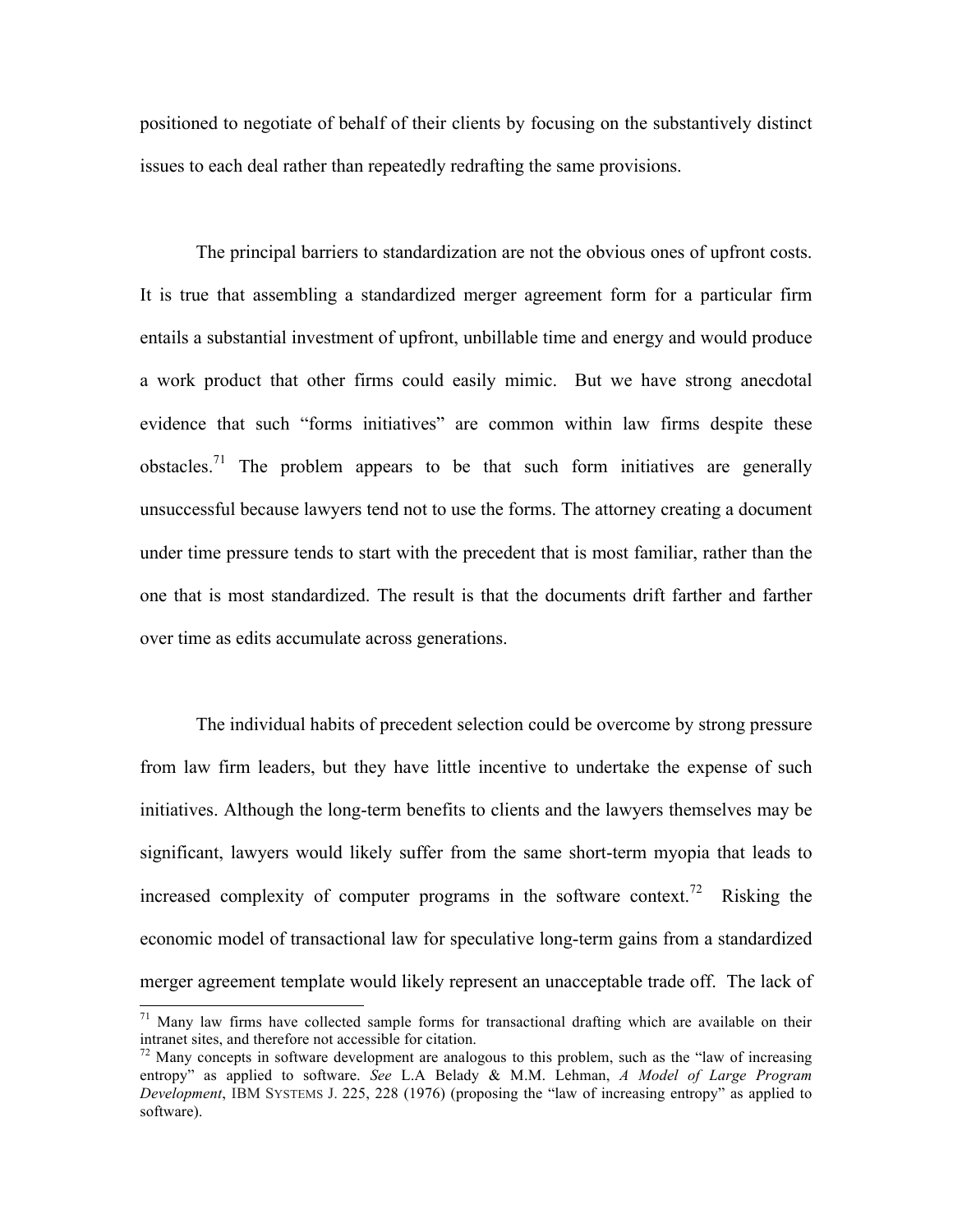positioned to negotiate of behalf of their clients by focusing on the substantively distinct issues to each deal rather than repeatedly redrafting the same provisions.

The principal barriers to standardization are not the obvious ones of upfront costs. It is true that assembling a standardized merger agreement form for a particular firm entails a substantial investment of upfront, unbillable time and energy and would produce a work product that other firms could easily mimic. But we have strong anecdotal evidence that such "forms initiatives" are common within law firms despite these obstacles.[71] The problem appears to be that such form initiatives are generally unsuccessful because lawyers tend not to use the forms. The attorney creating a document under time pressure tends to start with the precedent that is most familiar, rather than the one that is most standardized. The result is that the documents drift farther and farther over time as edits accumulate across generations.

The individual habits of precedent selection could be overcome by strong pressure from law firm leaders, but they have little incentive to undertake the expense of such initiatives. Although the long-term benefits to clients and the lawyers themselves may be significant, lawyers would likely suffer from the same short-term myopia that leads to increased complexity of computer programs in the software context.[72] Risking the economic model of transactional law for speculative long-term gains from a standardized merger agreement template would likely represent an unacceptable trade off. The lack of

---

[71] Many law firms have collected sample forms for transactional drafting which are available on their intranet sites, and therefore not accessible for citation.

[72] Many concepts in software development are analogous to this problem, such as the "law of increasing entropy" as applied to software. *See* L.A Belady & M.M. Lehman, *A Model of Large Program Development*, IBM SYSTEMS J. 225, 228 (1976) (proposing the "law of increasing entropy" as applied to software).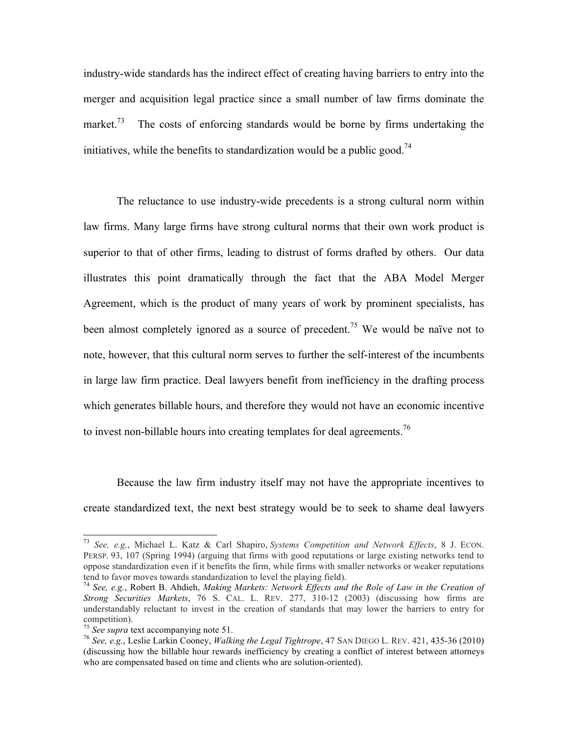industry-wide standards has the indirect effect of creating having barriers to entry into the merger and acquisition legal practice since a small number of law firms dominate the market.[73] The costs of enforcing standards would be borne by firms undertaking the initiatives, while the benefits to standardization would be a public good.[74]

The reluctance to use industry-wide precedents is a strong cultural norm within law firms. Many large firms have strong cultural norms that their own work product is superior to that of other firms, leading to distrust of forms drafted by others. Our data illustrates this point dramatically through the fact that the ABA Model Merger Agreement, which is the product of many years of work by prominent specialists, has been almost completely ignored as a source of precedent.[75] We would be naïve not to note, however, that this cultural norm serves to further the self-interest of the incumbents in large law firm practice. Deal lawyers benefit from inefficiency in the drafting process which generates billable hours, and therefore they would not have an economic incentive to invest non-billable hours into creating templates for deal agreements.[76]

Because the law firm industry itself may not have the appropriate incentives to create standardized text, the next best strategy would be to seek to shame deal lawyers

---

[73] *See, e.g.*, Michael L. Katz & Carl Shapiro, *Systems Competition and Network Effects*, 8 J. ECON. PERSP. 93, 107 (Spring 1994) (arguing that firms with good reputations or large existing networks tend to oppose standardization even if it benefits the firm, while firms with smaller networks or weaker reputations tend to favor moves towards standardization to level the playing field).

[74] *See, e.g.*, Robert B. Ahdieh, *Making Markets: Network Effects and the Role of Law in the Creation of Strong Securities Markets*, 76 S. CAL. L. REV. 277, 310-12 (2003) (discussing how firms are understandably reluctant to invest in the creation of standards that may lower the barriers to entry for competition).

[75] *See supra* text accompanying note 51.

[76] *See, e.g.*, Leslie Larkin Cooney, *Walking the Legal Tightrope*, 47 SAN DIEGO L. REV. 421, 435-36 (2010) (discussing how the billable hour rewards inefficiency by creating a conflict of interest between attorneys who are compensated based on time and clients who are solution-oriented).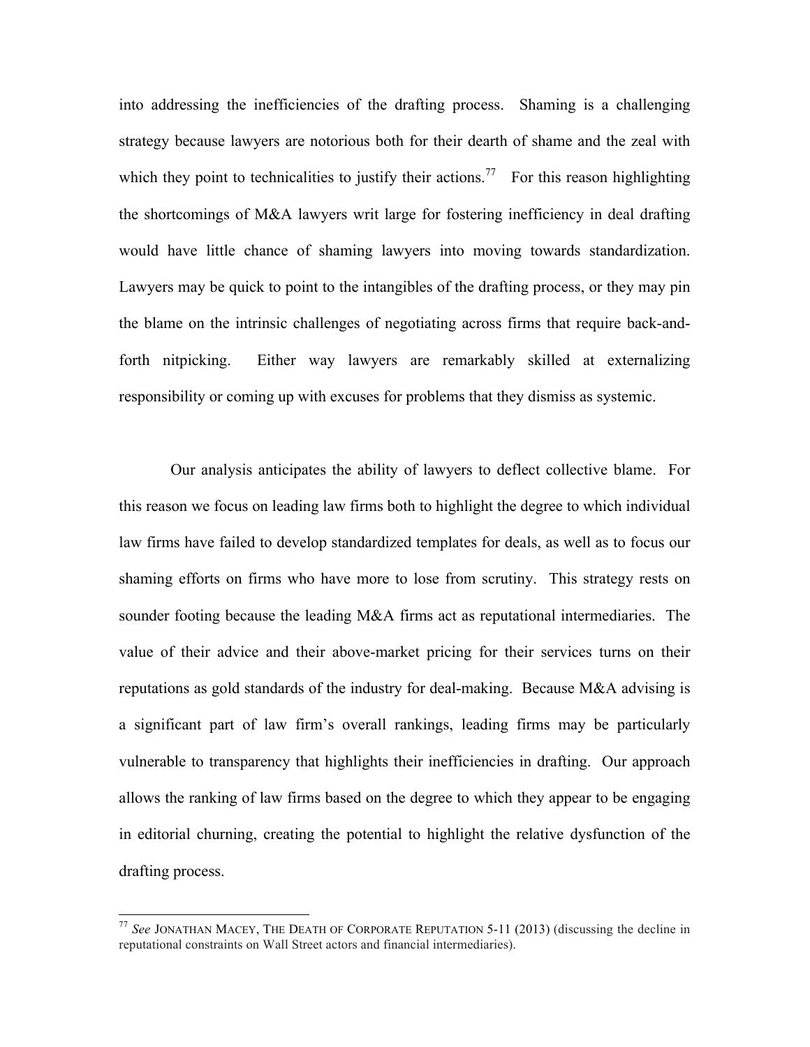into addressing the inefficiencies of the drafting process. Shaming is a challenging strategy because lawyers are notorious both for their dearth of shame and the zeal with which they point to technicalities to justify their actions.[77] For this reason highlighting the shortcomings of M&A lawyers writ large for fostering inefficiency in deal drafting would have little chance of shaming lawyers into moving towards standardization. Lawyers may be quick to point to the intangibles of the drafting process, or they may pin the blame on the intrinsic challenges of negotiating across firms that require back-and-forth nitpicking. Either way lawyers are remarkably skilled at externalizing responsibility or coming up with excuses for problems that they dismiss as systemic.

Our analysis anticipates the ability of lawyers to deflect collective blame. For this reason we focus on leading law firms both to highlight the degree to which individual law firms have failed to develop standardized templates for deals, as well as to focus our shaming efforts on firms who have more to lose from scrutiny. This strategy rests on sounder footing because the leading M&A firms act as reputational intermediaries. The value of their advice and their above-market pricing for their services turns on their reputations as gold standards of the industry for deal-making. Because M&A advising is a significant part of law firm's overall rankings, leading firms may be particularly vulnerable to transparency that highlights their inefficiencies in drafting. Our approach allows the ranking of law firms based on the degree to which they appear to be engaging in editorial churning, creating the potential to highlight the relative dysfunction of the drafting process.

---

[77] *See* JONATHAN MACEY, THE DEATH OF CORPORATE REPUTATION 5-11 (2013) (discussing the decline in reputational constraints on Wall Street actors and financial intermediaries).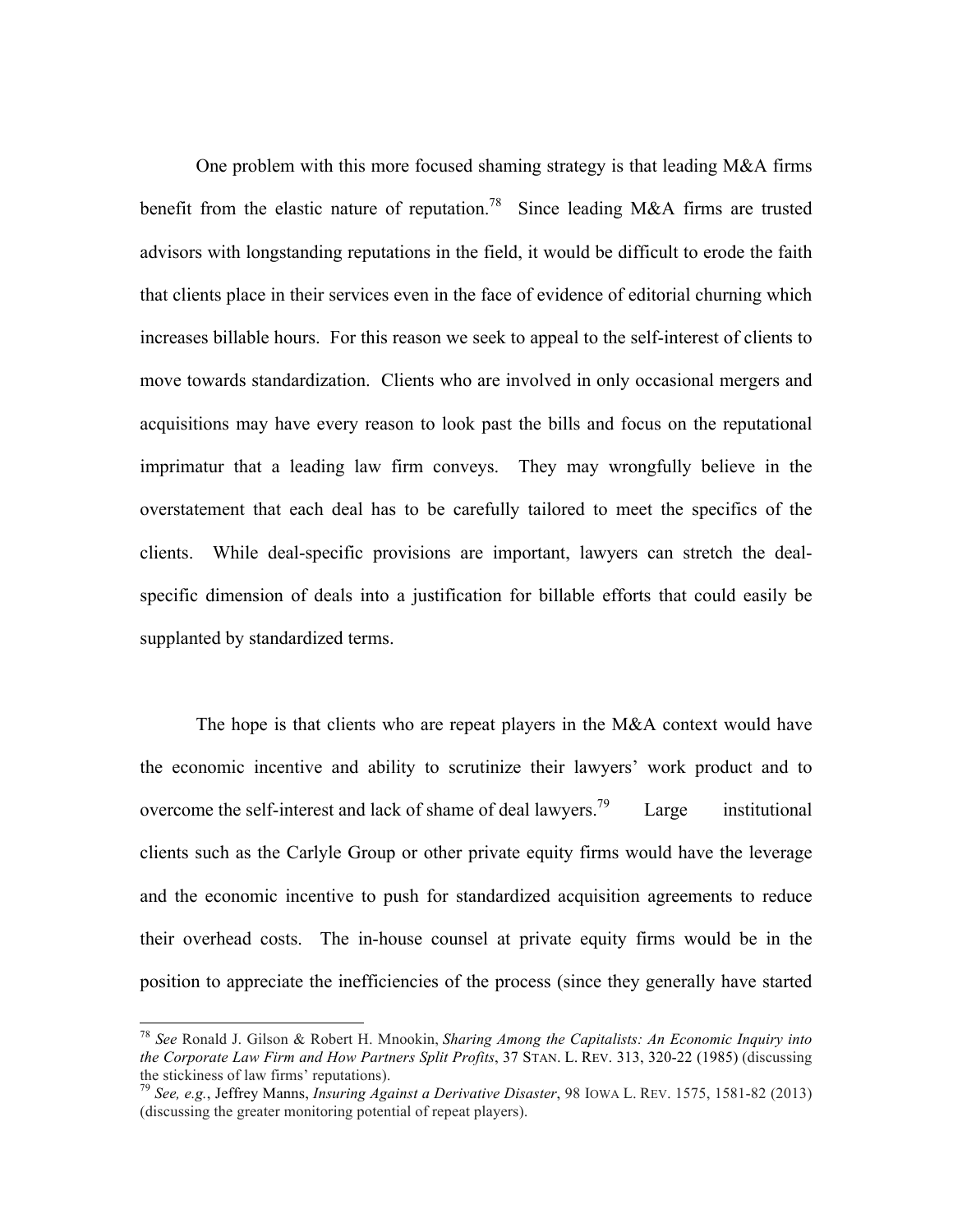One problem with this more focused shaming strategy is that leading M&A firms benefit from the elastic nature of reputation.[78] Since leading M&A firms are trusted advisors with longstanding reputations in the field, it would be difficult to erode the faith that clients place in their services even in the face of evidence of editorial churning which increases billable hours. For this reason we seek to appeal to the self-interest of clients to move towards standardization. Clients who are involved in only occasional mergers and acquisitions may have every reason to look past the bills and focus on the reputational imprimatur that a leading law firm conveys. They may wrongfully believe in the overstatement that each deal has to be carefully tailored to meet the specifics of the clients. While deal-specific provisions are important, lawyers can stretch the deal-specific dimension of deals into a justification for billable efforts that could easily be supplanted by standardized terms.

The hope is that clients who are repeat players in the M&A context would have the economic incentive and ability to scrutinize their lawyers' work product and to overcome the self-interest and lack of shame of deal lawyers.[79] Large institutional clients such as the Carlyle Group or other private equity firms would have the leverage and the economic incentive to push for standardized acquisition agreements to reduce their overhead costs. The in-house counsel at private equity firms would be in the position to appreciate the inefficiencies of the process (since they generally have started

---

[78] *See* Ronald J. Gilson & Robert H. Mnookin, *Sharing Among the Capitalists: An Economic Inquiry into the Corporate Law Firm and How Partners Split Profits*, 37 STAN. L. REV. 313, 320-22 (1985) (discussing the stickiness of law firms' reputations).

[79] *See, e.g.*, Jeffrey Manns, *Insuring Against a Derivative Disaster*, 98 IOWA L. REV. 1575, 1581-82 (2013) (discussing the greater monitoring potential of repeat players).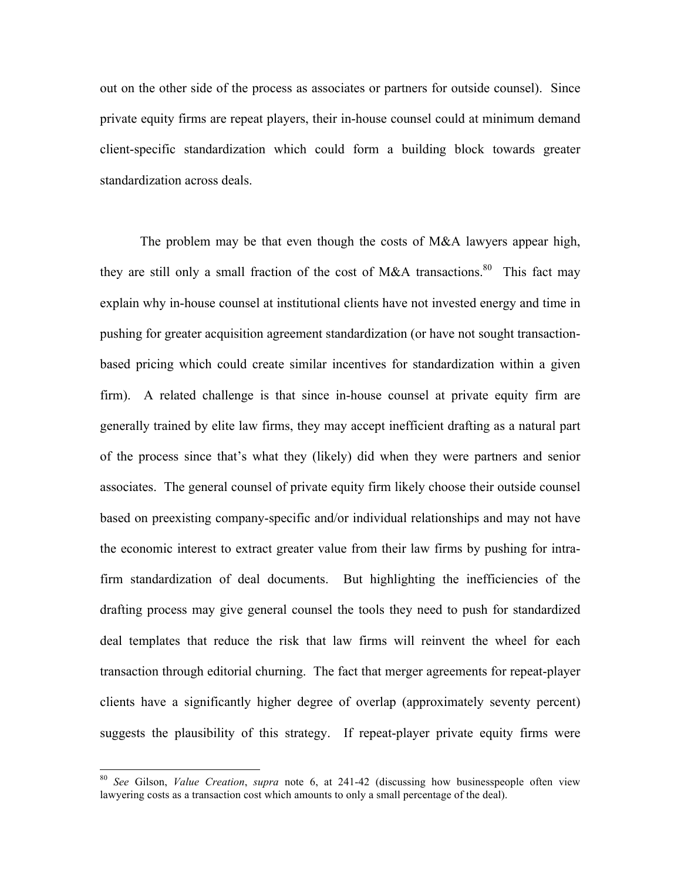out on the other side of the process as associates or partners for outside counsel). Since private equity firms are repeat players, their in-house counsel could at minimum demand client-specific standardization which could form a building block towards greater standardization across deals.

The problem may be that even though the costs of M&A lawyers appear high, they are still only a small fraction of the cost of M&A transactions.[80] This fact may explain why in-house counsel at institutional clients have not invested energy and time in pushing for greater acquisition agreement standardization (or have not sought transaction-based pricing which could create similar incentives for standardization within a given firm). A related challenge is that since in-house counsel at private equity firm are generally trained by elite law firms, they may accept inefficient drafting as a natural part of the process since that's what they (likely) did when they were partners and senior associates. The general counsel of private equity firm likely choose their outside counsel based on preexisting company-specific and/or individual relationships and may not have the economic interest to extract greater value from their law firms by pushing for intra-firm standardization of deal documents. But highlighting the inefficiencies of the drafting process may give general counsel the tools they need to push for standardized deal templates that reduce the risk that law firms will reinvent the wheel for each transaction through editorial churning. The fact that merger agreements for repeat-player clients have a significantly higher degree of overlap (approximately seventy percent) suggests the plausibility of this strategy. If repeat-player private equity firms were

[80] *See* Gilson, *Value Creation*, *supra* note 6, at 241-42 (discussing how businesspeople often view lawyering costs as a transaction cost which amounts to only a small percentage of the deal).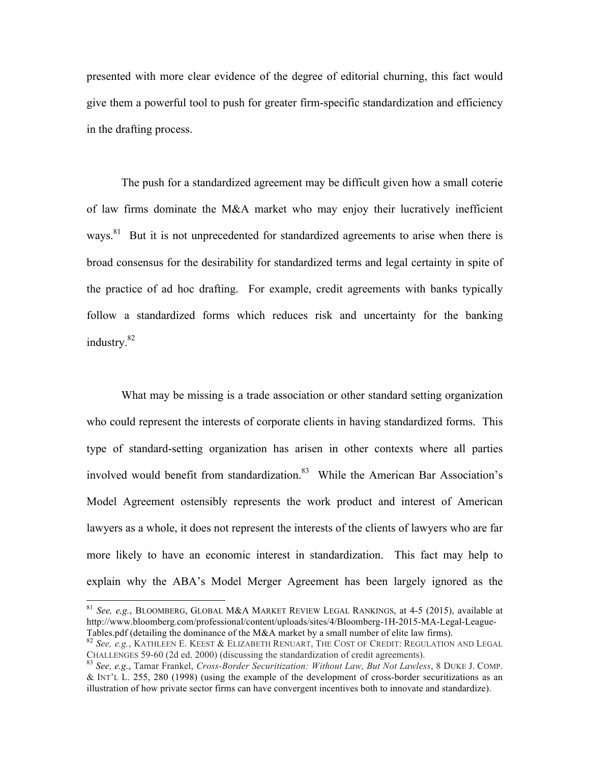presented with more clear evidence of the degree of editorial churning, this fact would give them a powerful tool to push for greater firm-specific standardization and efficiency in the drafting process.

The push for a standardized agreement may be difficult given how a small coterie of law firms dominate the M&A market who may enjoy their lucratively inefficient ways.[81] But it is not unprecedented for standardized agreements to arise when there is broad consensus for the desirability for standardized terms and legal certainty in spite of the practice of ad hoc drafting. For example, credit agreements with banks typically follow a standardized forms which reduces risk and uncertainty for the banking industry.[82]

What may be missing is a trade association or other standard setting organization who could represent the interests of corporate clients in having standardized forms. This type of standard-setting organization has arisen in other contexts where all parties involved would benefit from standardization.[83] While the American Bar Association's Model Agreement ostensibly represents the work product and interest of American lawyers as a whole, it does not represent the interests of the clients of lawyers who are far more likely to have an economic interest in standardization. This fact may help to explain why the ABA's Model Merger Agreement has been largely ignored as the

---

[81] *See, e,g.*, BLOOMBERG, GLOBAL M&A MARKET REVIEW LEGAL RANKINGS, at 4-5 (2015), available at http://www.bloomberg.com/professional/content/uploads/sites/4/Bloomberg-1H-2015-MA-Legal-League-Tables.pdf (detailing the dominance of the M&A market by a small number of elite law firms).

[82] *See, e.g.*, KATHLEEN E. KEEST & ELIZABETH RENUART, THE COST OF CREDIT: REGULATION AND LEGAL CHALLENGES 59-60 (2d ed. 2000) (discussing the standardization of credit agreements).

[83] *See, e.g.*, Tamar Frankel, *Cross-Border Securitization: Without Law, But Not Lawless*, 8 DUKE J. COMP. & INT'L L. 255, 280 (1998) (using the example of the development of cross-border securitizations as an illustration of how private sector firms can have convergent incentives both to innovate and standardize).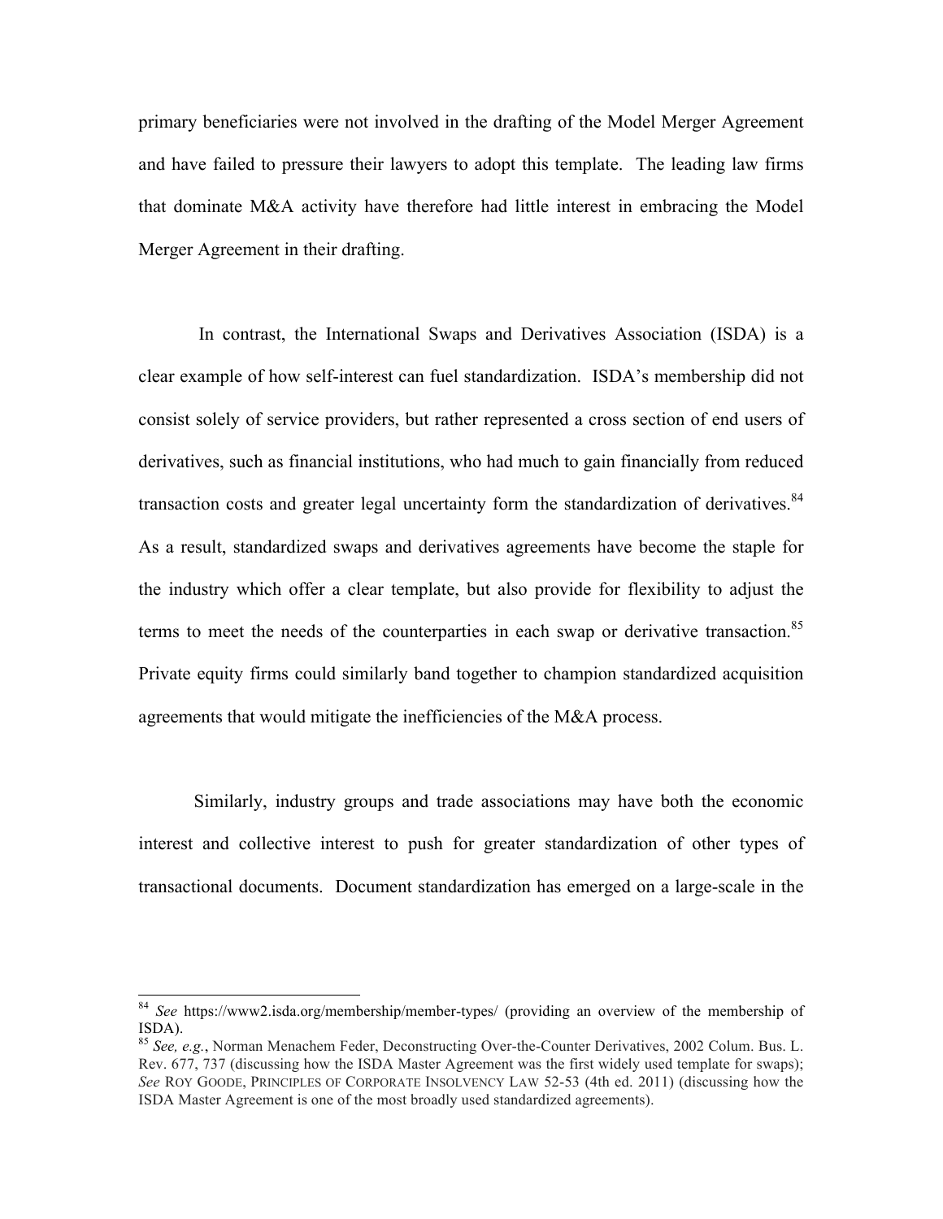primary beneficiaries were not involved in the drafting of the Model Merger Agreement and have failed to pressure their lawyers to adopt this template. The leading law firms that dominate M&A activity have therefore had little interest in embracing the Model Merger Agreement in their drafting.

In contrast, the International Swaps and Derivatives Association (ISDA) is a clear example of how self-interest can fuel standardization. ISDA's membership did not consist solely of service providers, but rather represented a cross section of end users of derivatives, such as financial institutions, who had much to gain financially from reduced transaction costs and greater legal uncertainty form the standardization of derivatives.[84] As a result, standardized swaps and derivatives agreements have become the staple for the industry which offer a clear template, but also provide for flexibility to adjust the terms to meet the needs of the counterparties in each swap or derivative transaction.[85] Private equity firms could similarly band together to champion standardized acquisition agreements that would mitigate the inefficiencies of the M&A process.

Similarly, industry groups and trade associations may have both the economic interest and collective interest to push for greater standardization of other types of transactional documents. Document standardization has emerged on a large-scale in the

---

[84] *See* https://www2.isda.org/membership/member-types/ (providing an overview of the membership of ISDA).

[85] *See, e.g.*, Norman Menachem Feder, Deconstructing Over-the-Counter Derivatives, 2002 Colum. Bus. L. Rev. 677, 737 (discussing how the ISDA Master Agreement was the first widely used template for swaps); *See* ROY GOODE, PRINCIPLES OF CORPORATE INSOLVENCY LAW 52-53 (4th ed. 2011) (discussing how the ISDA Master Agreement is one of the most broadly used standardized agreements).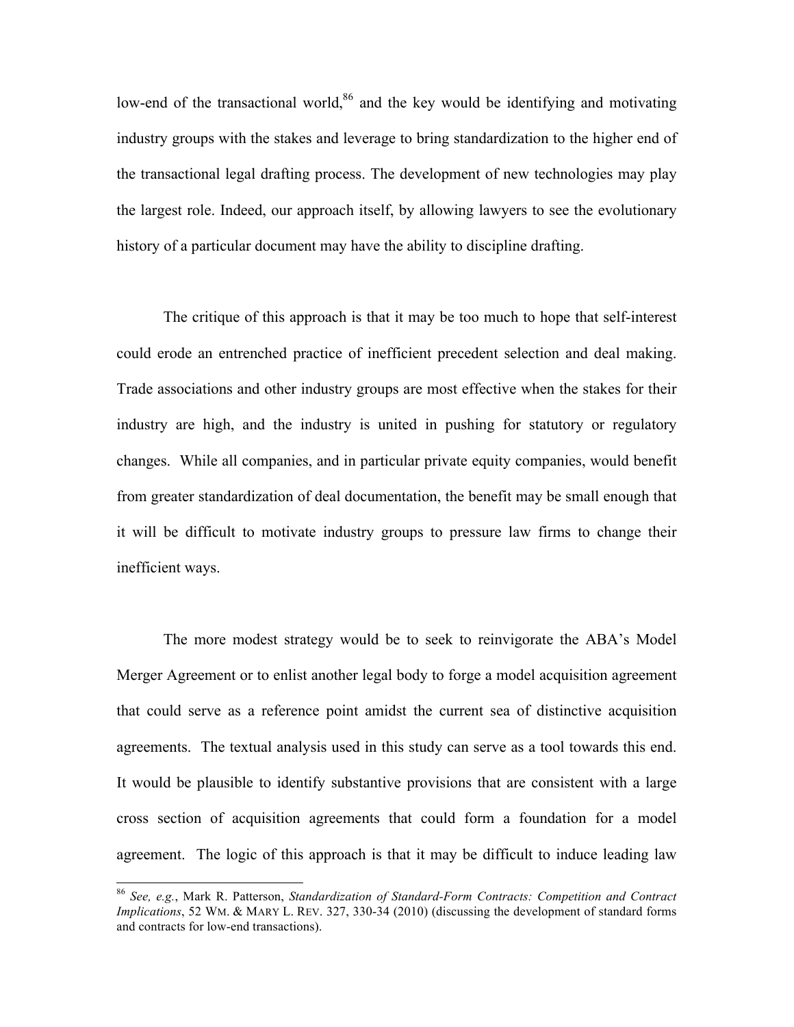low-end of the transactional world,[86] and the key would be identifying and motivating industry groups with the stakes and leverage to bring standardization to the higher end of the transactional legal drafting process. The development of new technologies may play the largest role. Indeed, our approach itself, by allowing lawyers to see the evolutionary history of a particular document may have the ability to discipline drafting.

The critique of this approach is that it may be too much to hope that self-interest could erode an entrenched practice of inefficient precedent selection and deal making. Trade associations and other industry groups are most effective when the stakes for their industry are high, and the industry is united in pushing for statutory or regulatory changes. While all companies, and in particular private equity companies, would benefit from greater standardization of deal documentation, the benefit may be small enough that it will be difficult to motivate industry groups to pressure law firms to change their inefficient ways.

The more modest strategy would be to seek to reinvigorate the ABA's Model Merger Agreement or to enlist another legal body to forge a model acquisition agreement that could serve as a reference point amidst the current sea of distinctive acquisition agreements. The textual analysis used in this study can serve as a tool towards this end. It would be plausible to identify substantive provisions that are consistent with a large cross section of acquisition agreements that could form a foundation for a model agreement. The logic of this approach is that it may be difficult to induce leading law

---

[86] *See, e.g.*, Mark R. Patterson, *Standardization of Standard-Form Contracts: Competition and Contract Implications*, 52 WM. & MARY L. REV. 327, 330-34 (2010) (discussing the development of standard forms and contracts for low-end transactions).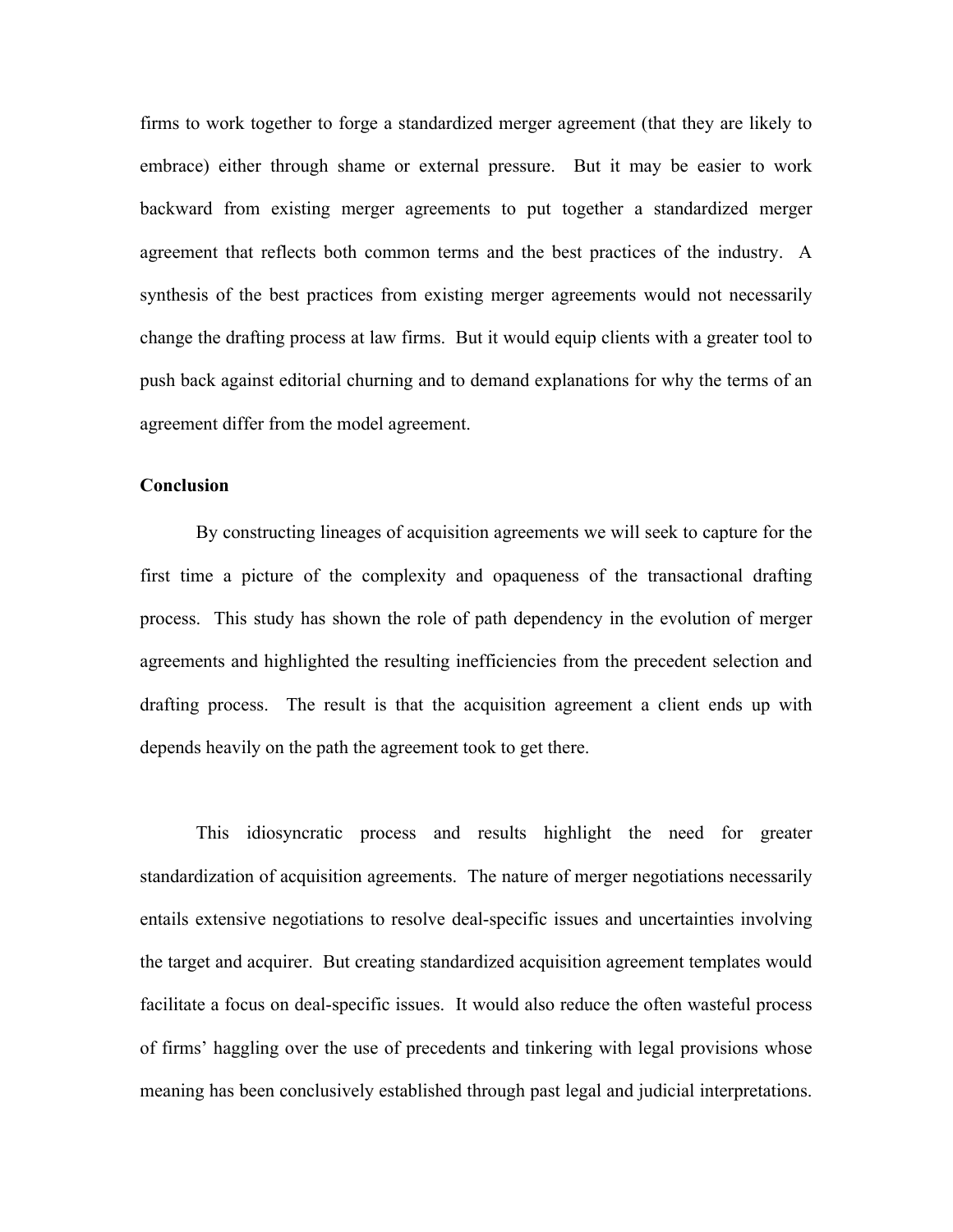firms to work together to forge a standardized merger agreement (that they are likely to embrace) either through shame or external pressure. But it may be easier to work backward from existing merger agreements to put together a standardized merger agreement that reflects both common terms and the best practices of the industry. A synthesis of the best practices from existing merger agreements would not necessarily change the drafting process at law firms. But it would equip clients with a greater tool to push back against editorial churning and to demand explanations for why the terms of an agreement differ from the model agreement.

**Conclusion**

By constructing lineages of acquisition agreements we will seek to capture for the first time a picture of the complexity and opaqueness of the transactional drafting process. This study has shown the role of path dependency in the evolution of merger agreements and highlighted the resulting inefficiencies from the precedent selection and drafting process. The result is that the acquisition agreement a client ends up with depends heavily on the path the agreement took to get there.

This idiosyncratic process and results highlight the need for greater standardization of acquisition agreements. The nature of merger negotiations necessarily entails extensive negotiations to resolve deal-specific issues and uncertainties involving the target and acquirer. But creating standardized acquisition agreement templates would facilitate a focus on deal-specific issues. It would also reduce the often wasteful process of firms' haggling over the use of precedents and tinkering with legal provisions whose meaning has been conclusively established through past legal and judicial interpretations.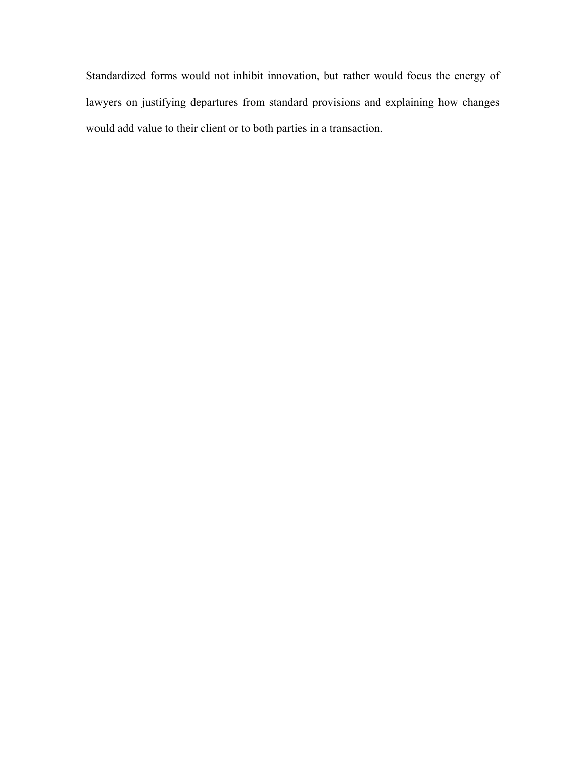Standardized forms would not inhibit innovation, but rather would focus the energy of lawyers on justifying departures from standard provisions and explaining how changes would add value to their client or to both parties in a transaction.